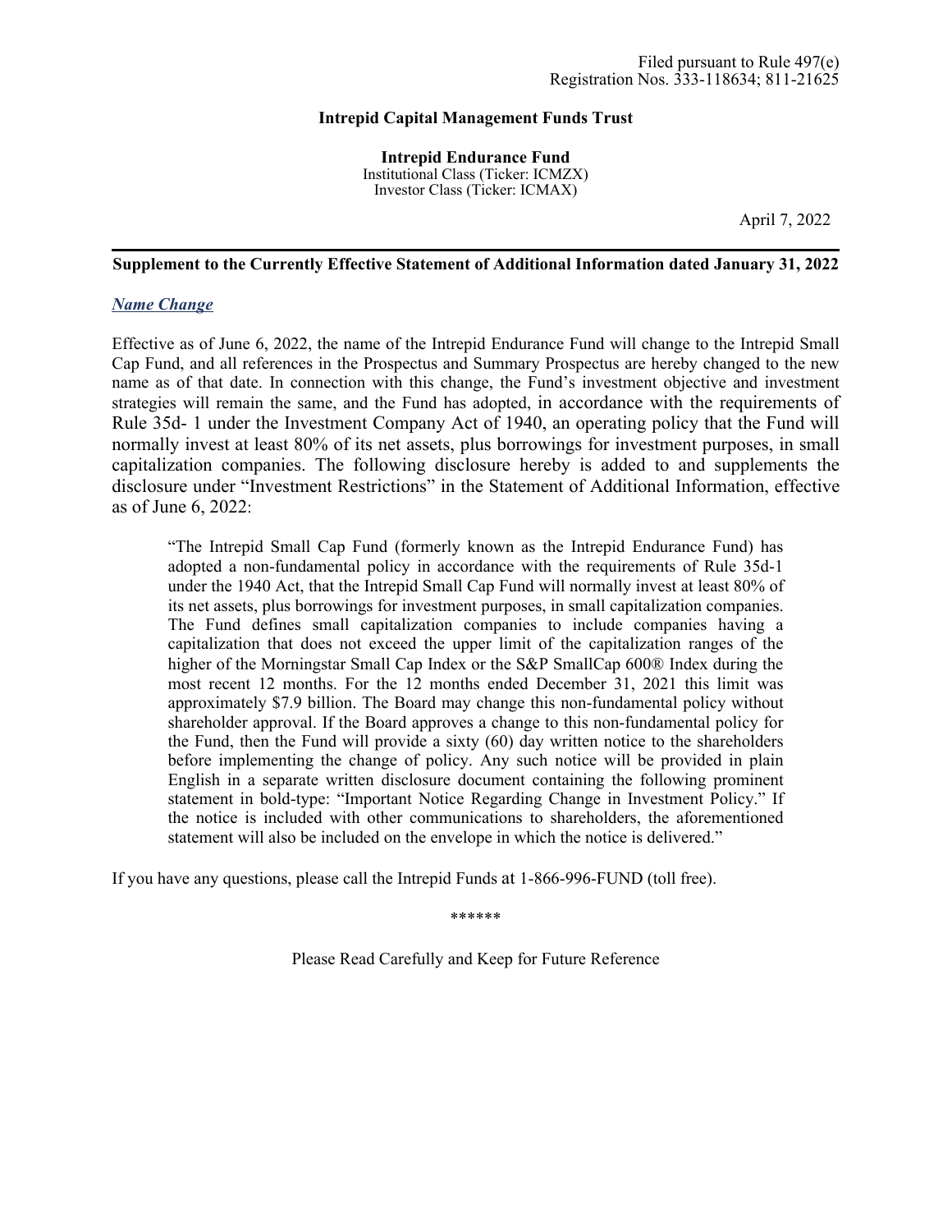Filed pursuant to Rule 497(e)
Registration Nos. 333-118634; 811-21625

**Intrepid Capital Management Funds Trust**

**Intrepid Endurance Fund**
Institutional Class (Ticker: ICMZX)
Investor Class (Ticker: ICMAX)

April 7, 2022

---

**Supplement to the Currently Effective Statement of Additional Information dated January 31, 2022**

***Name Change***

Effective as of June 6, 2022, the name of the Intrepid Endurance Fund will change to the Intrepid Small Cap Fund, and all references in the Prospectus and Summary Prospectus are hereby changed to the new name as of that date. In connection with this change, the Fund's investment objective and investment strategies will remain the same, and the Fund has adopted, in accordance with the requirements of Rule 35d- 1 under the Investment Company Act of 1940, an operating policy that the Fund will normally invest at least 80% of its net assets, plus borrowings for investment purposes, in small capitalization companies. The following disclosure hereby is added to and supplements the disclosure under "Investment Restrictions" in the Statement of Additional Information, effective as of June 6, 2022:

> "The Intrepid Small Cap Fund (formerly known as the Intrepid Endurance Fund) has adopted a non-fundamental policy in accordance with the requirements of Rule 35d-1 under the 1940 Act, that the Intrepid Small Cap Fund will normally invest at least 80% of its net assets, plus borrowings for investment purposes, in small capitalization companies. The Fund defines small capitalization companies to include companies having a capitalization that does not exceed the upper limit of the capitalization ranges of the higher of the Morningstar Small Cap Index or the S&P SmallCap 600® Index during the most recent 12 months. For the 12 months ended December 31, 2021 this limit was approximately $7.9 billion. The Board may change this non-fundamental policy without shareholder approval. If the Board approves a change to this non-fundamental policy for the Fund, then the Fund will provide a sixty (60) day written notice to the shareholders before implementing the change of policy. Any such notice will be provided in plain English in a separate written disclosure document containing the following prominent statement in bold-type: "Important Notice Regarding Change in Investment Policy." If the notice is included with other communications to shareholders, the aforementioned statement will also be included on the envelope in which the notice is delivered."

If you have any questions, please call the Intrepid Funds at 1-866-996-FUND (toll free).

******

Please Read Carefully and Keep for Future Reference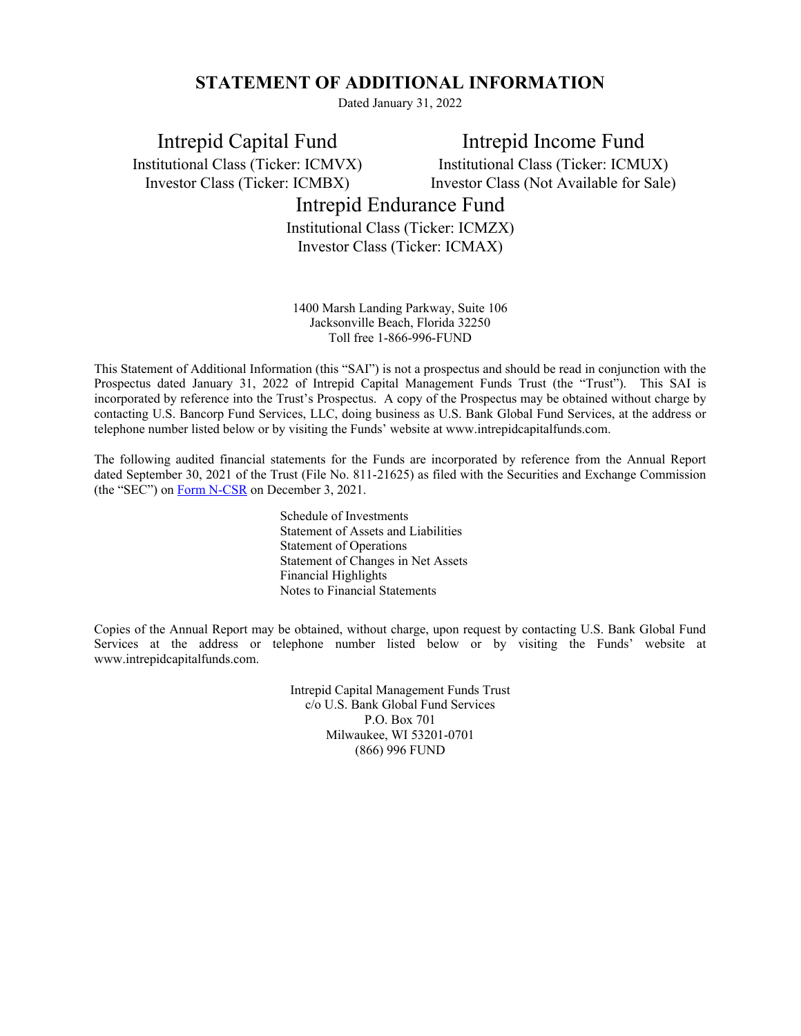# STATEMENT OF ADDITIONAL INFORMATION

Dated January 31, 2022

**Intrepid Capital Fund**
Institutional Class (Ticker: ICMVX)
Investor Class (Ticker: ICMBX)

**Intrepid Income Fund**
Institutional Class (Ticker: ICMUX)
Investor Class (Not Available for Sale)

**Intrepid Endurance Fund**
Institutional Class (Ticker: ICMZX)
Investor Class (Ticker: ICMAX)

1400 Marsh Landing Parkway, Suite 106
Jacksonville Beach, Florida 32250
Toll free 1-866-996-FUND

This Statement of Additional Information (this "SAI") is not a prospectus and should be read in conjunction with the Prospectus dated January 31, 2022 of Intrepid Capital Management Funds Trust (the "Trust"). This SAI is incorporated by reference into the Trust's Prospectus. A copy of the Prospectus may be obtained without charge by contacting U.S. Bancorp Fund Services, LLC, doing business as U.S. Bank Global Fund Services, at the address or telephone number listed below or by visiting the Funds' website at www.intrepidcapitalfunds.com.

The following audited financial statements for the Funds are incorporated by reference from the Annual Report dated September 30, 2021 of the Trust (File No. 811-21625) as filed with the Securities and Exchange Commission (the "SEC") on Form N-CSR on December 3, 2021.

- Schedule of Investments
- Statement of Assets and Liabilities
- Statement of Operations
- Statement of Changes in Net Assets
- Financial Highlights
- Notes to Financial Statements

Copies of the Annual Report may be obtained, without charge, upon request by contacting U.S. Bank Global Fund Services at the address or telephone number listed below or by visiting the Funds' website at www.intrepidcapitalfunds.com.

Intrepid Capital Management Funds Trust
c/o U.S. Bank Global Fund Services
P.O. Box 701
Milwaukee, WI 53201-0701
(866) 996 FUND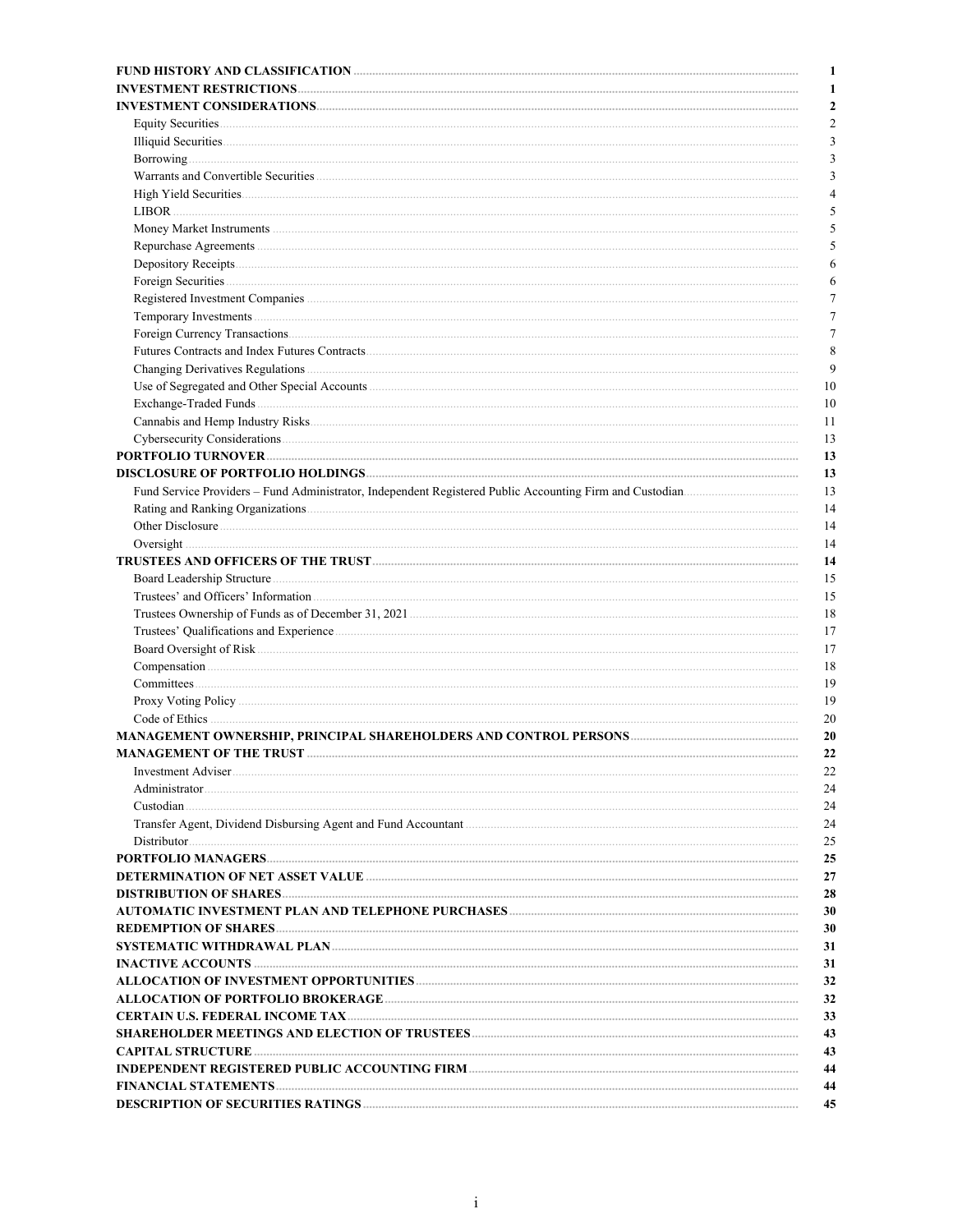| | |
|---|---|
| **FUND HISTORY AND CLASSIFICATION** | **1** |
| **INVESTMENT RESTRICTIONS** | **1** |
| **INVESTMENT CONSIDERATIONS** | **2** |
| Equity Securities | 2 |
| Illiquid Securities | 3 |
| Borrowing | 3 |
| Warrants and Convertible Securities | 3 |
| High Yield Securities | 4 |
| LIBOR | 5 |
| Money Market Instruments | 5 |
| Repurchase Agreements | 5 |
| Depository Receipts | 6 |
| Foreign Securities | 6 |
| Registered Investment Companies | 7 |
| Temporary Investments | 7 |
| Foreign Currency Transactions | 7 |
| Futures Contracts and Index Futures Contracts | 8 |
| Changing Derivatives Regulations | 9 |
| Use of Segregated and Other Special Accounts | 10 |
| Exchange-Traded Funds | 10 |
| Cannabis and Hemp Industry Risks | 11 |
| Cybersecurity Considerations | 13 |
| **PORTFOLIO TURNOVER** | **13** |
| **DISCLOSURE OF PORTFOLIO HOLDINGS** | **13** |
| Fund Service Providers – Fund Administrator, Independent Registered Public Accounting Firm and Custodian | 13 |
| Rating and Ranking Organizations | 14 |
| Other Disclosure | 14 |
| Oversight | 14 |
| **TRUSTEES AND OFFICERS OF THE TRUST** | **14** |
| Board Leadership Structure | 15 |
| Trustees' and Officers' Information | 15 |
| Trustees Ownership of Funds as of December 31, 2021 | 18 |
| Trustees' Qualifications and Experience | 17 |
| Board Oversight of Risk | 17 |
| Compensation | 18 |
| Committees | 19 |
| Proxy Voting Policy | 19 |
| Code of Ethics | 20 |
| **MANAGEMENT OWNERSHIP, PRINCIPAL SHAREHOLDERS AND CONTROL PERSONS** | **20** |
| **MANAGEMENT OF THE TRUST** | **22** |
| Investment Adviser | 22 |
| Administrator | 24 |
| Custodian | 24 |
| Transfer Agent, Dividend Disbursing Agent and Fund Accountant | 24 |
| Distributor | 25 |
| **PORTFOLIO MANAGERS** | **25** |
| **DETERMINATION OF NET ASSET VALUE** | **27** |
| **DISTRIBUTION OF SHARES** | **28** |
| **AUTOMATIC INVESTMENT PLAN AND TELEPHONE PURCHASES** | **30** |
| **REDEMPTION OF SHARES** | **30** |
| **SYSTEMATIC WITHDRAWAL PLAN** | **31** |
| **INACTIVE ACCOUNTS** | **31** |
| **ALLOCATION OF INVESTMENT OPPORTUNITIES** | **32** |
| **ALLOCATION OF PORTFOLIO BROKERAGE** | **32** |
| **CERTAIN U.S. FEDERAL INCOME TAX** | **33** |
| **SHAREHOLDER MEETINGS AND ELECTION OF TRUSTEES** | **43** |
| **CAPITAL STRUCTURE** | **43** |
| **INDEPENDENT REGISTERED PUBLIC ACCOUNTING FIRM** | **44** |
| **FINANCIAL STATEMENTS** | **44** |
| **DESCRIPTION OF SECURITIES RATINGS** | **45** |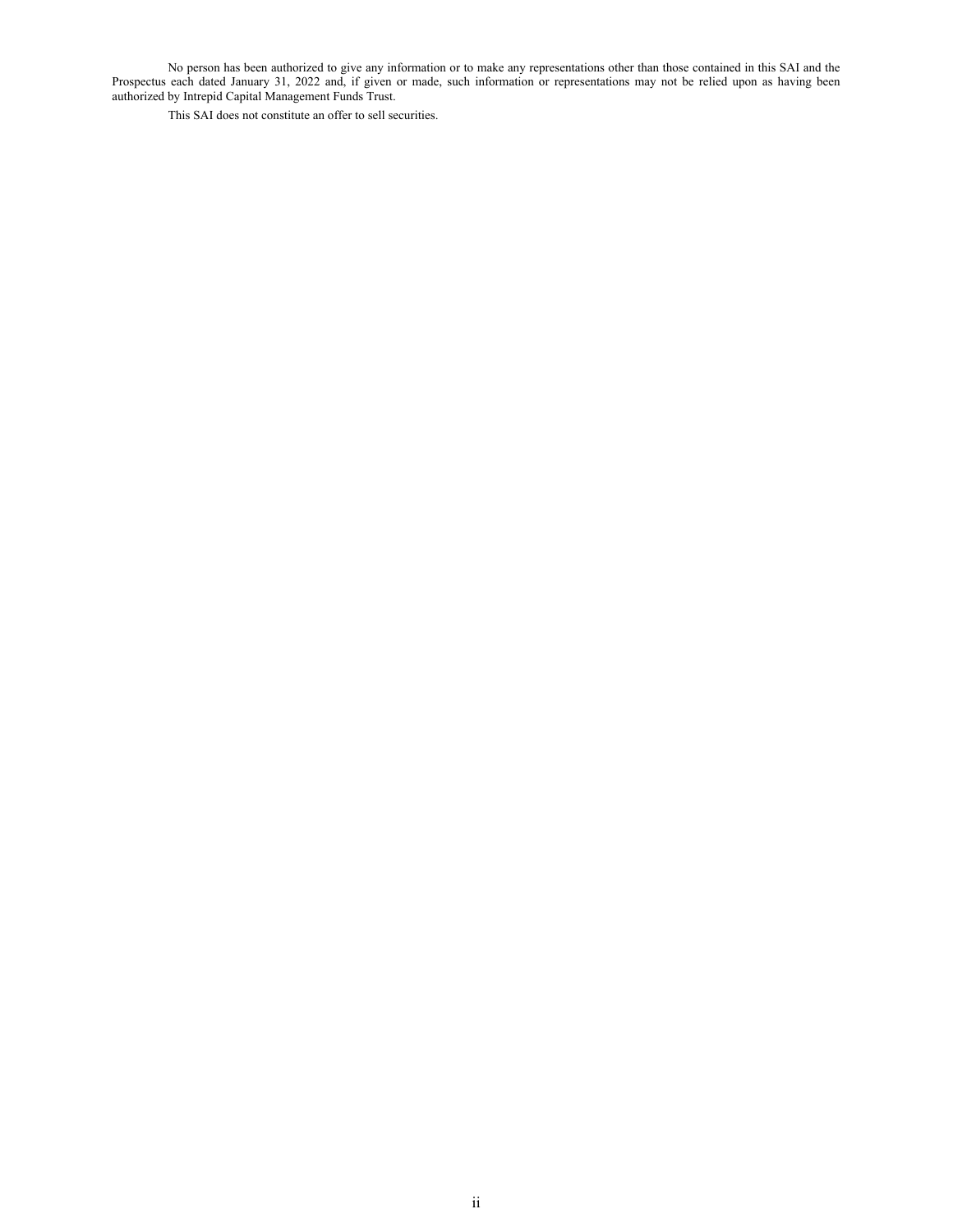No person has been authorized to give any information or to make any representations other than those contained in this SAI and the Prospectus each dated January 31, 2022 and, if given or made, such information or representations may not be relied upon as having been authorized by Intrepid Capital Management Funds Trust.

This SAI does not constitute an offer to sell securities.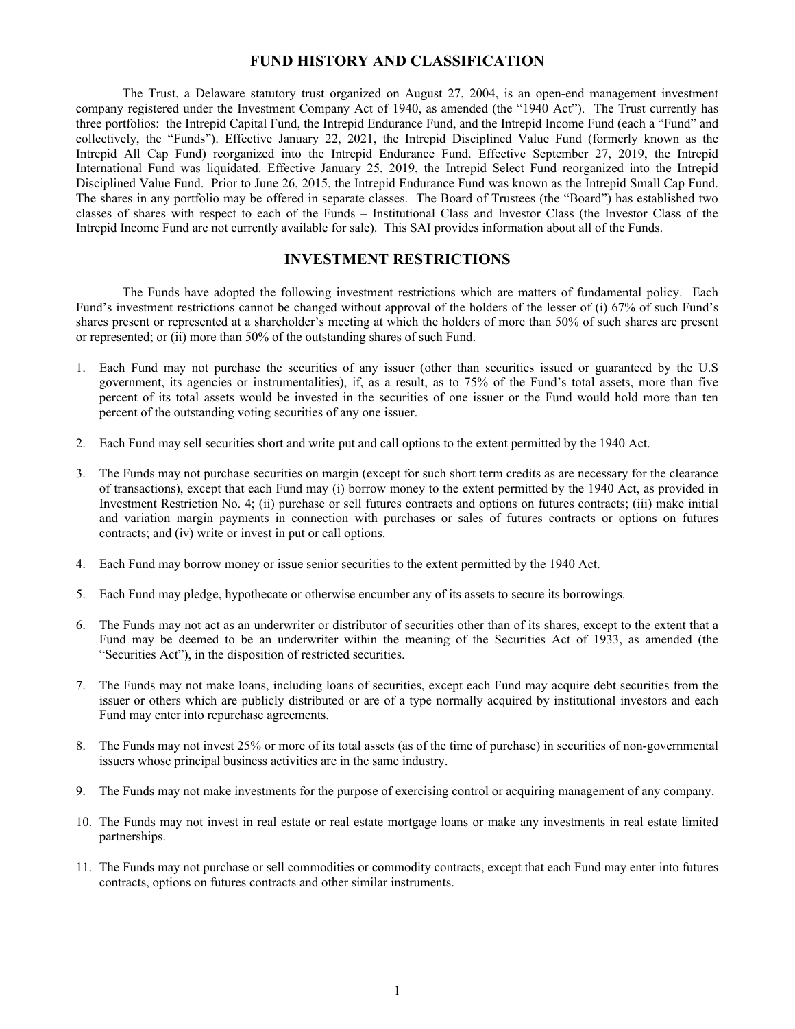## FUND HISTORY AND CLASSIFICATION

The Trust, a Delaware statutory trust organized on August 27, 2004, is an open-end management investment company registered under the Investment Company Act of 1940, as amended (the "1940 Act"). The Trust currently has three portfolios: the Intrepid Capital Fund, the Intrepid Endurance Fund, and the Intrepid Income Fund (each a "Fund" and collectively, the "Funds"). Effective January 22, 2021, the Intrepid Disciplined Value Fund (formerly known as the Intrepid All Cap Fund) reorganized into the Intrepid Endurance Fund. Effective September 27, 2019, the Intrepid International Fund was liquidated. Effective January 25, 2019, the Intrepid Select Fund reorganized into the Intrepid Disciplined Value Fund. Prior to June 26, 2015, the Intrepid Endurance Fund was known as the Intrepid Small Cap Fund. The shares in any portfolio may be offered in separate classes. The Board of Trustees (the "Board") has established two classes of shares with respect to each of the Funds – Institutional Class and Investor Class (the Investor Class of the Intrepid Income Fund are not currently available for sale). This SAI provides information about all of the Funds.

## INVESTMENT RESTRICTIONS

The Funds have adopted the following investment restrictions which are matters of fundamental policy. Each Fund's investment restrictions cannot be changed without approval of the holders of the lesser of (i) 67% of such Fund's shares present or represented at a shareholder's meeting at which the holders of more than 50% of such shares are present or represented; or (ii) more than 50% of the outstanding shares of such Fund.

1. Each Fund may not purchase the securities of any issuer (other than securities issued or guaranteed by the U.S government, its agencies or instrumentalities), if, as a result, as to 75% of the Fund's total assets, more than five percent of its total assets would be invested in the securities of one issuer or the Fund would hold more than ten percent of the outstanding voting securities of any one issuer.

2. Each Fund may sell securities short and write put and call options to the extent permitted by the 1940 Act.

3. The Funds may not purchase securities on margin (except for such short term credits as are necessary for the clearance of transactions), except that each Fund may (i) borrow money to the extent permitted by the 1940 Act, as provided in Investment Restriction No. 4; (ii) purchase or sell futures contracts and options on futures contracts; (iii) make initial and variation margin payments in connection with purchases or sales of futures contracts or options on futures contracts; and (iv) write or invest in put or call options.

4. Each Fund may borrow money or issue senior securities to the extent permitted by the 1940 Act.

5. Each Fund may pledge, hypothecate or otherwise encumber any of its assets to secure its borrowings.

6. The Funds may not act as an underwriter or distributor of securities other than of its shares, except to the extent that a Fund may be deemed to be an underwriter within the meaning of the Securities Act of 1933, as amended (the "Securities Act"), in the disposition of restricted securities.

7. The Funds may not make loans, including loans of securities, except each Fund may acquire debt securities from the issuer or others which are publicly distributed or are of a type normally acquired by institutional investors and each Fund may enter into repurchase agreements.

8. The Funds may not invest 25% or more of its total assets (as of the time of purchase) in securities of non-governmental issuers whose principal business activities are in the same industry.

9. The Funds may not make investments for the purpose of exercising control or acquiring management of any company.

10. The Funds may not invest in real estate or real estate mortgage loans or make any investments in real estate limited partnerships.

11. The Funds may not purchase or sell commodities or commodity contracts, except that each Fund may enter into futures contracts, options on futures contracts and other similar instruments.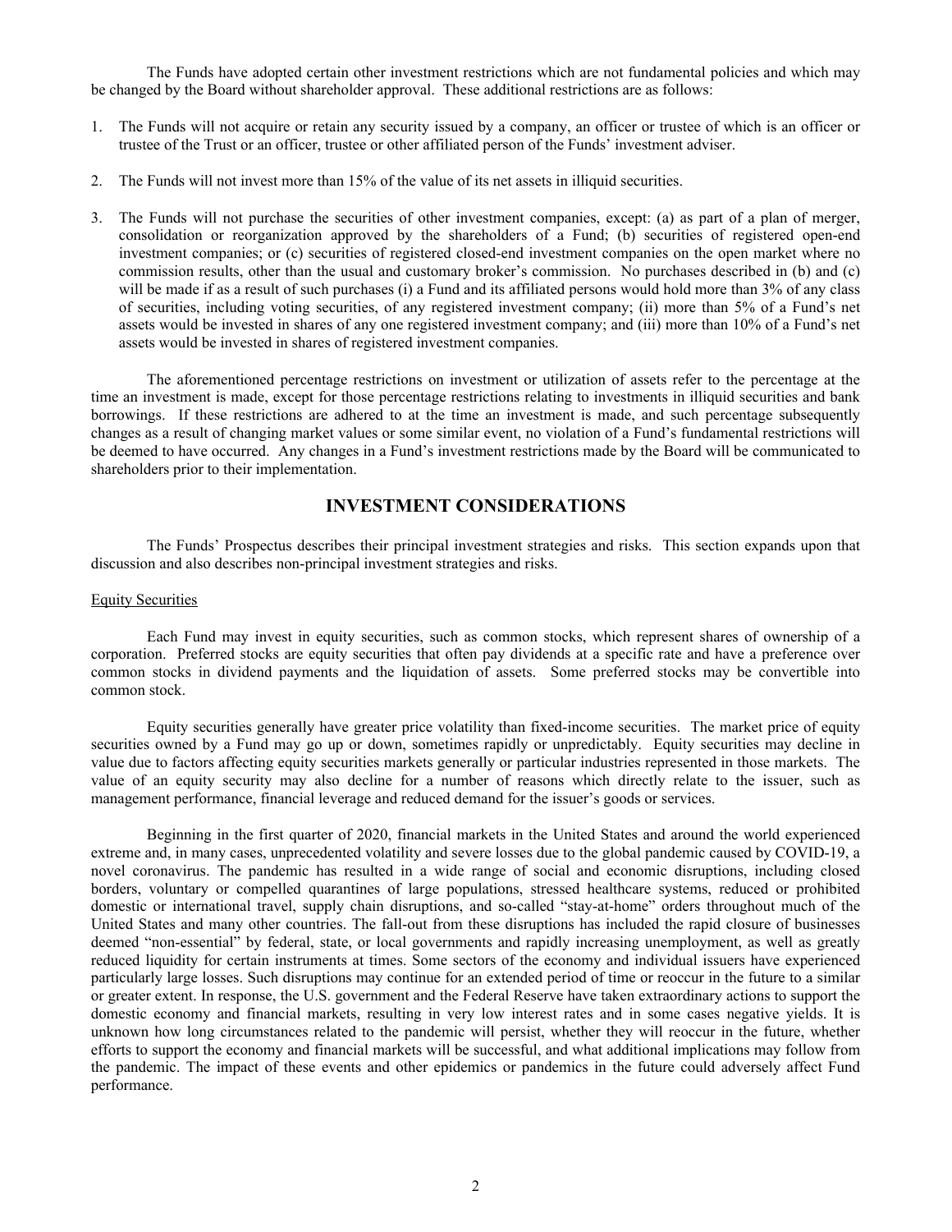The Funds have adopted certain other investment restrictions which are not fundamental policies and which may be changed by the Board without shareholder approval. These additional restrictions are as follows:

1. The Funds will not acquire or retain any security issued by a company, an officer or trustee of which is an officer or trustee of the Trust or an officer, trustee or other affiliated person of the Funds' investment adviser.

2. The Funds will not invest more than 15% of the value of its net assets in illiquid securities.

3. The Funds will not purchase the securities of other investment companies, except: (a) as part of a plan of merger, consolidation or reorganization approved by the shareholders of a Fund; (b) securities of registered open-end investment companies; or (c) securities of registered closed-end investment companies on the open market where no commission results, other than the usual and customary broker's commission. No purchases described in (b) and (c) will be made if as a result of such purchases (i) a Fund and its affiliated persons would hold more than 3% of any class of securities, including voting securities, of any registered investment company; (ii) more than 5% of a Fund's net assets would be invested in shares of any one registered investment company; and (iii) more than 10% of a Fund's net assets would be invested in shares of registered investment companies.

The aforementioned percentage restrictions on investment or utilization of assets refer to the percentage at the time an investment is made, except for those percentage restrictions relating to investments in illiquid securities and bank borrowings. If these restrictions are adhered to at the time an investment is made, and such percentage subsequently changes as a result of changing market values or some similar event, no violation of a Fund's fundamental restrictions will be deemed to have occurred. Any changes in a Fund's investment restrictions made by the Board will be communicated to shareholders prior to their implementation.

## INVESTMENT CONSIDERATIONS

The Funds' Prospectus describes their principal investment strategies and risks. This section expands upon that discussion and also describes non-principal investment strategies and risks.

Equity Securities

Each Fund may invest in equity securities, such as common stocks, which represent shares of ownership of a corporation. Preferred stocks are equity securities that often pay dividends at a specific rate and have a preference over common stocks in dividend payments and the liquidation of assets. Some preferred stocks may be convertible into common stock.

Equity securities generally have greater price volatility than fixed-income securities. The market price of equity securities owned by a Fund may go up or down, sometimes rapidly or unpredictably. Equity securities may decline in value due to factors affecting equity securities markets generally or particular industries represented in those markets. The value of an equity security may also decline for a number of reasons which directly relate to the issuer, such as management performance, financial leverage and reduced demand for the issuer's goods or services.

Beginning in the first quarter of 2020, financial markets in the United States and around the world experienced extreme and, in many cases, unprecedented volatility and severe losses due to the global pandemic caused by COVID-19, a novel coronavirus. The pandemic has resulted in a wide range of social and economic disruptions, including closed borders, voluntary or compelled quarantines of large populations, stressed healthcare systems, reduced or prohibited domestic or international travel, supply chain disruptions, and so-called "stay-at-home" orders throughout much of the United States and many other countries. The fall-out from these disruptions has included the rapid closure of businesses deemed "non-essential" by federal, state, or local governments and rapidly increasing unemployment, as well as greatly reduced liquidity for certain instruments at times. Some sectors of the economy and individual issuers have experienced particularly large losses. Such disruptions may continue for an extended period of time or reoccur in the future to a similar or greater extent. In response, the U.S. government and the Federal Reserve have taken extraordinary actions to support the domestic economy and financial markets, resulting in very low interest rates and in some cases negative yields. It is unknown how long circumstances related to the pandemic will persist, whether they will reoccur in the future, whether efforts to support the economy and financial markets will be successful, and what additional implications may follow from the pandemic. The impact of these events and other epidemics or pandemics in the future could adversely affect Fund performance.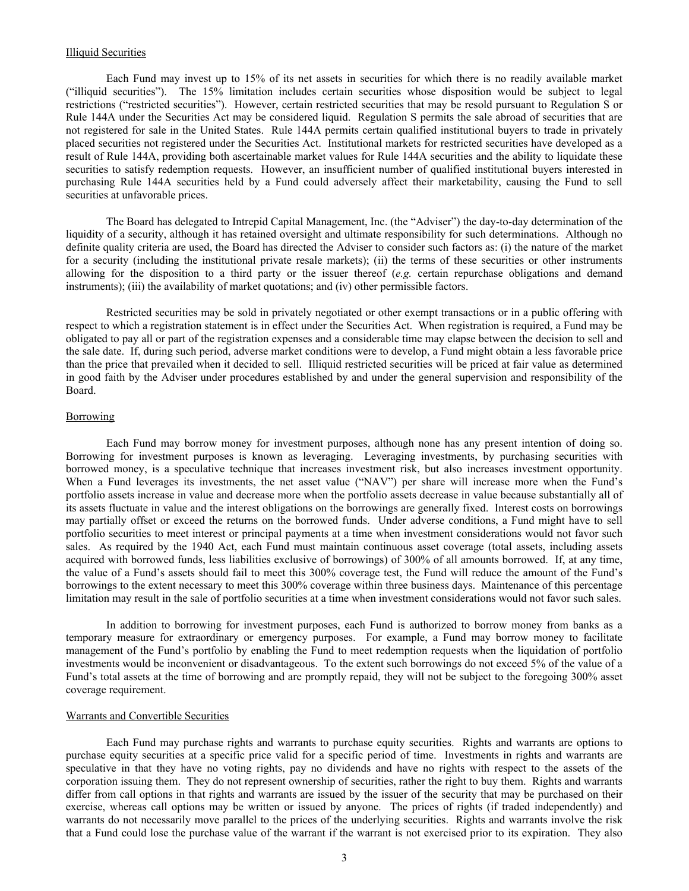## Illiquid Securities

Each Fund may invest up to 15% of its net assets in securities for which there is no readily available market ("illiquid securities"). The 15% limitation includes certain securities whose disposition would be subject to legal restrictions ("restricted securities"). However, certain restricted securities that may be resold pursuant to Regulation S or Rule 144A under the Securities Act may be considered liquid. Regulation S permits the sale abroad of securities that are not registered for sale in the United States. Rule 144A permits certain qualified institutional buyers to trade in privately placed securities not registered under the Securities Act. Institutional markets for restricted securities have developed as a result of Rule 144A, providing both ascertainable market values for Rule 144A securities and the ability to liquidate these securities to satisfy redemption requests. However, an insufficient number of qualified institutional buyers interested in purchasing Rule 144A securities held by a Fund could adversely affect their marketability, causing the Fund to sell securities at unfavorable prices.

The Board has delegated to Intrepid Capital Management, Inc. (the "Adviser") the day-to-day determination of the liquidity of a security, although it has retained oversight and ultimate responsibility for such determinations. Although no definite quality criteria are used, the Board has directed the Adviser to consider such factors as: (i) the nature of the market for a security (including the institutional private resale markets); (ii) the terms of these securities or other instruments allowing for the disposition to a third party or the issuer thereof (*e.g.* certain repurchase obligations and demand instruments); (iii) the availability of market quotations; and (iv) other permissible factors.

Restricted securities may be sold in privately negotiated or other exempt transactions or in a public offering with respect to which a registration statement is in effect under the Securities Act. When registration is required, a Fund may be obligated to pay all or part of the registration expenses and a considerable time may elapse between the decision to sell and the sale date. If, during such period, adverse market conditions were to develop, a Fund might obtain a less favorable price than the price that prevailed when it decided to sell. Illiquid restricted securities will be priced at fair value as determined in good faith by the Adviser under procedures established by and under the general supervision and responsibility of the Board.

## Borrowing

Each Fund may borrow money for investment purposes, although none has any present intention of doing so. Borrowing for investment purposes is known as leveraging. Leveraging investments, by purchasing securities with borrowed money, is a speculative technique that increases investment risk, but also increases investment opportunity. When a Fund leverages its investments, the net asset value ("NAV") per share will increase more when the Fund's portfolio assets increase in value and decrease more when the portfolio assets decrease in value because substantially all of its assets fluctuate in value and the interest obligations on the borrowings are generally fixed. Interest costs on borrowings may partially offset or exceed the returns on the borrowed funds. Under adverse conditions, a Fund might have to sell portfolio securities to meet interest or principal payments at a time when investment considerations would not favor such sales. As required by the 1940 Act, each Fund must maintain continuous asset coverage (total assets, including assets acquired with borrowed funds, less liabilities exclusive of borrowings) of 300% of all amounts borrowed. If, at any time, the value of a Fund's assets should fail to meet this 300% coverage test, the Fund will reduce the amount of the Fund's borrowings to the extent necessary to meet this 300% coverage within three business days. Maintenance of this percentage limitation may result in the sale of portfolio securities at a time when investment considerations would not favor such sales.

In addition to borrowing for investment purposes, each Fund is authorized to borrow money from banks as a temporary measure for extraordinary or emergency purposes. For example, a Fund may borrow money to facilitate management of the Fund's portfolio by enabling the Fund to meet redemption requests when the liquidation of portfolio investments would be inconvenient or disadvantageous. To the extent such borrowings do not exceed 5% of the value of a Fund's total assets at the time of borrowing and are promptly repaid, they will not be subject to the foregoing 300% asset coverage requirement.

## Warrants and Convertible Securities

Each Fund may purchase rights and warrants to purchase equity securities. Rights and warrants are options to purchase equity securities at a specific price valid for a specific period of time. Investments in rights and warrants are speculative in that they have no voting rights, pay no dividends and have no rights with respect to the assets of the corporation issuing them. They do not represent ownership of securities, rather the right to buy them. Rights and warrants differ from call options in that rights and warrants are issued by the issuer of the security that may be purchased on their exercise, whereas call options may be written or issued by anyone. The prices of rights (if traded independently) and warrants do not necessarily move parallel to the prices of the underlying securities. Rights and warrants involve the risk that a Fund could lose the purchase value of the warrant if the warrant is not exercised prior to its expiration. They also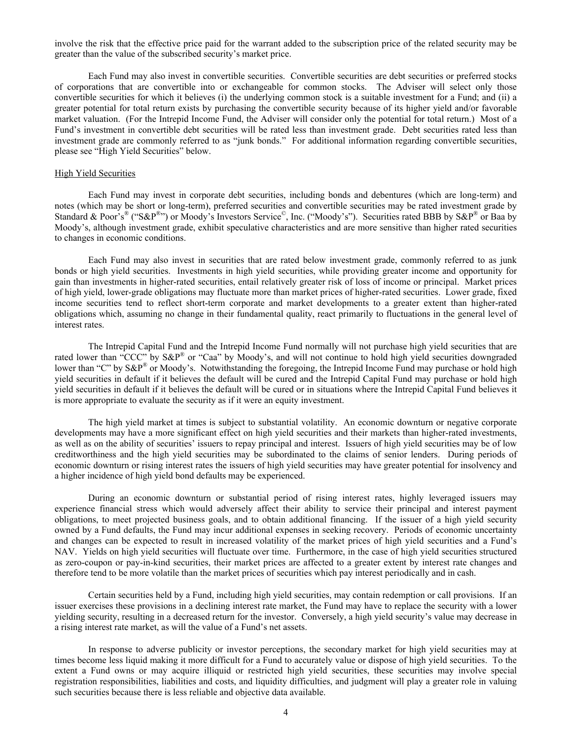involve the risk that the effective price paid for the warrant added to the subscription price of the related security may be greater than the value of the subscribed security's market price.

Each Fund may also invest in convertible securities. Convertible securities are debt securities or preferred stocks of corporations that are convertible into or exchangeable for common stocks. The Adviser will select only those convertible securities for which it believes (i) the underlying common stock is a suitable investment for a Fund; and (ii) a greater potential for total return exists by purchasing the convertible security because of its higher yield and/or favorable market valuation. (For the Intrepid Income Fund, the Adviser will consider only the potential for total return.) Most of a Fund's investment in convertible debt securities will be rated less than investment grade. Debt securities rated less than investment grade are commonly referred to as "junk bonds." For additional information regarding convertible securities, please see "High Yield Securities" below.

High Yield Securities

Each Fund may invest in corporate debt securities, including bonds and debentures (which are long-term) and notes (which may be short or long-term), preferred securities and convertible securities may be rated investment grade by Standard & Poor's® ("S&P®") or Moody's Investors Service©, Inc. ("Moody's"). Securities rated BBB by S&P® or Baa by Moody's, although investment grade, exhibit speculative characteristics and are more sensitive than higher rated securities to changes in economic conditions.

Each Fund may also invest in securities that are rated below investment grade, commonly referred to as junk bonds or high yield securities. Investments in high yield securities, while providing greater income and opportunity for gain than investments in higher-rated securities, entail relatively greater risk of loss of income or principal. Market prices of high yield, lower-grade obligations may fluctuate more than market prices of higher-rated securities. Lower grade, fixed income securities tend to reflect short-term corporate and market developments to a greater extent than higher-rated obligations which, assuming no change in their fundamental quality, react primarily to fluctuations in the general level of interest rates.

The Intrepid Capital Fund and the Intrepid Income Fund normally will not purchase high yield securities that are rated lower than "CCC" by S&P® or "Caa" by Moody's, and will not continue to hold high yield securities downgraded lower than "C" by S&P® or Moody's. Notwithstanding the foregoing, the Intrepid Income Fund may purchase or hold high yield securities in default if it believes the default will be cured and the Intrepid Capital Fund may purchase or hold high yield securities in default if it believes the default will be cured or in situations where the Intrepid Capital Fund believes it is more appropriate to evaluate the security as if it were an equity investment.

The high yield market at times is subject to substantial volatility. An economic downturn or negative corporate developments may have a more significant effect on high yield securities and their markets than higher-rated investments, as well as on the ability of securities' issuers to repay principal and interest. Issuers of high yield securities may be of low creditworthiness and the high yield securities may be subordinated to the claims of senior lenders. During periods of economic downturn or rising interest rates the issuers of high yield securities may have greater potential for insolvency and a higher incidence of high yield bond defaults may be experienced.

During an economic downturn or substantial period of rising interest rates, highly leveraged issuers may experience financial stress which would adversely affect their ability to service their principal and interest payment obligations, to meet projected business goals, and to obtain additional financing. If the issuer of a high yield security owned by a Fund defaults, the Fund may incur additional expenses in seeking recovery. Periods of economic uncertainty and changes can be expected to result in increased volatility of the market prices of high yield securities and a Fund's NAV. Yields on high yield securities will fluctuate over time. Furthermore, in the case of high yield securities structured as zero-coupon or pay-in-kind securities, their market prices are affected to a greater extent by interest rate changes and therefore tend to be more volatile than the market prices of securities which pay interest periodically and in cash.

Certain securities held by a Fund, including high yield securities, may contain redemption or call provisions. If an issuer exercises these provisions in a declining interest rate market, the Fund may have to replace the security with a lower yielding security, resulting in a decreased return for the investor. Conversely, a high yield security's value may decrease in a rising interest rate market, as will the value of a Fund's net assets.

In response to adverse publicity or investor perceptions, the secondary market for high yield securities may at times become less liquid making it more difficult for a Fund to accurately value or dispose of high yield securities. To the extent a Fund owns or may acquire illiquid or restricted high yield securities, these securities may involve special registration responsibilities, liabilities and costs, and liquidity difficulties, and judgment will play a greater role in valuing such securities because there is less reliable and objective data available.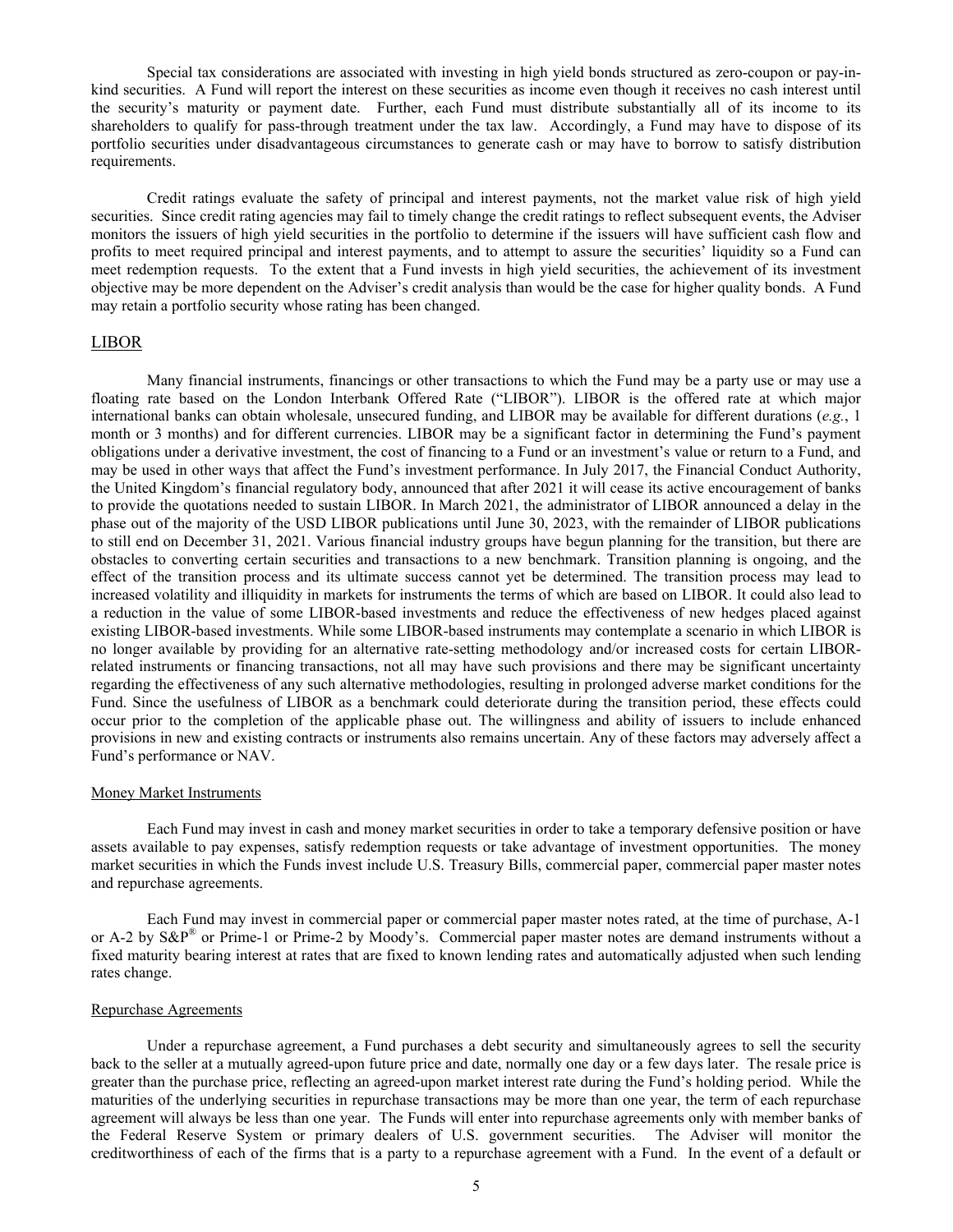Special tax considerations are associated with investing in high yield bonds structured as zero-coupon or pay-in-kind securities. A Fund will report the interest on these securities as income even though it receives no cash interest until the security's maturity or payment date. Further, each Fund must distribute substantially all of its income to its shareholders to qualify for pass-through treatment under the tax law. Accordingly, a Fund may have to dispose of its portfolio securities under disadvantageous circumstances to generate cash or may have to borrow to satisfy distribution requirements.

Credit ratings evaluate the safety of principal and interest payments, not the market value risk of high yield securities. Since credit rating agencies may fail to timely change the credit ratings to reflect subsequent events, the Adviser monitors the issuers of high yield securities in the portfolio to determine if the issuers will have sufficient cash flow and profits to meet required principal and interest payments, and to attempt to assure the securities' liquidity so a Fund can meet redemption requests. To the extent that a Fund invests in high yield securities, the achievement of its investment objective may be more dependent on the Adviser's credit analysis than would be the case for higher quality bonds. A Fund may retain a portfolio security whose rating has been changed.

## LIBOR

Many financial instruments, financings or other transactions to which the Fund may be a party use or may use a floating rate based on the London Interbank Offered Rate ("LIBOR"). LIBOR is the offered rate at which major international banks can obtain wholesale, unsecured funding, and LIBOR may be available for different durations (*e.g.*, 1 month or 3 months) and for different currencies. LIBOR may be a significant factor in determining the Fund's payment obligations under a derivative investment, the cost of financing to a Fund or an investment's value or return to a Fund, and may be used in other ways that affect the Fund's investment performance. In July 2017, the Financial Conduct Authority, the United Kingdom's financial regulatory body, announced that after 2021 it will cease its active encouragement of banks to provide the quotations needed to sustain LIBOR. In March 2021, the administrator of LIBOR announced a delay in the phase out of the majority of the USD LIBOR publications until June 30, 2023, with the remainder of LIBOR publications to still end on December 31, 2021. Various financial industry groups have begun planning for the transition, but there are obstacles to converting certain securities and transactions to a new benchmark. Transition planning is ongoing, and the effect of the transition process and its ultimate success cannot yet be determined. The transition process may lead to increased volatility and illiquidity in markets for instruments the terms of which are based on LIBOR. It could also lead to a reduction in the value of some LIBOR-based investments and reduce the effectiveness of new hedges placed against existing LIBOR-based investments. While some LIBOR-based instruments may contemplate a scenario in which LIBOR is no longer available by providing for an alternative rate-setting methodology and/or increased costs for certain LIBOR-related instruments or financing transactions, not all may have such provisions and there may be significant uncertainty regarding the effectiveness of any such alternative methodologies, resulting in prolonged adverse market conditions for the Fund. Since the usefulness of LIBOR as a benchmark could deteriorate during the transition period, these effects could occur prior to the completion of the applicable phase out. The willingness and ability of issuers to include enhanced provisions in new and existing contracts or instruments also remains uncertain. Any of these factors may adversely affect a Fund's performance or NAV.

### Money Market Instruments

Each Fund may invest in cash and money market securities in order to take a temporary defensive position or have assets available to pay expenses, satisfy redemption requests or take advantage of investment opportunities. The money market securities in which the Funds invest include U.S. Treasury Bills, commercial paper, commercial paper master notes and repurchase agreements.

Each Fund may invest in commercial paper or commercial paper master notes rated, at the time of purchase, A-1 or A-2 by S&P® or Prime-1 or Prime-2 by Moody's. Commercial paper master notes are demand instruments without a fixed maturity bearing interest at rates that are fixed to known lending rates and automatically adjusted when such lending rates change.

### Repurchase Agreements

Under a repurchase agreement, a Fund purchases a debt security and simultaneously agrees to sell the security back to the seller at a mutually agreed-upon future price and date, normally one day or a few days later. The resale price is greater than the purchase price, reflecting an agreed-upon market interest rate during the Fund's holding period. While the maturities of the underlying securities in repurchase transactions may be more than one year, the term of each repurchase agreement will always be less than one year. The Funds will enter into repurchase agreements only with member banks of the Federal Reserve System or primary dealers of U.S. government securities. The Adviser will monitor the creditworthiness of each of the firms that is a party to a repurchase agreement with a Fund. In the event of a default or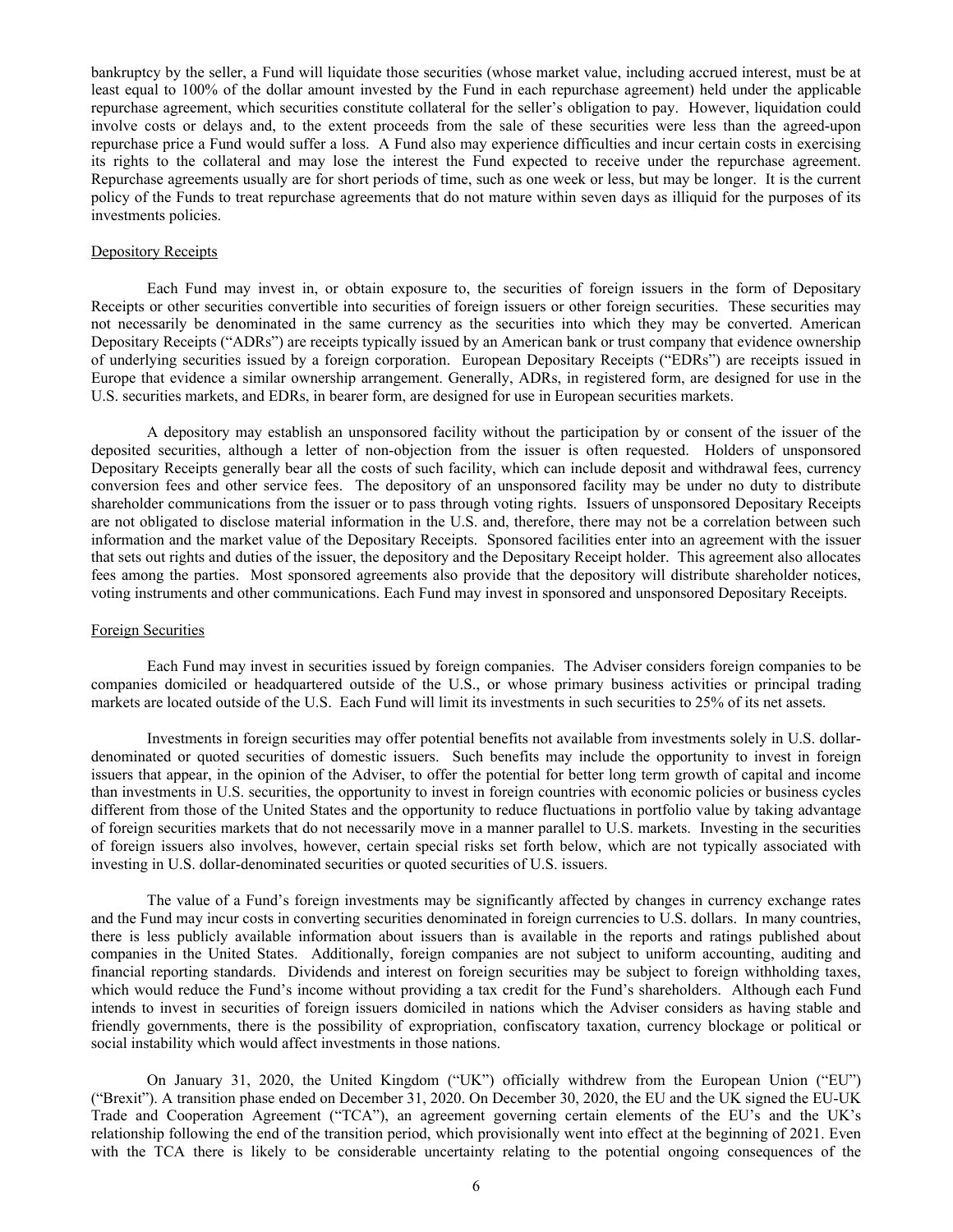bankruptcy by the seller, a Fund will liquidate those securities (whose market value, including accrued interest, must be at least equal to 100% of the dollar amount invested by the Fund in each repurchase agreement) held under the applicable repurchase agreement, which securities constitute collateral for the seller's obligation to pay. However, liquidation could involve costs or delays and, to the extent proceeds from the sale of these securities were less than the agreed-upon repurchase price a Fund would suffer a loss. A Fund also may experience difficulties and incur certain costs in exercising its rights to the collateral and may lose the interest the Fund expected to receive under the repurchase agreement. Repurchase agreements usually are for short periods of time, such as one week or less, but may be longer. It is the current policy of the Funds to treat repurchase agreements that do not mature within seven days as illiquid for the purposes of its investments policies.

Depository Receipts

Each Fund may invest in, or obtain exposure to, the securities of foreign issuers in the form of Depositary Receipts or other securities convertible into securities of foreign issuers or other foreign securities. These securities may not necessarily be denominated in the same currency as the securities into which they may be converted. American Depositary Receipts ("ADRs") are receipts typically issued by an American bank or trust company that evidence ownership of underlying securities issued by a foreign corporation. European Depositary Receipts ("EDRs") are receipts issued in Europe that evidence a similar ownership arrangement. Generally, ADRs, in registered form, are designed for use in the U.S. securities markets, and EDRs, in bearer form, are designed for use in European securities markets.

A depository may establish an unsponsored facility without the participation by or consent of the issuer of the deposited securities, although a letter of non-objection from the issuer is often requested. Holders of unsponsored Depositary Receipts generally bear all the costs of such facility, which can include deposit and withdrawal fees, currency conversion fees and other service fees. The depository of an unsponsored facility may be under no duty to distribute shareholder communications from the issuer or to pass through voting rights. Issuers of unsponsored Depositary Receipts are not obligated to disclose material information in the U.S. and, therefore, there may not be a correlation between such information and the market value of the Depositary Receipts. Sponsored facilities enter into an agreement with the issuer that sets out rights and duties of the issuer, the depository and the Depositary Receipt holder. This agreement also allocates fees among the parties. Most sponsored agreements also provide that the depository will distribute shareholder notices, voting instruments and other communications. Each Fund may invest in sponsored and unsponsored Depositary Receipts.

Foreign Securities

Each Fund may invest in securities issued by foreign companies. The Adviser considers foreign companies to be companies domiciled or headquartered outside of the U.S., or whose primary business activities or principal trading markets are located outside of the U.S. Each Fund will limit its investments in such securities to 25% of its net assets.

Investments in foreign securities may offer potential benefits not available from investments solely in U.S. dollar-denominated or quoted securities of domestic issuers. Such benefits may include the opportunity to invest in foreign issuers that appear, in the opinion of the Adviser, to offer the potential for better long term growth of capital and income than investments in U.S. securities, the opportunity to invest in foreign countries with economic policies or business cycles different from those of the United States and the opportunity to reduce fluctuations in portfolio value by taking advantage of foreign securities markets that do not necessarily move in a manner parallel to U.S. markets. Investing in the securities of foreign issuers also involves, however, certain special risks set forth below, which are not typically associated with investing in U.S. dollar-denominated securities or quoted securities of U.S. issuers.

The value of a Fund's foreign investments may be significantly affected by changes in currency exchange rates and the Fund may incur costs in converting securities denominated in foreign currencies to U.S. dollars. In many countries, there is less publicly available information about issuers than is available in the reports and ratings published about companies in the United States. Additionally, foreign companies are not subject to uniform accounting, auditing and financial reporting standards. Dividends and interest on foreign securities may be subject to foreign withholding taxes, which would reduce the Fund's income without providing a tax credit for the Fund's shareholders. Although each Fund intends to invest in securities of foreign issuers domiciled in nations which the Adviser considers as having stable and friendly governments, there is the possibility of expropriation, confiscatory taxation, currency blockage or political or social instability which would affect investments in those nations.

On January 31, 2020, the United Kingdom ("UK") officially withdrew from the European Union ("EU") ("Brexit"). A transition phase ended on December 31, 2020. On December 30, 2020, the EU and the UK signed the EU-UK Trade and Cooperation Agreement ("TCA"), an agreement governing certain elements of the EU's and the UK's relationship following the end of the transition period, which provisionally went into effect at the beginning of 2021. Even with the TCA there is likely to be considerable uncertainty relating to the potential ongoing consequences of the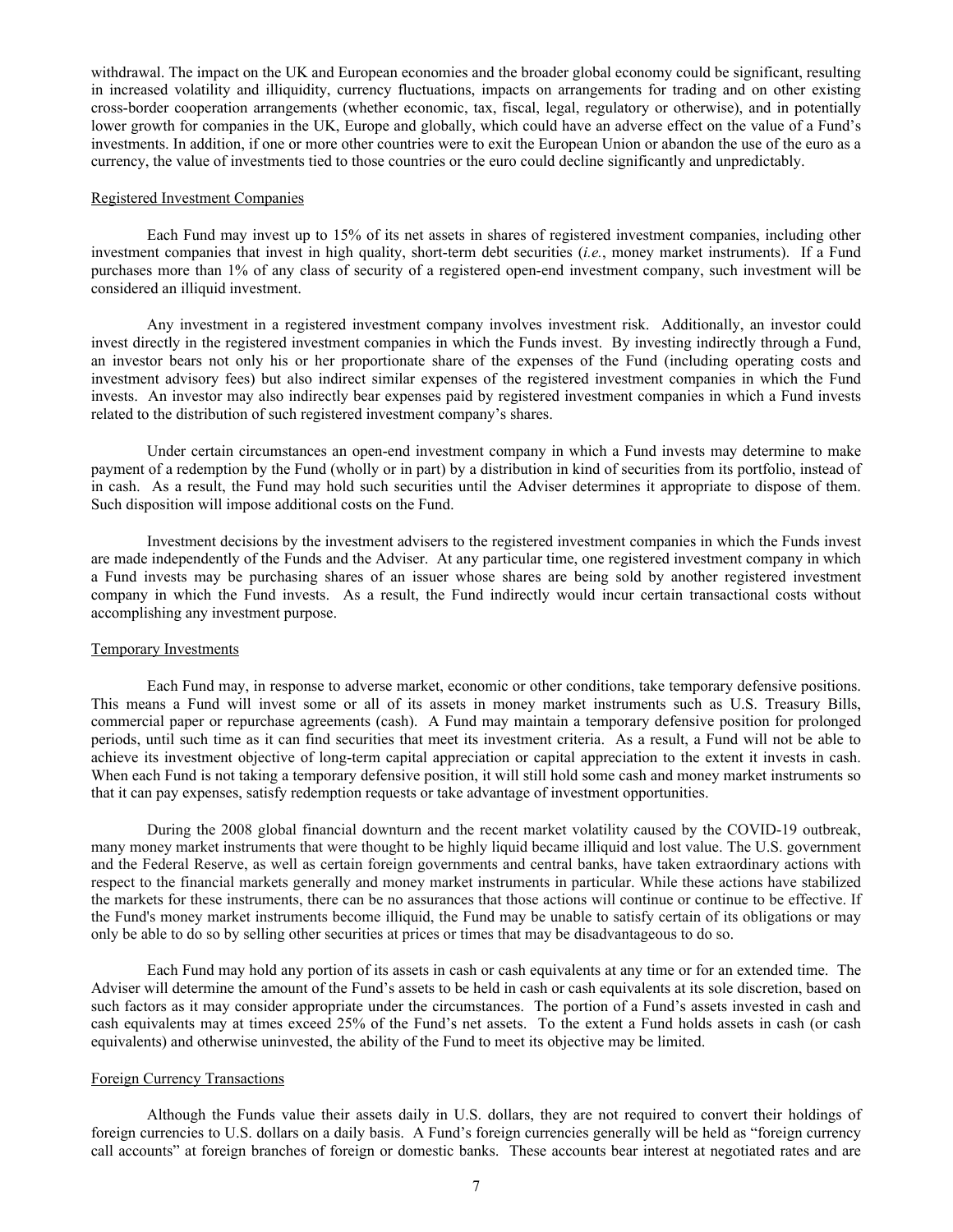withdrawal. The impact on the UK and European economies and the broader global economy could be significant, resulting in increased volatility and illiquidity, currency fluctuations, impacts on arrangements for trading and on other existing cross-border cooperation arrangements (whether economic, tax, fiscal, legal, regulatory or otherwise), and in potentially lower growth for companies in the UK, Europe and globally, which could have an adverse effect on the value of a Fund's investments. In addition, if one or more other countries were to exit the European Union or abandon the use of the euro as a currency, the value of investments tied to those countries or the euro could decline significantly and unpredictably.

### Registered Investment Companies

Each Fund may invest up to 15% of its net assets in shares of registered investment companies, including other investment companies that invest in high quality, short-term debt securities (*i.e.*, money market instruments). If a Fund purchases more than 1% of any class of security of a registered open-end investment company, such investment will be considered an illiquid investment.

Any investment in a registered investment company involves investment risk. Additionally, an investor could invest directly in the registered investment companies in which the Funds invest. By investing indirectly through a Fund, an investor bears not only his or her proportionate share of the expenses of the Fund (including operating costs and investment advisory fees) but also indirect similar expenses of the registered investment companies in which the Fund invests. An investor may also indirectly bear expenses paid by registered investment companies in which a Fund invests related to the distribution of such registered investment company's shares.

Under certain circumstances an open-end investment company in which a Fund invests may determine to make payment of a redemption by the Fund (wholly or in part) by a distribution in kind of securities from its portfolio, instead of in cash. As a result, the Fund may hold such securities until the Adviser determines it appropriate to dispose of them. Such disposition will impose additional costs on the Fund.

Investment decisions by the investment advisers to the registered investment companies in which the Funds invest are made independently of the Funds and the Adviser. At any particular time, one registered investment company in which a Fund invests may be purchasing shares of an issuer whose shares are being sold by another registered investment company in which the Fund invests. As a result, the Fund indirectly would incur certain transactional costs without accomplishing any investment purpose.

### Temporary Investments

Each Fund may, in response to adverse market, economic or other conditions, take temporary defensive positions. This means a Fund will invest some or all of its assets in money market instruments such as U.S. Treasury Bills, commercial paper or repurchase agreements (cash). A Fund may maintain a temporary defensive position for prolonged periods, until such time as it can find securities that meet its investment criteria. As a result, a Fund will not be able to achieve its investment objective of long-term capital appreciation or capital appreciation to the extent it invests in cash. When each Fund is not taking a temporary defensive position, it will still hold some cash and money market instruments so that it can pay expenses, satisfy redemption requests or take advantage of investment opportunities.

During the 2008 global financial downturn and the recent market volatility caused by the COVID-19 outbreak, many money market instruments that were thought to be highly liquid became illiquid and lost value. The U.S. government and the Federal Reserve, as well as certain foreign governments and central banks, have taken extraordinary actions with respect to the financial markets generally and money market instruments in particular. While these actions have stabilized the markets for these instruments, there can be no assurances that those actions will continue or continue to be effective. If the Fund's money market instruments become illiquid, the Fund may be unable to satisfy certain of its obligations or may only be able to do so by selling other securities at prices or times that may be disadvantageous to do so.

Each Fund may hold any portion of its assets in cash or cash equivalents at any time or for an extended time. The Adviser will determine the amount of the Fund's assets to be held in cash or cash equivalents at its sole discretion, based on such factors as it may consider appropriate under the circumstances. The portion of a Fund's assets invested in cash and cash equivalents may at times exceed 25% of the Fund's net assets. To the extent a Fund holds assets in cash (or cash equivalents) and otherwise uninvested, the ability of the Fund to meet its objective may be limited.

### Foreign Currency Transactions

Although the Funds value their assets daily in U.S. dollars, they are not required to convert their holdings of foreign currencies to U.S. dollars on a daily basis. A Fund's foreign currencies generally will be held as "foreign currency call accounts" at foreign branches of foreign or domestic banks. These accounts bear interest at negotiated rates and are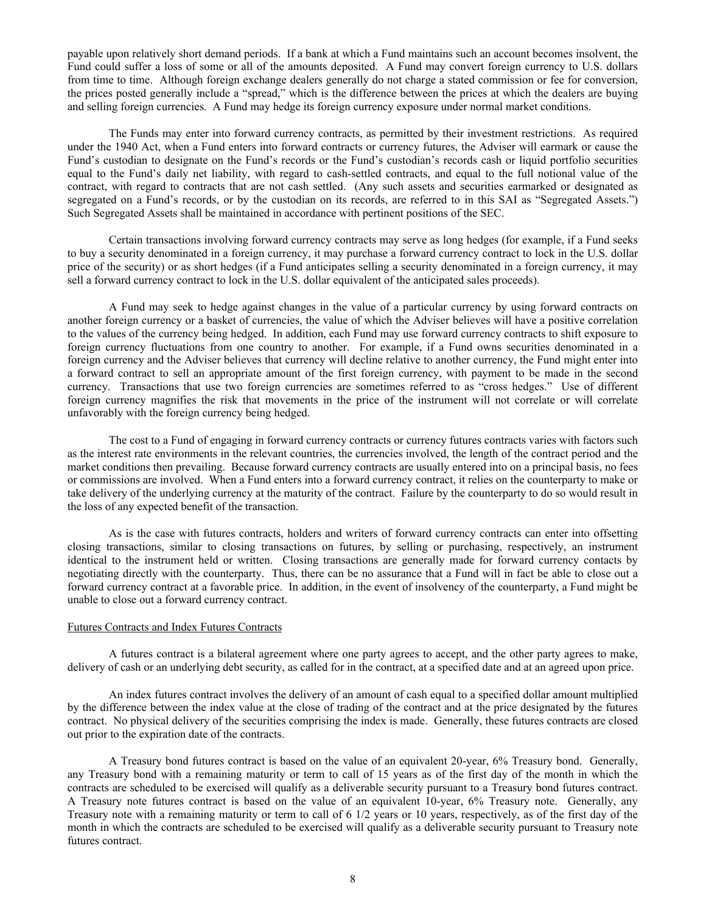payable upon relatively short demand periods. If a bank at which a Fund maintains such an account becomes insolvent, the Fund could suffer a loss of some or all of the amounts deposited. A Fund may convert foreign currency to U.S. dollars from time to time. Although foreign exchange dealers generally do not charge a stated commission or fee for conversion, the prices posted generally include a "spread," which is the difference between the prices at which the dealers are buying and selling foreign currencies. A Fund may hedge its foreign currency exposure under normal market conditions.

The Funds may enter into forward currency contracts, as permitted by their investment restrictions. As required under the 1940 Act, when a Fund enters into forward contracts or currency futures, the Adviser will earmark or cause the Fund's custodian to designate on the Fund's records or the Fund's custodian's records cash or liquid portfolio securities equal to the Fund's daily net liability, with regard to cash-settled contracts, and equal to the full notional value of the contract, with regard to contracts that are not cash settled. (Any such assets and securities earmarked or designated as segregated on a Fund's records, or by the custodian on its records, are referred to in this SAI as "Segregated Assets.") Such Segregated Assets shall be maintained in accordance with pertinent positions of the SEC.

Certain transactions involving forward currency contracts may serve as long hedges (for example, if a Fund seeks to buy a security denominated in a foreign currency, it may purchase a forward currency contract to lock in the U.S. dollar price of the security) or as short hedges (if a Fund anticipates selling a security denominated in a foreign currency, it may sell a forward currency contract to lock in the U.S. dollar equivalent of the anticipated sales proceeds).

A Fund may seek to hedge against changes in the value of a particular currency by using forward contracts on another foreign currency or a basket of currencies, the value of which the Adviser believes will have a positive correlation to the values of the currency being hedged. In addition, each Fund may use forward currency contracts to shift exposure to foreign currency fluctuations from one country to another. For example, if a Fund owns securities denominated in a foreign currency and the Adviser believes that currency will decline relative to another currency, the Fund might enter into a forward contract to sell an appropriate amount of the first foreign currency, with payment to be made in the second currency. Transactions that use two foreign currencies are sometimes referred to as "cross hedges." Use of different foreign currency magnifies the risk that movements in the price of the instrument will not correlate or will correlate unfavorably with the foreign currency being hedged.

The cost to a Fund of engaging in forward currency contracts or currency futures contracts varies with factors such as the interest rate environments in the relevant countries, the currencies involved, the length of the contract period and the market conditions then prevailing. Because forward currency contracts are usually entered into on a principal basis, no fees or commissions are involved. When a Fund enters into a forward currency contract, it relies on the counterparty to make or take delivery of the underlying currency at the maturity of the contract. Failure by the counterparty to do so would result in the loss of any expected benefit of the transaction.

As is the case with futures contracts, holders and writers of forward currency contracts can enter into offsetting closing transactions, similar to closing transactions on futures, by selling or purchasing, respectively, an instrument identical to the instrument held or written. Closing transactions are generally made for forward currency contacts by negotiating directly with the counterparty. Thus, there can be no assurance that a Fund will in fact be able to close out a forward currency contract at a favorable price. In addition, in the event of insolvency of the counterparty, a Fund might be unable to close out a forward currency contract.

Futures Contracts and Index Futures Contracts

A futures contract is a bilateral agreement where one party agrees to accept, and the other party agrees to make, delivery of cash or an underlying debt security, as called for in the contract, at a specified date and at an agreed upon price.

An index futures contract involves the delivery of an amount of cash equal to a specified dollar amount multiplied by the difference between the index value at the close of trading of the contract and at the price designated by the futures contract. No physical delivery of the securities comprising the index is made. Generally, these futures contracts are closed out prior to the expiration date of the contracts.

A Treasury bond futures contract is based on the value of an equivalent 20-year, 6% Treasury bond. Generally, any Treasury bond with a remaining maturity or term to call of 15 years as of the first day of the month in which the contracts are scheduled to be exercised will qualify as a deliverable security pursuant to a Treasury bond futures contract. A Treasury note futures contract is based on the value of an equivalent 10-year, 6% Treasury note. Generally, any Treasury note with a remaining maturity or term to call of 6 1/2 years or 10 years, respectively, as of the first day of the month in which the contracts are scheduled to be exercised will qualify as a deliverable security pursuant to Treasury note futures contract.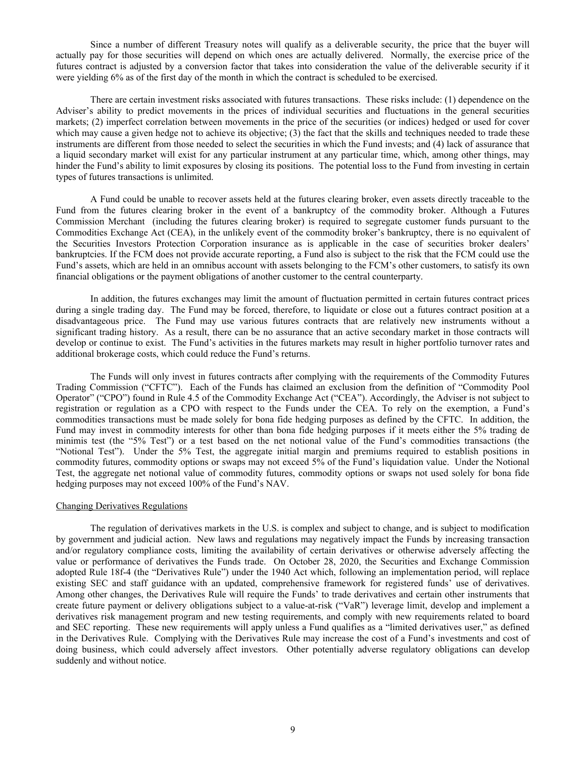Since a number of different Treasury notes will qualify as a deliverable security, the price that the buyer will actually pay for those securities will depend on which ones are actually delivered. Normally, the exercise price of the futures contract is adjusted by a conversion factor that takes into consideration the value of the deliverable security if it were yielding 6% as of the first day of the month in which the contract is scheduled to be exercised.

There are certain investment risks associated with futures transactions. These risks include: (1) dependence on the Adviser's ability to predict movements in the prices of individual securities and fluctuations in the general securities markets; (2) imperfect correlation between movements in the price of the securities (or indices) hedged or used for cover which may cause a given hedge not to achieve its objective; (3) the fact that the skills and techniques needed to trade these instruments are different from those needed to select the securities in which the Fund invests; and (4) lack of assurance that a liquid secondary market will exist for any particular instrument at any particular time, which, among other things, may hinder the Fund's ability to limit exposures by closing its positions. The potential loss to the Fund from investing in certain types of futures transactions is unlimited.

A Fund could be unable to recover assets held at the futures clearing broker, even assets directly traceable to the Fund from the futures clearing broker in the event of a bankruptcy of the commodity broker. Although a Futures Commission Merchant (including the futures clearing broker) is required to segregate customer funds pursuant to the Commodities Exchange Act (CEA), in the unlikely event of the commodity broker's bankruptcy, there is no equivalent of the Securities Investors Protection Corporation insurance as is applicable in the case of securities broker dealers' bankruptcies. If the FCM does not provide accurate reporting, a Fund also is subject to the risk that the FCM could use the Fund's assets, which are held in an omnibus account with assets belonging to the FCM's other customers, to satisfy its own financial obligations or the payment obligations of another customer to the central counterparty.

In addition, the futures exchanges may limit the amount of fluctuation permitted in certain futures contract prices during a single trading day. The Fund may be forced, therefore, to liquidate or close out a futures contract position at a disadvantageous price. The Fund may use various futures contracts that are relatively new instruments without a significant trading history. As a result, there can be no assurance that an active secondary market in those contracts will develop or continue to exist. The Fund's activities in the futures markets may result in higher portfolio turnover rates and additional brokerage costs, which could reduce the Fund's returns.

The Funds will only invest in futures contracts after complying with the requirements of the Commodity Futures Trading Commission ("CFTC"). Each of the Funds has claimed an exclusion from the definition of "Commodity Pool Operator" ("CPO") found in Rule 4.5 of the Commodity Exchange Act ("CEA"). Accordingly, the Adviser is not subject to registration or regulation as a CPO with respect to the Funds under the CEA. To rely on the exemption, a Fund's commodities transactions must be made solely for bona fide hedging purposes as defined by the CFTC. In addition, the Fund may invest in commodity interests for other than bona fide hedging purposes if it meets either the 5% trading de minimis test (the "5% Test") or a test based on the net notional value of the Fund's commodities transactions (the "Notional Test"). Under the 5% Test, the aggregate initial margin and premiums required to establish positions in commodity futures, commodity options or swaps may not exceed 5% of the Fund's liquidation value. Under the Notional Test, the aggregate net notional value of commodity futures, commodity options or swaps not used solely for bona fide hedging purposes may not exceed 100% of the Fund's NAV.

Changing Derivatives Regulations

The regulation of derivatives markets in the U.S. is complex and subject to change, and is subject to modification by government and judicial action. New laws and regulations may negatively impact the Funds by increasing transaction and/or regulatory compliance costs, limiting the availability of certain derivatives or otherwise adversely affecting the value or performance of derivatives the Funds trade. On October 28, 2020, the Securities and Exchange Commission adopted Rule 18f-4 (the "Derivatives Rule") under the 1940 Act which, following an implementation period, will replace existing SEC and staff guidance with an updated, comprehensive framework for registered funds' use of derivatives. Among other changes, the Derivatives Rule will require the Funds' to trade derivatives and certain other instruments that create future payment or delivery obligations subject to a value-at-risk ("VaR") leverage limit, develop and implement a derivatives risk management program and new testing requirements, and comply with new requirements related to board and SEC reporting. These new requirements will apply unless a Fund qualifies as a "limited derivatives user," as defined in the Derivatives Rule. Complying with the Derivatives Rule may increase the cost of a Fund's investments and cost of doing business, which could adversely affect investors. Other potentially adverse regulatory obligations can develop suddenly and without notice.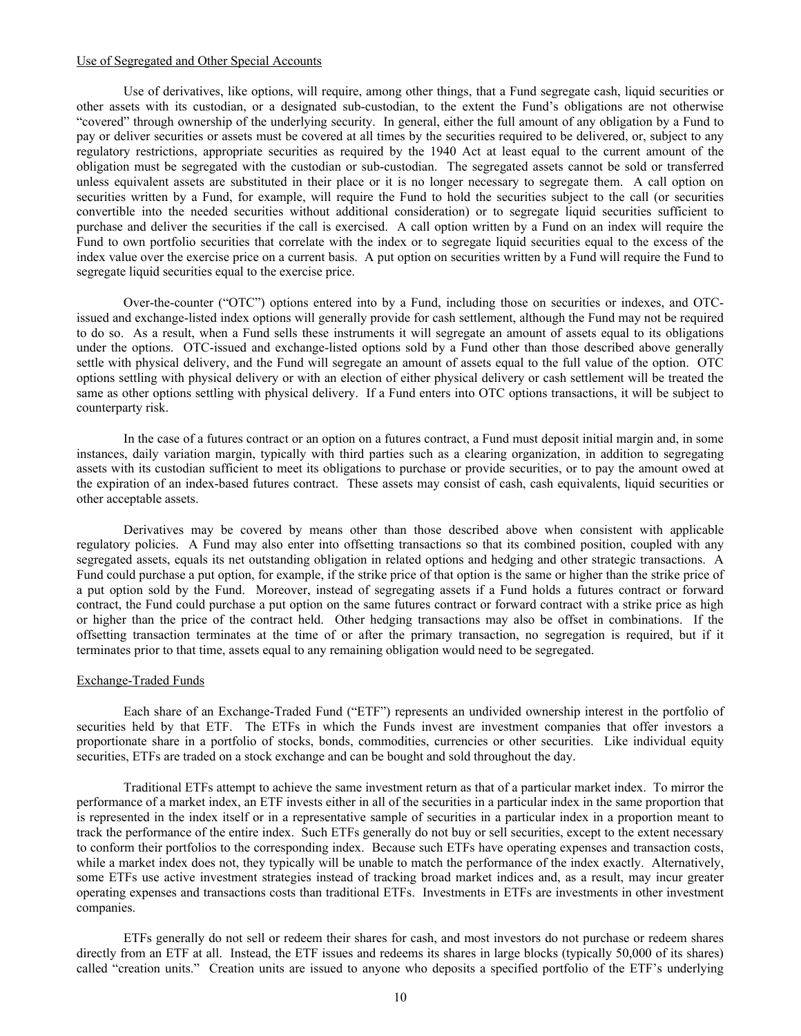Use of Segregated and Other Special Accounts

Use of derivatives, like options, will require, among other things, that a Fund segregate cash, liquid securities or other assets with its custodian, or a designated sub-custodian, to the extent the Fund's obligations are not otherwise "covered" through ownership of the underlying security. In general, either the full amount of any obligation by a Fund to pay or deliver securities or assets must be covered at all times by the securities required to be delivered, or, subject to any regulatory restrictions, appropriate securities as required by the 1940 Act at least equal to the current amount of the obligation must be segregated with the custodian or sub-custodian. The segregated assets cannot be sold or transferred unless equivalent assets are substituted in their place or it is no longer necessary to segregate them. A call option on securities written by a Fund, for example, will require the Fund to hold the securities subject to the call (or securities convertible into the needed securities without additional consideration) or to segregate liquid securities sufficient to purchase and deliver the securities if the call is exercised. A call option written by a Fund on an index will require the Fund to own portfolio securities that correlate with the index or to segregate liquid securities equal to the excess of the index value over the exercise price on a current basis. A put option on securities written by a Fund will require the Fund to segregate liquid securities equal to the exercise price.

Over-the-counter ("OTC") options entered into by a Fund, including those on securities or indexes, and OTC-issued and exchange-listed index options will generally provide for cash settlement, although the Fund may not be required to do so. As a result, when a Fund sells these instruments it will segregate an amount of assets equal to its obligations under the options. OTC-issued and exchange-listed options sold by a Fund other than those described above generally settle with physical delivery, and the Fund will segregate an amount of assets equal to the full value of the option. OTC options settling with physical delivery or with an election of either physical delivery or cash settlement will be treated the same as other options settling with physical delivery. If a Fund enters into OTC options transactions, it will be subject to counterparty risk.

In the case of a futures contract or an option on a futures contract, a Fund must deposit initial margin and, in some instances, daily variation margin, typically with third parties such as a clearing organization, in addition to segregating assets with its custodian sufficient to meet its obligations to purchase or provide securities, or to pay the amount owed at the expiration of an index-based futures contract. These assets may consist of cash, cash equivalents, liquid securities or other acceptable assets.

Derivatives may be covered by means other than those described above when consistent with applicable regulatory policies. A Fund may also enter into offsetting transactions so that its combined position, coupled with any segregated assets, equals its net outstanding obligation in related options and hedging and other strategic transactions. A Fund could purchase a put option, for example, if the strike price of that option is the same or higher than the strike price of a put option sold by the Fund. Moreover, instead of segregating assets if a Fund holds a futures contract or forward contract, the Fund could purchase a put option on the same futures contract or forward contract with a strike price as high or higher than the price of the contract held. Other hedging transactions may also be offset in combinations. If the offsetting transaction terminates at the time of or after the primary transaction, no segregation is required, but if it terminates prior to that time, assets equal to any remaining obligation would need to be segregated.

Exchange-Traded Funds

Each share of an Exchange-Traded Fund ("ETF") represents an undivided ownership interest in the portfolio of securities held by that ETF. The ETFs in which the Funds invest are investment companies that offer investors a proportionate share in a portfolio of stocks, bonds, commodities, currencies or other securities. Like individual equity securities, ETFs are traded on a stock exchange and can be bought and sold throughout the day.

Traditional ETFs attempt to achieve the same investment return as that of a particular market index. To mirror the performance of a market index, an ETF invests either in all of the securities in a particular index in the same proportion that is represented in the index itself or in a representative sample of securities in a particular index in a proportion meant to track the performance of the entire index. Such ETFs generally do not buy or sell securities, except to the extent necessary to conform their portfolios to the corresponding index. Because such ETFs have operating expenses and transaction costs, while a market index does not, they typically will be unable to match the performance of the index exactly. Alternatively, some ETFs use active investment strategies instead of tracking broad market indices and, as a result, may incur greater operating expenses and transactions costs than traditional ETFs. Investments in ETFs are investments in other investment companies.

ETFs generally do not sell or redeem their shares for cash, and most investors do not purchase or redeem shares directly from an ETF at all. Instead, the ETF issues and redeems its shares in large blocks (typically 50,000 of its shares) called "creation units." Creation units are issued to anyone who deposits a specified portfolio of the ETF's underlying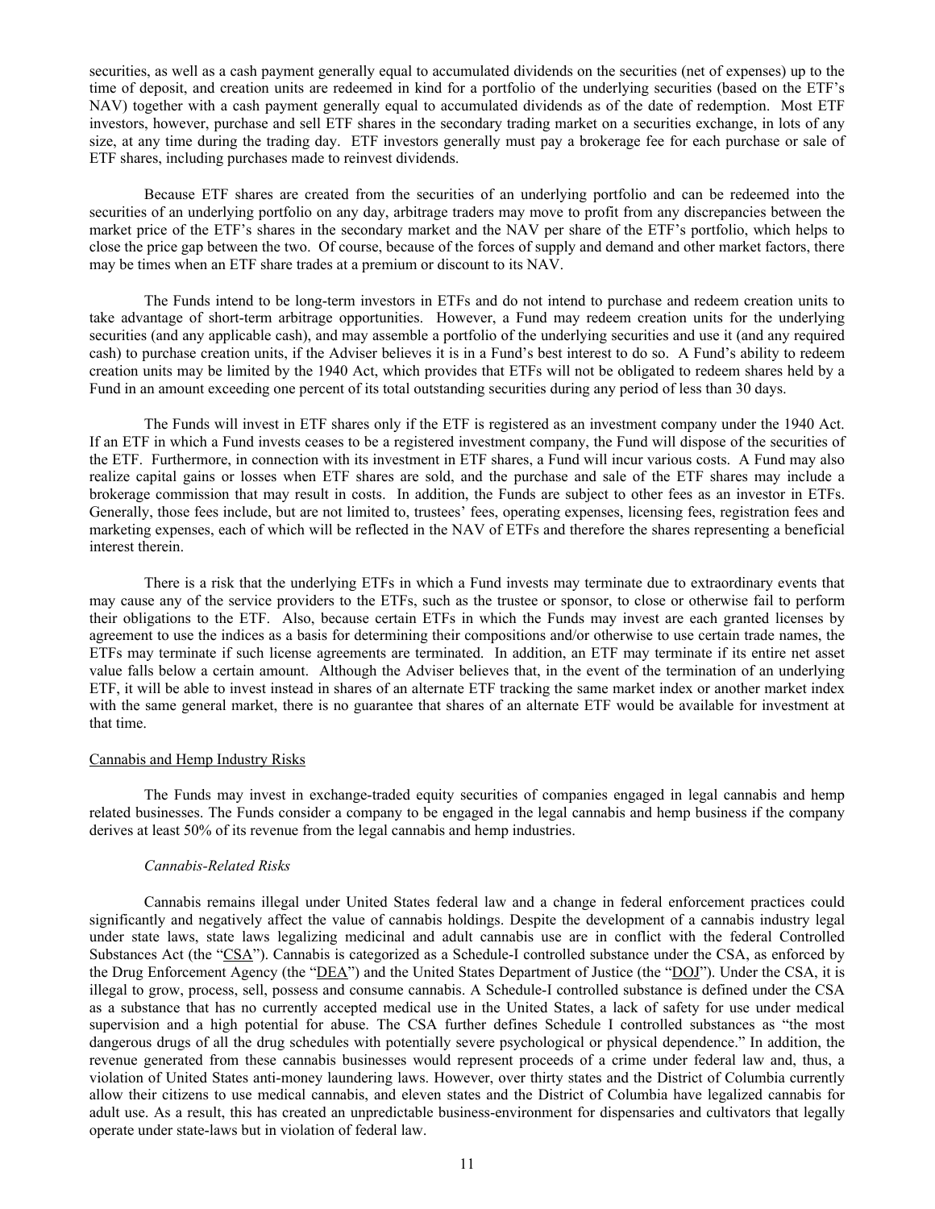securities, as well as a cash payment generally equal to accumulated dividends on the securities (net of expenses) up to the time of deposit, and creation units are redeemed in kind for a portfolio of the underlying securities (based on the ETF's NAV) together with a cash payment generally equal to accumulated dividends as of the date of redemption. Most ETF investors, however, purchase and sell ETF shares in the secondary trading market on a securities exchange, in lots of any size, at any time during the trading day. ETF investors generally must pay a brokerage fee for each purchase or sale of ETF shares, including purchases made to reinvest dividends.

Because ETF shares are created from the securities of an underlying portfolio and can be redeemed into the securities of an underlying portfolio on any day, arbitrage traders may move to profit from any discrepancies between the market price of the ETF's shares in the secondary market and the NAV per share of the ETF's portfolio, which helps to close the price gap between the two. Of course, because of the forces of supply and demand and other market factors, there may be times when an ETF share trades at a premium or discount to its NAV.

The Funds intend to be long-term investors in ETFs and do not intend to purchase and redeem creation units to take advantage of short-term arbitrage opportunities. However, a Fund may redeem creation units for the underlying securities (and any applicable cash), and may assemble a portfolio of the underlying securities and use it (and any required cash) to purchase creation units, if the Adviser believes it is in a Fund's best interest to do so. A Fund's ability to redeem creation units may be limited by the 1940 Act, which provides that ETFs will not be obligated to redeem shares held by a Fund in an amount exceeding one percent of its total outstanding securities during any period of less than 30 days.

The Funds will invest in ETF shares only if the ETF is registered as an investment company under the 1940 Act. If an ETF in which a Fund invests ceases to be a registered investment company, the Fund will dispose of the securities of the ETF. Furthermore, in connection with its investment in ETF shares, a Fund will incur various costs. A Fund may also realize capital gains or losses when ETF shares are sold, and the purchase and sale of the ETF shares may include a brokerage commission that may result in costs. In addition, the Funds are subject to other fees as an investor in ETFs. Generally, those fees include, but are not limited to, trustees' fees, operating expenses, licensing fees, registration fees and marketing expenses, each of which will be reflected in the NAV of ETFs and therefore the shares representing a beneficial interest therein.

There is a risk that the underlying ETFs in which a Fund invests may terminate due to extraordinary events that may cause any of the service providers to the ETFs, such as the trustee or sponsor, to close or otherwise fail to perform their obligations to the ETF. Also, because certain ETFs in which the Funds may invest are each granted licenses by agreement to use the indices as a basis for determining their compositions and/or otherwise to use certain trade names, the ETFs may terminate if such license agreements are terminated. In addition, an ETF may terminate if its entire net asset value falls below a certain amount. Although the Adviser believes that, in the event of the termination of an underlying ETF, it will be able to invest instead in shares of an alternate ETF tracking the same market index or another market index with the same general market, there is no guarantee that shares of an alternate ETF would be available for investment at that time.

Cannabis and Hemp Industry Risks

The Funds may invest in exchange-traded equity securities of companies engaged in legal cannabis and hemp related businesses. The Funds consider a company to be engaged in the legal cannabis and hemp business if the company derives at least 50% of its revenue from the legal cannabis and hemp industries.

*Cannabis-Related Risks*

Cannabis remains illegal under United States federal law and a change in federal enforcement practices could significantly and negatively affect the value of cannabis holdings. Despite the development of a cannabis industry legal under state laws, state laws legalizing medicinal and adult cannabis use are in conflict with the federal Controlled Substances Act (the "CSA"). Cannabis is categorized as a Schedule-I controlled substance under the CSA, as enforced by the Drug Enforcement Agency (the "DEA") and the United States Department of Justice (the "DOJ"). Under the CSA, it is illegal to grow, process, sell, possess and consume cannabis. A Schedule-I controlled substance is defined under the CSA as a substance that has no currently accepted medical use in the United States, a lack of safety for use under medical supervision and a high potential for abuse. The CSA further defines Schedule I controlled substances as "the most dangerous drugs of all the drug schedules with potentially severe psychological or physical dependence." In addition, the revenue generated from these cannabis businesses would represent proceeds of a crime under federal law and, thus, a violation of United States anti-money laundering laws. However, over thirty states and the District of Columbia currently allow their citizens to use medical cannabis, and eleven states and the District of Columbia have legalized cannabis for adult use. As a result, this has created an unpredictable business-environment for dispensaries and cultivators that legally operate under state-laws but in violation of federal law.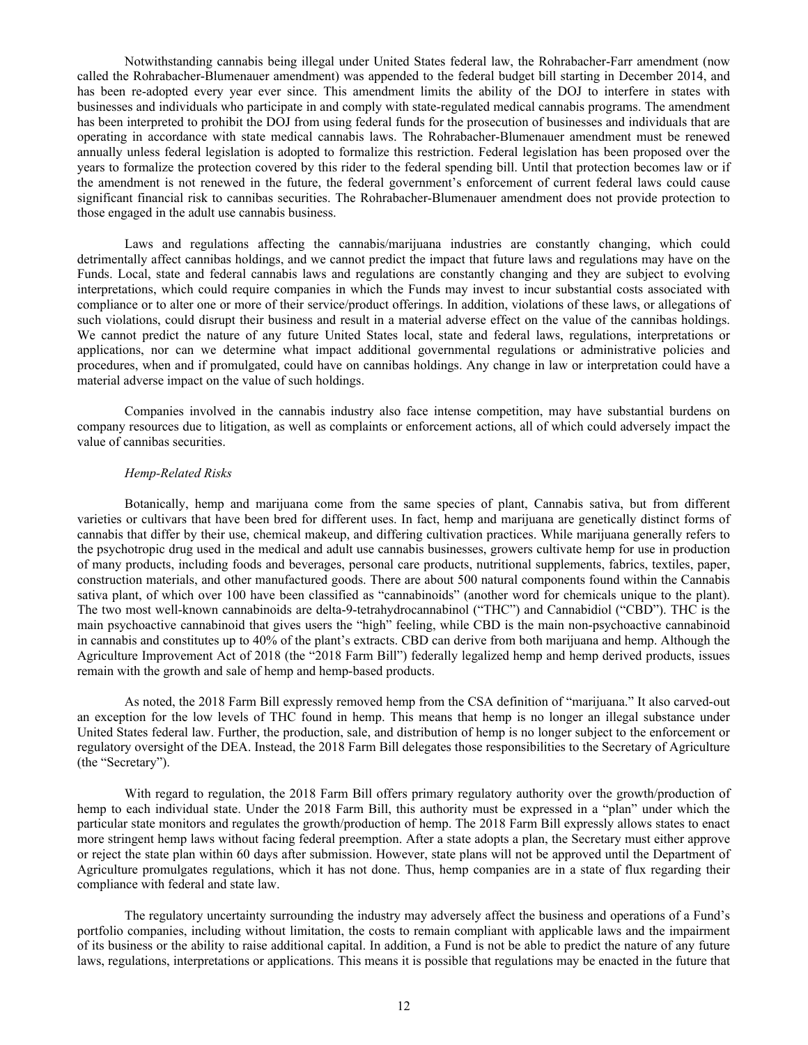Notwithstanding cannabis being illegal under United States federal law, the Rohrabacher-Farr amendment (now called the Rohrabacher-Blumenauer amendment) was appended to the federal budget bill starting in December 2014, and has been re-adopted every year ever since. This amendment limits the ability of the DOJ to interfere in states with businesses and individuals who participate in and comply with state-regulated medical cannabis programs. The amendment has been interpreted to prohibit the DOJ from using federal funds for the prosecution of businesses and individuals that are operating in accordance with state medical cannabis laws. The Rohrabacher-Blumenauer amendment must be renewed annually unless federal legislation is adopted to formalize this restriction. Federal legislation has been proposed over the years to formalize the protection covered by this rider to the federal spending bill. Until that protection becomes law or if the amendment is not renewed in the future, the federal government's enforcement of current federal laws could cause significant financial risk to cannibas securities. The Rohrabacher-Blumenauer amendment does not provide protection to those engaged in the adult use cannabis business.

Laws and regulations affecting the cannabis/marijuana industries are constantly changing, which could detrimentally affect cannibas holdings, and we cannot predict the impact that future laws and regulations may have on the Funds. Local, state and federal cannabis laws and regulations are constantly changing and they are subject to evolving interpretations, which could require companies in which the Funds may invest to incur substantial costs associated with compliance or to alter one or more of their service/product offerings. In addition, violations of these laws, or allegations of such violations, could disrupt their business and result in a material adverse effect on the value of the cannibas holdings. We cannot predict the nature of any future United States local, state and federal laws, regulations, interpretations or applications, nor can we determine what impact additional governmental regulations or administrative policies and procedures, when and if promulgated, could have on cannibas holdings. Any change in law or interpretation could have a material adverse impact on the value of such holdings.

Companies involved in the cannabis industry also face intense competition, may have substantial burdens on company resources due to litigation, as well as complaints or enforcement actions, all of which could adversely impact the value of cannibas securities.

*Hemp-Related Risks*

Botanically, hemp and marijuana come from the same species of plant, Cannabis sativa, but from different varieties or cultivars that have been bred for different uses. In fact, hemp and marijuana are genetically distinct forms of cannabis that differ by their use, chemical makeup, and differing cultivation practices. While marijuana generally refers to the psychotropic drug used in the medical and adult use cannabis businesses, growers cultivate hemp for use in production of many products, including foods and beverages, personal care products, nutritional supplements, fabrics, textiles, paper, construction materials, and other manufactured goods. There are about 500 natural components found within the Cannabis sativa plant, of which over 100 have been classified as "cannabinoids" (another word for chemicals unique to the plant). The two most well-known cannabinoids are delta-9-tetrahydrocannabinol ("THC") and Cannabidiol ("CBD"). THC is the main psychoactive cannabinoid that gives users the "high" feeling, while CBD is the main non-psychoactive cannabinoid in cannabis and constitutes up to 40% of the plant's extracts. CBD can derive from both marijuana and hemp. Although the Agriculture Improvement Act of 2018 (the "2018 Farm Bill") federally legalized hemp and hemp derived products, issues remain with the growth and sale of hemp and hemp-based products.

As noted, the 2018 Farm Bill expressly removed hemp from the CSA definition of "marijuana." It also carved-out an exception for the low levels of THC found in hemp. This means that hemp is no longer an illegal substance under United States federal law. Further, the production, sale, and distribution of hemp is no longer subject to the enforcement or regulatory oversight of the DEA. Instead, the 2018 Farm Bill delegates those responsibilities to the Secretary of Agriculture (the "Secretary").

With regard to regulation, the 2018 Farm Bill offers primary regulatory authority over the growth/production of hemp to each individual state. Under the 2018 Farm Bill, this authority must be expressed in a "plan" under which the particular state monitors and regulates the growth/production of hemp. The 2018 Farm Bill expressly allows states to enact more stringent hemp laws without facing federal preemption. After a state adopts a plan, the Secretary must either approve or reject the state plan within 60 days after submission. However, state plans will not be approved until the Department of Agriculture promulgates regulations, which it has not done. Thus, hemp companies are in a state of flux regarding their compliance with federal and state law.

The regulatory uncertainty surrounding the industry may adversely affect the business and operations of a Fund's portfolio companies, including without limitation, the costs to remain compliant with applicable laws and the impairment of its business or the ability to raise additional capital. In addition, a Fund is not be able to predict the nature of any future laws, regulations, interpretations or applications. This means it is possible that regulations may be enacted in the future that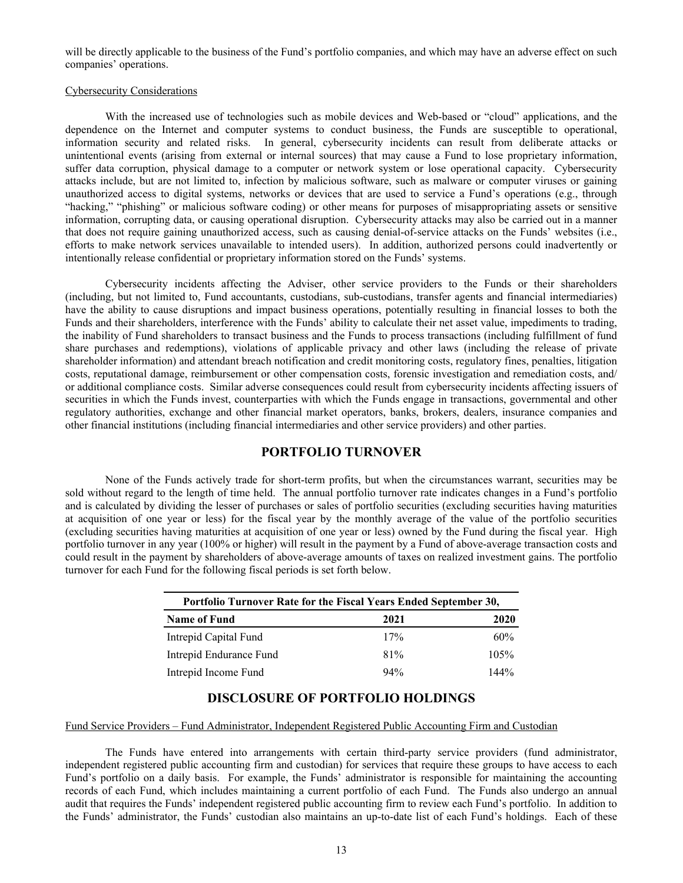will be directly applicable to the business of the Fund's portfolio companies, and which may have an adverse effect on such companies' operations.

Cybersecurity Considerations

With the increased use of technologies such as mobile devices and Web-based or "cloud" applications, and the dependence on the Internet and computer systems to conduct business, the Funds are susceptible to operational, information security and related risks. In general, cybersecurity incidents can result from deliberate attacks or unintentional events (arising from external or internal sources) that may cause a Fund to lose proprietary information, suffer data corruption, physical damage to a computer or network system or lose operational capacity. Cybersecurity attacks include, but are not limited to, infection by malicious software, such as malware or computer viruses or gaining unauthorized access to digital systems, networks or devices that are used to service a Fund's operations (e.g., through "hacking," "phishing" or malicious software coding) or other means for purposes of misappropriating assets or sensitive information, corrupting data, or causing operational disruption. Cybersecurity attacks may also be carried out in a manner that does not require gaining unauthorized access, such as causing denial-of-service attacks on the Funds' websites (i.e., efforts to make network services unavailable to intended users). In addition, authorized persons could inadvertently or intentionally release confidential or proprietary information stored on the Funds' systems.

Cybersecurity incidents affecting the Adviser, other service providers to the Funds or their shareholders (including, but not limited to, Fund accountants, custodians, sub-custodians, transfer agents and financial intermediaries) have the ability to cause disruptions and impact business operations, potentially resulting in financial losses to both the Funds and their shareholders, interference with the Funds' ability to calculate their net asset value, impediments to trading, the inability of Fund shareholders to transact business and the Funds to process transactions (including fulfillment of fund share purchases and redemptions), violations of applicable privacy and other laws (including the release of private shareholder information) and attendant breach notification and credit monitoring costs, regulatory fines, penalties, litigation costs, reputational damage, reimbursement or other compensation costs, forensic investigation and remediation costs, and/or additional compliance costs. Similar adverse consequences could result from cybersecurity incidents affecting issuers of securities in which the Funds invest, counterparties with which the Funds engage in transactions, governmental and other regulatory authorities, exchange and other financial market operators, banks, brokers, dealers, insurance companies and other financial institutions (including financial intermediaries and other service providers) and other parties.

## PORTFOLIO TURNOVER

None of the Funds actively trade for short-term profits, but when the circumstances warrant, securities may be sold without regard to the length of time held. The annual portfolio turnover rate indicates changes in a Fund's portfolio and is calculated by dividing the lesser of purchases or sales of portfolio securities (excluding securities having maturities at acquisition of one year or less) for the fiscal year by the monthly average of the value of the portfolio securities (excluding securities having maturities at acquisition of one year or less) owned by the Fund during the fiscal year. High portfolio turnover in any year (100% or higher) will result in the payment by a Fund of above-average transaction costs and could result in the payment by shareholders of above-average amounts of taxes on realized investment gains. The portfolio turnover for each Fund for the following fiscal periods is set forth below.

| Portfolio Turnover Rate for the Fiscal Years Ended September 30, | | |
|---|---|---|
| **Name of Fund** | **2021** | **2020** |
| Intrepid Capital Fund | 17% | 60% |
| Intrepid Endurance Fund | 81% | 105% |
| Intrepid Income Fund | 94% | 144% |

## DISCLOSURE OF PORTFOLIO HOLDINGS

Fund Service Providers – Fund Administrator, Independent Registered Public Accounting Firm and Custodian

The Funds have entered into arrangements with certain third-party service providers (fund administrator, independent registered public accounting firm and custodian) for services that require these groups to have access to each Fund's portfolio on a daily basis. For example, the Funds' administrator is responsible for maintaining the accounting records of each Fund, which includes maintaining a current portfolio of each Fund. The Funds also undergo an annual audit that requires the Funds' independent registered public accounting firm to review each Fund's portfolio. In addition to the Funds' administrator, the Funds' custodian also maintains an up-to-date list of each Fund's holdings. Each of these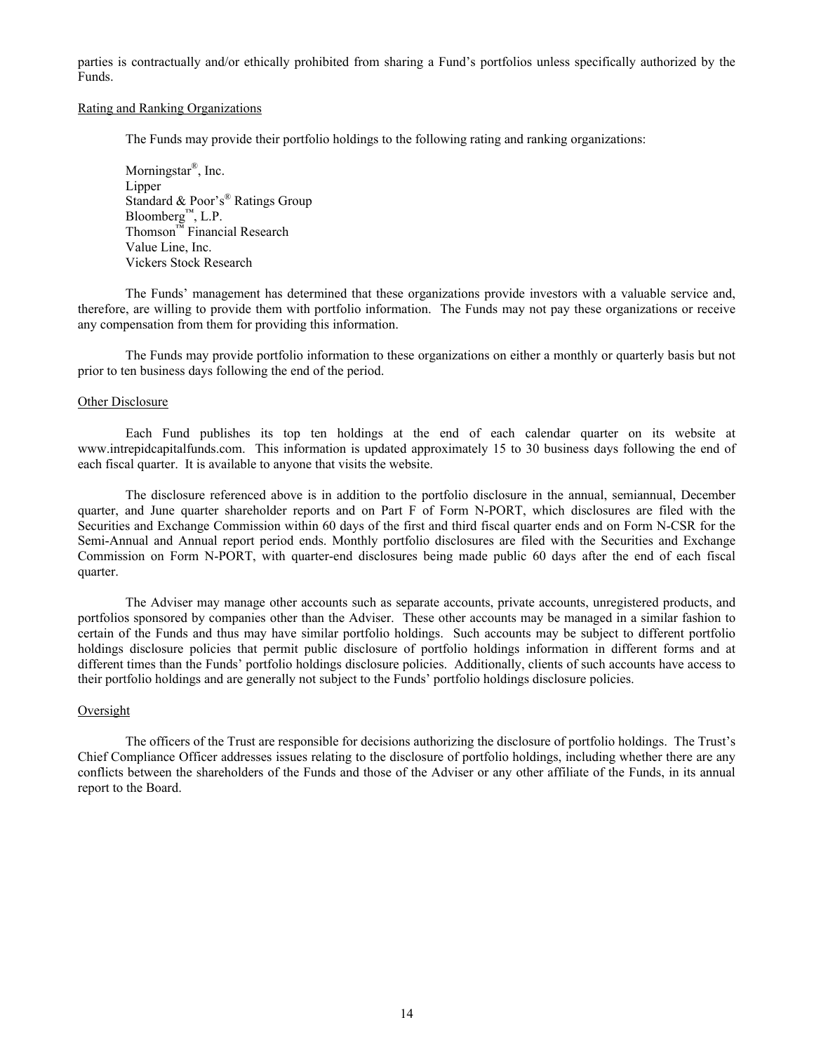parties is contractually and/or ethically prohibited from sharing a Fund's portfolios unless specifically authorized by the Funds.

Rating and Ranking Organizations

The Funds may provide their portfolio holdings to the following rating and ranking organizations:

Morningstar®, Inc.
Lipper
Standard & Poor's® Ratings Group
Bloomberg™, L.P.
Thomson™ Financial Research
Value Line, Inc.
Vickers Stock Research

The Funds' management has determined that these organizations provide investors with a valuable service and, therefore, are willing to provide them with portfolio information. The Funds may not pay these organizations or receive any compensation from them for providing this information.

The Funds may provide portfolio information to these organizations on either a monthly or quarterly basis but not prior to ten business days following the end of the period.

Other Disclosure

Each Fund publishes its top ten holdings at the end of each calendar quarter on its website at www.intrepidcapitalfunds.com. This information is updated approximately 15 to 30 business days following the end of each fiscal quarter. It is available to anyone that visits the website.

The disclosure referenced above is in addition to the portfolio disclosure in the annual, semiannual, December quarter, and June quarter shareholder reports and on Part F of Form N-PORT, which disclosures are filed with the Securities and Exchange Commission within 60 days of the first and third fiscal quarter ends and on Form N-CSR for the Semi-Annual and Annual report period ends. Monthly portfolio disclosures are filed with the Securities and Exchange Commission on Form N-PORT, with quarter-end disclosures being made public 60 days after the end of each fiscal quarter.

The Adviser may manage other accounts such as separate accounts, private accounts, unregistered products, and portfolios sponsored by companies other than the Adviser. These other accounts may be managed in a similar fashion to certain of the Funds and thus may have similar portfolio holdings. Such accounts may be subject to different portfolio holdings disclosure policies that permit public disclosure of portfolio holdings information in different forms and at different times than the Funds' portfolio holdings disclosure policies. Additionally, clients of such accounts have access to their portfolio holdings and are generally not subject to the Funds' portfolio holdings disclosure policies.

Oversight

The officers of the Trust are responsible for decisions authorizing the disclosure of portfolio holdings. The Trust's Chief Compliance Officer addresses issues relating to the disclosure of portfolio holdings, including whether there are any conflicts between the shareholders of the Funds and those of the Adviser or any other affiliate of the Funds, in its annual report to the Board.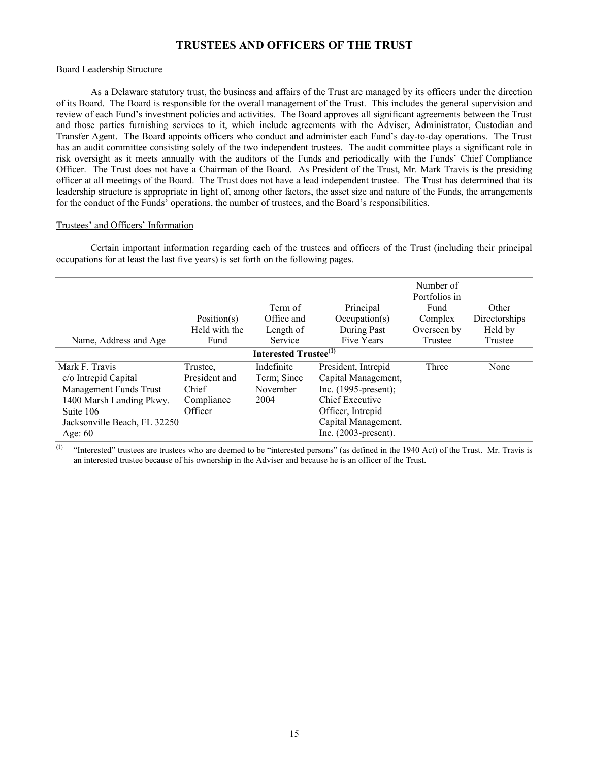# TRUSTEES AND OFFICERS OF THE TRUST

Board Leadership Structure

As a Delaware statutory trust, the business and affairs of the Trust are managed by its officers under the direction of its Board. The Board is responsible for the overall management of the Trust. This includes the general supervision and review of each Fund's investment policies and activities. The Board approves all significant agreements between the Trust and those parties furnishing services to it, which include agreements with the Adviser, Administrator, Custodian and Transfer Agent. The Board appoints officers who conduct and administer each Fund's day-to-day operations. The Trust has an audit committee consisting solely of the two independent trustees. The audit committee plays a significant role in risk oversight as it meets annually with the auditors of the Funds and periodically with the Funds' Chief Compliance Officer. The Trust does not have a Chairman of the Board. As President of the Trust, Mr. Mark Travis is the presiding officer at all meetings of the Board. The Trust does not have a lead independent trustee. The Trust has determined that its leadership structure is appropriate in light of, among other factors, the asset size and nature of the Funds, the arrangements for the conduct of the Funds' operations, the number of trustees, and the Board's responsibilities.

Trustees' and Officers' Information

Certain important information regarding each of the trustees and officers of the Trust (including their principal occupations for at least the last five years) is set forth on the following pages.

| Name, Address and Age | Position(s) Held with the Fund | Term of Office and Length of Service | Principal Occupation(s) During Past Five Years | Number of Portfolios in Fund Complex Overseen by Trustee | Other Directorships Held by Trustee |
|---|---|---|---|---|---|
| **Interested Trustee[(1)]** | | | | | |
| Mark F. Travis<br>c/o Intrepid Capital Management Funds Trust<br>1400 Marsh Landing Pkwy.<br>Suite 106<br>Jacksonville Beach, FL 32250<br>Age: 60 | Trustee, President and Chief Compliance Officer | Indefinite Term; Since November 2004 | President, Intrepid Capital Management, Inc. (1995-present); Chief Executive Officer, Intrepid Capital Management, Inc. (2003-present). | Three | None |

(1) "Interested" trustees are trustees who are deemed to be "interested persons" (as defined in the 1940 Act) of the Trust. Mr. Travis is an interested trustee because of his ownership in the Adviser and because he is an officer of the Trust.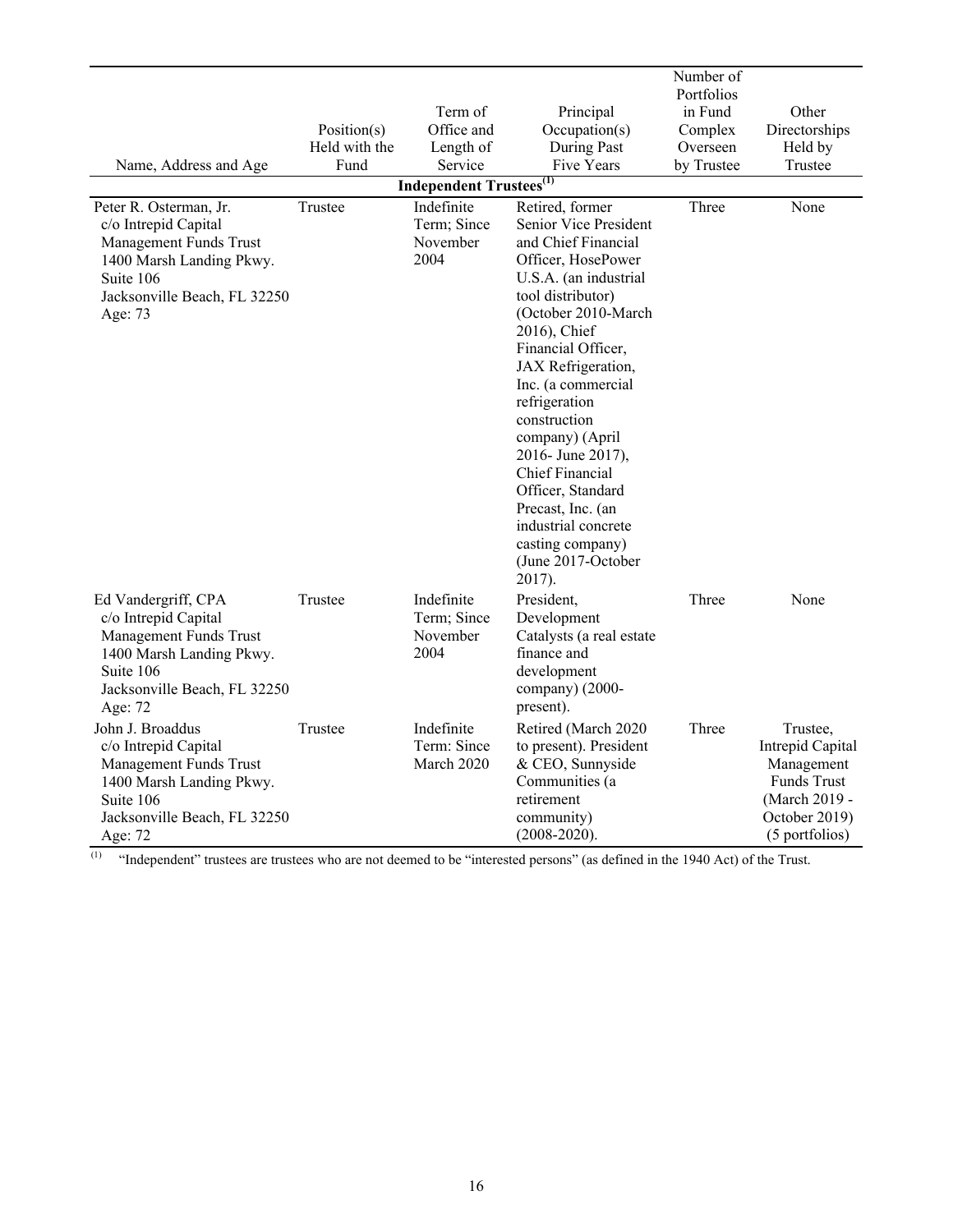| Name, Address and Age | Position(s) Held with the Fund | Term of Office and Length of Service | Principal Occupation(s) During Past Five Years | Number of Portfolios in Fund Complex Overseen by Trustee | Other Directorships Held by Trustee |
|---|---|---|---|---|---|
| **Independent Trustees[(1)]** | | | | | |
| Peter R. Osterman, Jr. c/o Intrepid Capital Management Funds Trust 1400 Marsh Landing Pkwy. Suite 106 Jacksonville Beach, FL 32250 Age: 73 | Trustee | Indefinite Term; Since November 2004 | Retired, former Senior Vice President and Chief Financial Officer, HosePower U.S.A. (an industrial tool distributor) (October 2010-March 2016), Chief Financial Officer, JAX Refrigeration, Inc. (a commercial refrigeration construction company) (April 2016- June 2017), Chief Financial Officer, Standard Precast, Inc. (an industrial concrete casting company) (June 2017-October 2017). | Three | None |
| Ed Vandergriff, CPA c/o Intrepid Capital Management Funds Trust 1400 Marsh Landing Pkwy. Suite 106 Jacksonville Beach, FL 32250 Age: 72 | Trustee | Indefinite Term; Since November 2004 | President, Development Catalysts (a real estate finance and development company) (2000-present). | Three | None |
| John J. Broaddus c/o Intrepid Capital Management Funds Trust 1400 Marsh Landing Pkwy. Suite 106 Jacksonville Beach, FL 32250 Age: 72 | Trustee | Indefinite Term: Since March 2020 | Retired (March 2020 to present). President & CEO, Sunnyside Communities (a retirement community) (2008-2020). | Three | Trustee, Intrepid Capital Management Funds Trust (March 2019 - October 2019) (5 portfolios) |

(1) "Independent" trustees are trustees who are not deemed to be "interested persons" (as defined in the 1940 Act) of the Trust.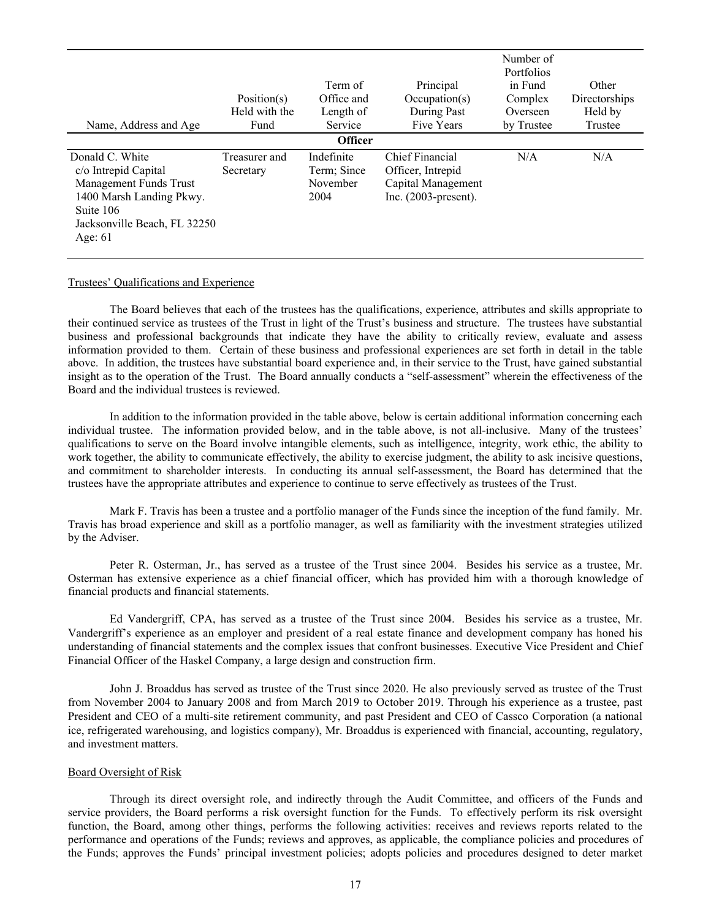| Name, Address and Age | Position(s) Held with the Fund | Term of Office and Length of Service | Principal Occupation(s) During Past Five Years | Number of Portfolios in Fund Complex Overseen by Trustee | Other Directorships Held by Trustee |
|---|---|---|---|---|---|
| **Officer** | | | | | |
| Donald C. White<br>c/o Intrepid Capital Management Funds Trust<br>1400 Marsh Landing Pkwy.<br>Suite 106<br>Jacksonville Beach, FL 32250<br>Age: 61 | Treasurer and Secretary | Indefinite Term; Since November 2004 | Chief Financial Officer, Intrepid Capital Management Inc. (2003-present). | N/A | N/A |

Trustees' Qualifications and Experience

The Board believes that each of the trustees has the qualifications, experience, attributes and skills appropriate to their continued service as trustees of the Trust in light of the Trust's business and structure. The trustees have substantial business and professional backgrounds that indicate they have the ability to critically review, evaluate and assess information provided to them. Certain of these business and professional experiences are set forth in detail in the table above. In addition, the trustees have substantial board experience and, in their service to the Trust, have gained substantial insight as to the operation of the Trust. The Board annually conducts a "self-assessment" wherein the effectiveness of the Board and the individual trustees is reviewed.

In addition to the information provided in the table above, below is certain additional information concerning each individual trustee. The information provided below, and in the table above, is not all-inclusive. Many of the trustees' qualifications to serve on the Board involve intangible elements, such as intelligence, integrity, work ethic, the ability to work together, the ability to communicate effectively, the ability to exercise judgment, the ability to ask incisive questions, and commitment to shareholder interests. In conducting its annual self-assessment, the Board has determined that the trustees have the appropriate attributes and experience to continue to serve effectively as trustees of the Trust.

Mark F. Travis has been a trustee and a portfolio manager of the Funds since the inception of the fund family. Mr. Travis has broad experience and skill as a portfolio manager, as well as familiarity with the investment strategies utilized by the Adviser.

Peter R. Osterman, Jr., has served as a trustee of the Trust since 2004. Besides his service as a trustee, Mr. Osterman has extensive experience as a chief financial officer, which has provided him with a thorough knowledge of financial products and financial statements.

Ed Vandergriff, CPA, has served as a trustee of the Trust since 2004. Besides his service as a trustee, Mr. Vandergriff's experience as an employer and president of a real estate finance and development company has honed his understanding of financial statements and the complex issues that confront businesses. Executive Vice President and Chief Financial Officer of the Haskel Company, a large design and construction firm.

John J. Broaddus has served as trustee of the Trust since 2020. He also previously served as trustee of the Trust from November 2004 to January 2008 and from March 2019 to October 2019. Through his experience as a trustee, past President and CEO of a multi-site retirement community, and past President and CEO of Cassco Corporation (a national ice, refrigerated warehousing, and logistics company), Mr. Broaddus is experienced with financial, accounting, regulatory, and investment matters.

Board Oversight of Risk

Through its direct oversight role, and indirectly through the Audit Committee, and officers of the Funds and service providers, the Board performs a risk oversight function for the Funds. To effectively perform its risk oversight function, the Board, among other things, performs the following activities: receives and reviews reports related to the performance and operations of the Funds; reviews and approves, as applicable, the compliance policies and procedures of the Funds; approves the Funds' principal investment policies; adopts policies and procedures designed to deter market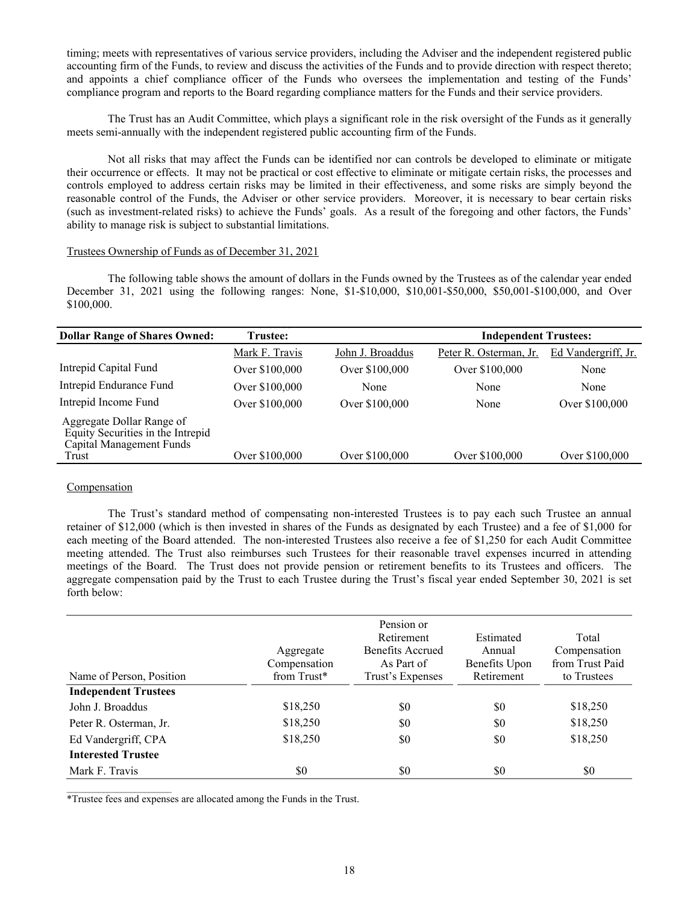timing; meets with representatives of various service providers, including the Adviser and the independent registered public accounting firm of the Funds, to review and discuss the activities of the Funds and to provide direction with respect thereto; and appoints a chief compliance officer of the Funds who oversees the implementation and testing of the Funds' compliance program and reports to the Board regarding compliance matters for the Funds and their service providers.

The Trust has an Audit Committee, which plays a significant role in the risk oversight of the Funds as it generally meets semi-annually with the independent registered public accounting firm of the Funds.

Not all risks that may affect the Funds can be identified nor can controls be developed to eliminate or mitigate their occurrence or effects. It may not be practical or cost effective to eliminate or mitigate certain risks, the processes and controls employed to address certain risks may be limited in their effectiveness, and some risks are simply beyond the reasonable control of the Funds, the Adviser or other service providers. Moreover, it is necessary to bear certain risks (such as investment-related risks) to achieve the Funds' goals. As a result of the foregoing and other factors, the Funds' ability to manage risk is subject to substantial limitations.

Trustees Ownership of Funds as of December 31, 2021

The following table shows the amount of dollars in the Funds owned by the Trustees as of the calendar year ended December 31, 2021 using the following ranges: None, $1-$10,000, $10,001-$50,000, $50,001-$100,000, and Over $100,000.

| Dollar Range of Shares Owned: | Trustee: | Independent Trustees: | | |
|---|---|---|---|---|
| | Mark F. Travis | John J. Broaddus | Peter R. Osterman, Jr. | Ed Vandergriff, Jr. |
| Intrepid Capital Fund | Over $100,000 | Over $100,000 | Over $100,000 | None |
| Intrepid Endurance Fund | Over $100,000 | None | None | None |
| Intrepid Income Fund | Over $100,000 | Over $100,000 | None | Over $100,000 |
| Aggregate Dollar Range of Equity Securities in the Intrepid Capital Management Funds Trust | Over $100,000 | Over $100,000 | Over $100,000 | Over $100,000 |

Compensation

The Trust's standard method of compensating non-interested Trustees is to pay each such Trustee an annual retainer of $12,000 (which is then invested in shares of the Funds as designated by each Trustee) and a fee of $1,000 for each meeting of the Board attended. The non-interested Trustees also receive a fee of $1,250 for each Audit Committee meeting attended. The Trust also reimburses such Trustees for their reasonable travel expenses incurred in attending meetings of the Board. The Trust does not provide pension or retirement benefits to its Trustees and officers. The aggregate compensation paid by the Trust to each Trustee during the Trust's fiscal year ended September 30, 2021 is set forth below:

| Name of Person, Position | Aggregate Compensation from Trust* | Pension or Retirement Benefits Accrued As Part of Trust's Expenses | Estimated Annual Benefits Upon Retirement | Total Compensation from Trust Paid to Trustees |
|---|---|---|---|---|
| **Independent Trustees** | | | | |
| John J. Broaddus | $18,250 | $0 | $0 | $18,250 |
| Peter R. Osterman, Jr. | $18,250 | $0 | $0 | $18,250 |
| Ed Vandergriff, CPA | $18,250 | $0 | $0 | $18,250 |
| **Interested Trustee** | | | | |
| Mark F. Travis | $0 | $0 | $0 | $0 |

*Trustee fees and expenses are allocated among the Funds in the Trust.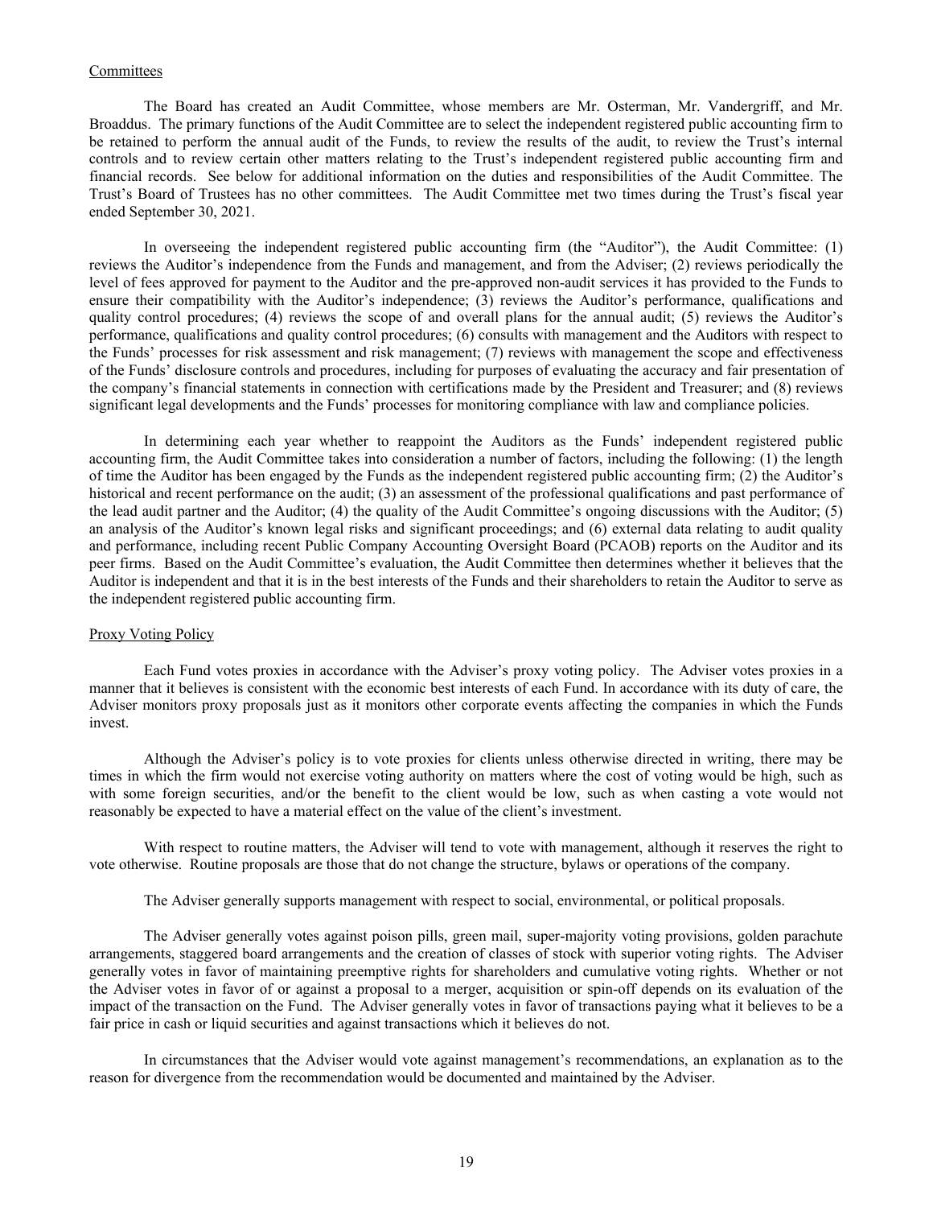## Committees

The Board has created an Audit Committee, whose members are Mr. Osterman, Mr. Vandergriff, and Mr. Broaddus. The primary functions of the Audit Committee are to select the independent registered public accounting firm to be retained to perform the annual audit of the Funds, to review the results of the audit, to review the Trust's internal controls and to review certain other matters relating to the Trust's independent registered public accounting firm and financial records. See below for additional information on the duties and responsibilities of the Audit Committee. The Trust's Board of Trustees has no other committees. The Audit Committee met two times during the Trust's fiscal year ended September 30, 2021.

In overseeing the independent registered public accounting firm (the "Auditor"), the Audit Committee: (1) reviews the Auditor's independence from the Funds and management, and from the Adviser; (2) reviews periodically the level of fees approved for payment to the Auditor and the pre-approved non-audit services it has provided to the Funds to ensure their compatibility with the Auditor's independence; (3) reviews the Auditor's performance, qualifications and quality control procedures; (4) reviews the scope of and overall plans for the annual audit; (5) reviews the Auditor's performance, qualifications and quality control procedures; (6) consults with management and the Auditors with respect to the Funds' processes for risk assessment and risk management; (7) reviews with management the scope and effectiveness of the Funds' disclosure controls and procedures, including for purposes of evaluating the accuracy and fair presentation of the company's financial statements in connection with certifications made by the President and Treasurer; and (8) reviews significant legal developments and the Funds' processes for monitoring compliance with law and compliance policies.

In determining each year whether to reappoint the Auditors as the Funds' independent registered public accounting firm, the Audit Committee takes into consideration a number of factors, including the following: (1) the length of time the Auditor has been engaged by the Funds as the independent registered public accounting firm; (2) the Auditor's historical and recent performance on the audit; (3) an assessment of the professional qualifications and past performance of the lead audit partner and the Auditor; (4) the quality of the Audit Committee's ongoing discussions with the Auditor; (5) an analysis of the Auditor's known legal risks and significant proceedings; and (6) external data relating to audit quality and performance, including recent Public Company Accounting Oversight Board (PCAOB) reports on the Auditor and its peer firms. Based on the Audit Committee's evaluation, the Audit Committee then determines whether it believes that the Auditor is independent and that it is in the best interests of the Funds and their shareholders to retain the Auditor to serve as the independent registered public accounting firm.

## Proxy Voting Policy

Each Fund votes proxies in accordance with the Adviser's proxy voting policy. The Adviser votes proxies in a manner that it believes is consistent with the economic best interests of each Fund. In accordance with its duty of care, the Adviser monitors proxy proposals just as it monitors other corporate events affecting the companies in which the Funds invest.

Although the Adviser's policy is to vote proxies for clients unless otherwise directed in writing, there may be times in which the firm would not exercise voting authority on matters where the cost of voting would be high, such as with some foreign securities, and/or the benefit to the client would be low, such as when casting a vote would not reasonably be expected to have a material effect on the value of the client's investment.

With respect to routine matters, the Adviser will tend to vote with management, although it reserves the right to vote otherwise. Routine proposals are those that do not change the structure, bylaws or operations of the company.

The Adviser generally supports management with respect to social, environmental, or political proposals.

The Adviser generally votes against poison pills, green mail, super-majority voting provisions, golden parachute arrangements, staggered board arrangements and the creation of classes of stock with superior voting rights. The Adviser generally votes in favor of maintaining preemptive rights for shareholders and cumulative voting rights. Whether or not the Adviser votes in favor of or against a proposal to a merger, acquisition or spin-off depends on its evaluation of the impact of the transaction on the Fund. The Adviser generally votes in favor of transactions paying what it believes to be a fair price in cash or liquid securities and against transactions which it believes do not.

In circumstances that the Adviser would vote against management's recommendations, an explanation as to the reason for divergence from the recommendation would be documented and maintained by the Adviser.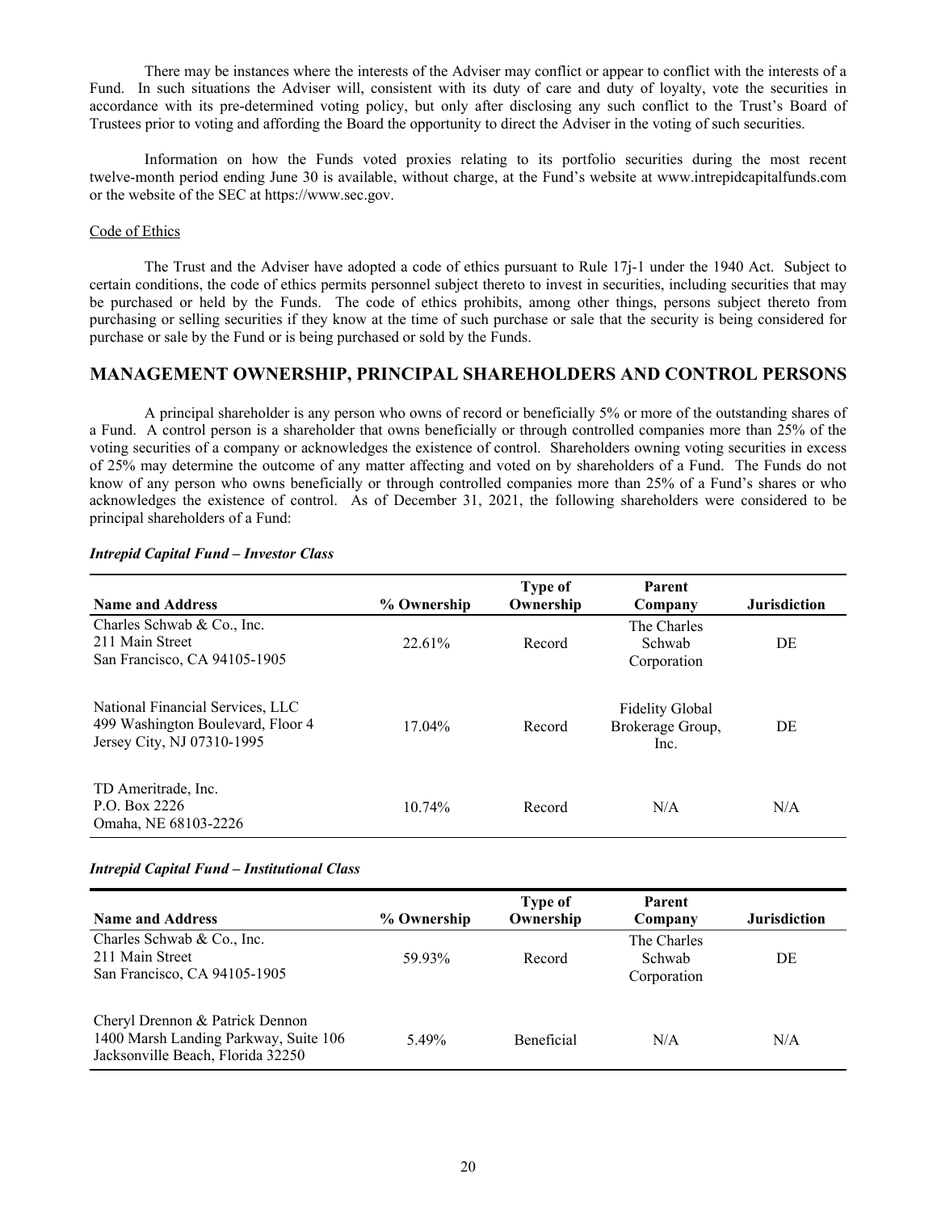There may be instances where the interests of the Adviser may conflict or appear to conflict with the interests of a Fund. In such situations the Adviser will, consistent with its duty of care and duty of loyalty, vote the securities in accordance with its pre-determined voting policy, but only after disclosing any such conflict to the Trust's Board of Trustees prior to voting and affording the Board the opportunity to direct the Adviser in the voting of such securities.

Information on how the Funds voted proxies relating to its portfolio securities during the most recent twelve-month period ending June 30 is available, without charge, at the Fund's website at www.intrepidcapitalfunds.com or the website of the SEC at https://www.sec.gov.

Code of Ethics

The Trust and the Adviser have adopted a code of ethics pursuant to Rule 17j-1 under the 1940 Act. Subject to certain conditions, the code of ethics permits personnel subject thereto to invest in securities, including securities that may be purchased or held by the Funds. The code of ethics prohibits, among other things, persons subject thereto from purchasing or selling securities if they know at the time of such purchase or sale that the security is being considered for purchase or sale by the Fund or is being purchased or sold by the Funds.

## MANAGEMENT OWNERSHIP, PRINCIPAL SHAREHOLDERS AND CONTROL PERSONS

A principal shareholder is any person who owns of record or beneficially 5% or more of the outstanding shares of a Fund. A control person is a shareholder that owns beneficially or through controlled companies more than 25% of the voting securities of a company or acknowledges the existence of control. Shareholders owning voting securities in excess of 25% may determine the outcome of any matter affecting and voted on by shareholders of a Fund. The Funds do not know of any person who owns beneficially or through controlled companies more than 25% of a Fund's shares or who acknowledges the existence of control. As of December 31, 2021, the following shareholders were considered to be principal shareholders of a Fund:

***Intrepid Capital Fund – Investor Class***

| Name and Address | % Ownership | Type of Ownership | Parent Company | Jurisdiction |
|---|---|---|---|---|
| Charles Schwab & Co., Inc.<br>211 Main Street<br>San Francisco, CA 94105-1905 | 22.61% | Record | The Charles Schwab Corporation | DE |
| National Financial Services, LLC<br>499 Washington Boulevard, Floor 4<br>Jersey City, NJ 07310-1995 | 17.04% | Record | Fidelity Global Brokerage Group, Inc. | DE |
| TD Ameritrade, Inc.<br>P.O. Box 2226<br>Omaha, NE 68103-2226 | 10.74% | Record | N/A | N/A |

***Intrepid Capital Fund – Institutional Class***

| Name and Address | % Ownership | Type of Ownership | Parent Company | Jurisdiction |
|---|---|---|---|---|
| Charles Schwab & Co., Inc.<br>211 Main Street<br>San Francisco, CA 94105-1905 | 59.93% | Record | The Charles Schwab Corporation | DE |
| Cheryl Drennon & Patrick Dennon<br>1400 Marsh Landing Parkway, Suite 106<br>Jacksonville Beach, Florida 32250 | 5.49% | Beneficial | N/A | N/A |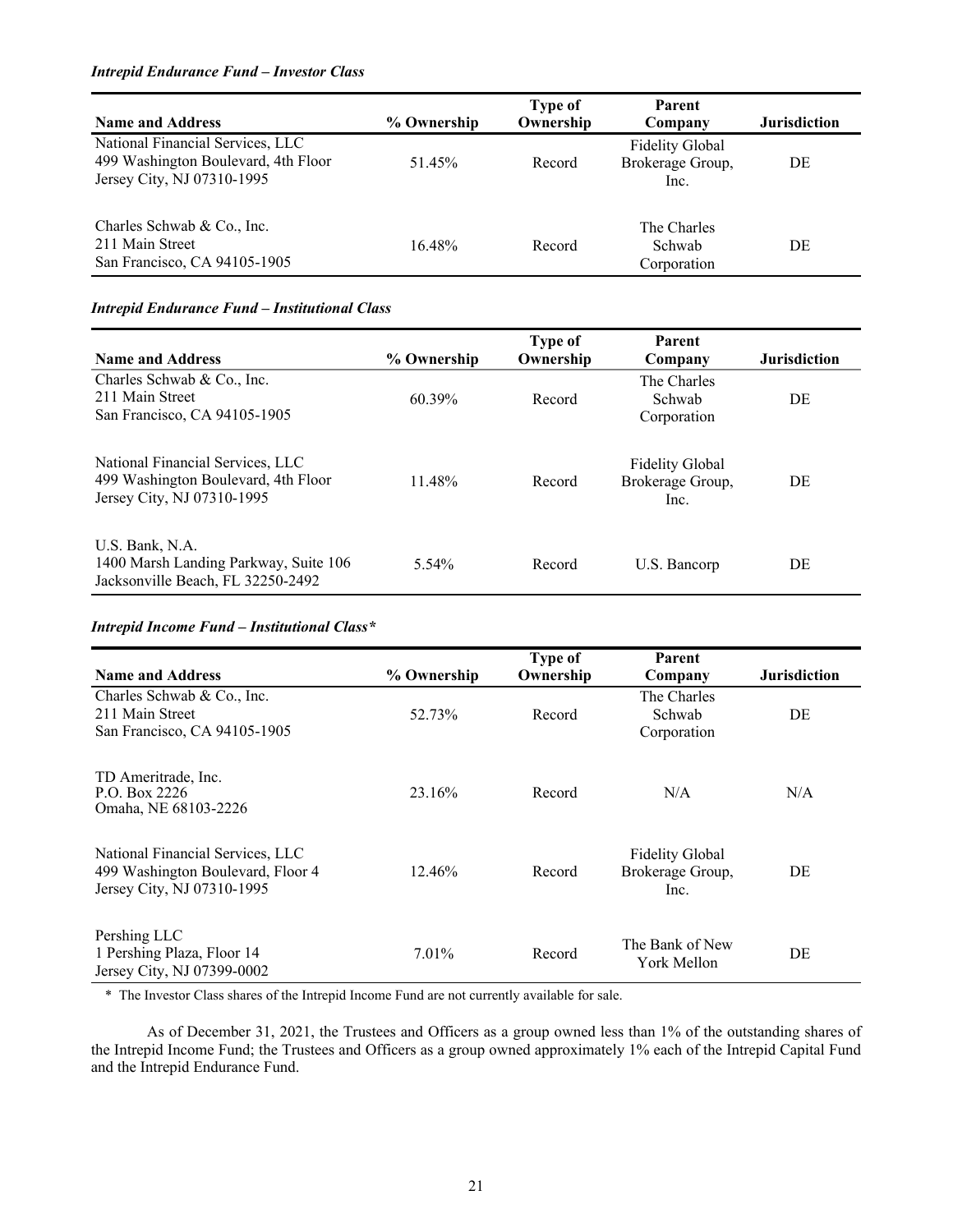***Intrepid Endurance Fund – Investor Class***

| Name and Address | % Ownership | Type of Ownership | Parent Company | Jurisdiction |
|---|---|---|---|---|
| National Financial Services, LLC<br>499 Washington Boulevard, 4th Floor<br>Jersey City, NJ 07310-1995 | 51.45% | Record | Fidelity Global Brokerage Group, Inc. | DE |
| Charles Schwab & Co., Inc.<br>211 Main Street<br>San Francisco, CA 94105-1905 | 16.48% | Record | The Charles Schwab Corporation | DE |

***Intrepid Endurance Fund – Institutional Class***

| Name and Address | % Ownership | Type of Ownership | Parent Company | Jurisdiction |
|---|---|---|---|---|
| Charles Schwab & Co., Inc.<br>211 Main Street<br>San Francisco, CA 94105-1905 | 60.39% | Record | The Charles Schwab Corporation | DE |
| National Financial Services, LLC<br>499 Washington Boulevard, 4th Floor<br>Jersey City, NJ 07310-1995 | 11.48% | Record | Fidelity Global Brokerage Group, Inc. | DE |
| U.S. Bank, N.A.<br>1400 Marsh Landing Parkway, Suite 106<br>Jacksonville Beach, FL 32250-2492 | 5.54% | Record | U.S. Bancorp | DE |

***Intrepid Income Fund – Institutional Class****

| Name and Address | % Ownership | Type of Ownership | Parent Company | Jurisdiction |
|---|---|---|---|---|
| Charles Schwab & Co., Inc.<br>211 Main Street<br>San Francisco, CA 94105-1905 | 52.73% | Record | The Charles Schwab Corporation | DE |
| TD Ameritrade, Inc.<br>P.O. Box 2226<br>Omaha, NE 68103-2226 | 23.16% | Record | N/A | N/A |
| National Financial Services, LLC<br>499 Washington Boulevard, Floor 4<br>Jersey City, NJ 07310-1995 | 12.46% | Record | Fidelity Global Brokerage Group, Inc. | DE |
| Pershing LLC<br>1 Pershing Plaza, Floor 14<br>Jersey City, NJ 07399-0002 | 7.01% | Record | The Bank of New York Mellon | DE |

\* The Investor Class shares of the Intrepid Income Fund are not currently available for sale.

As of December 31, 2021, the Trustees and Officers as a group owned less than 1% of the outstanding shares of the Intrepid Income Fund; the Trustees and Officers as a group owned approximately 1% each of the Intrepid Capital Fund and the Intrepid Endurance Fund.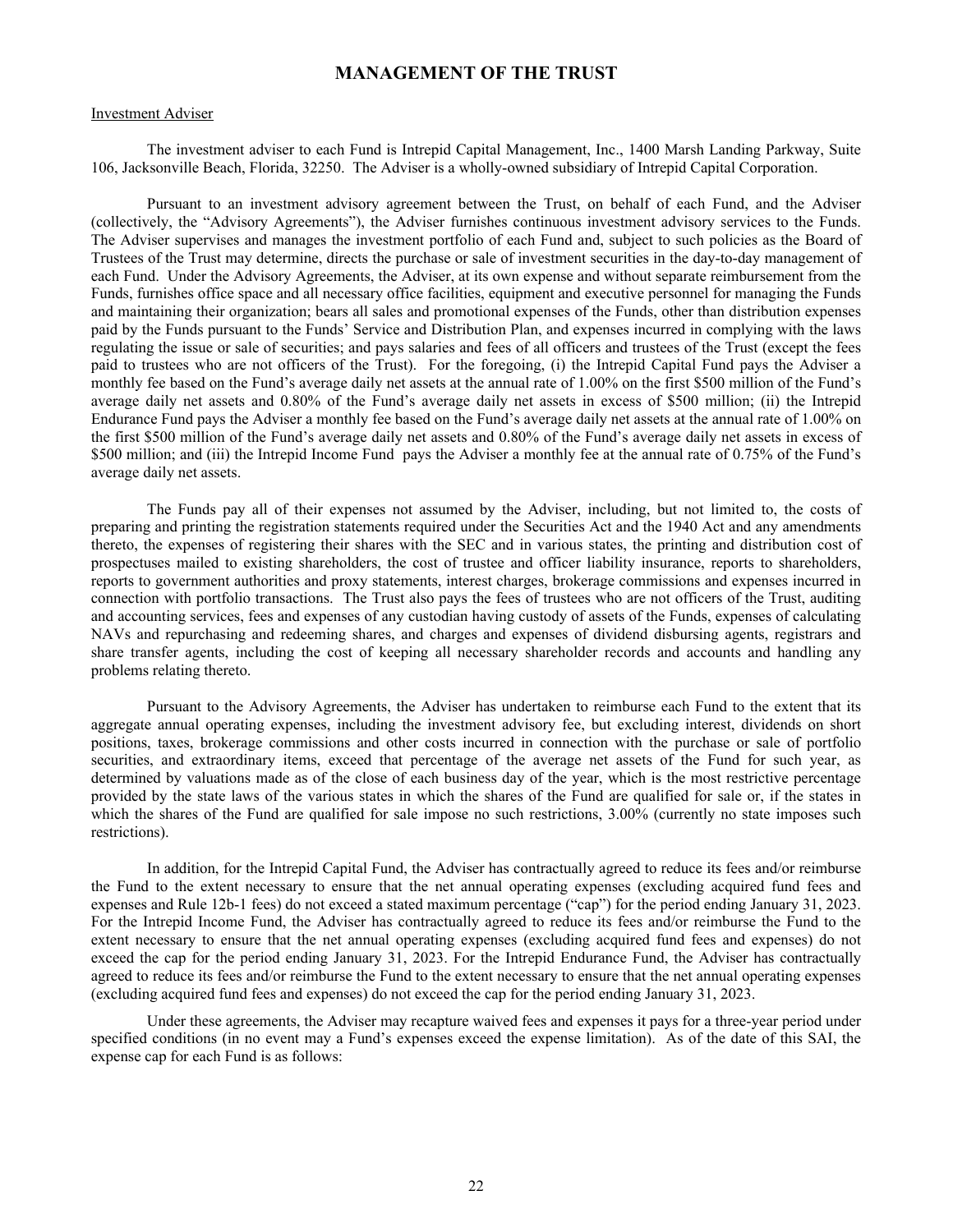## MANAGEMENT OF THE TRUST

Investment Adviser

The investment adviser to each Fund is Intrepid Capital Management, Inc., 1400 Marsh Landing Parkway, Suite 106, Jacksonville Beach, Florida, 32250. The Adviser is a wholly-owned subsidiary of Intrepid Capital Corporation.

Pursuant to an investment advisory agreement between the Trust, on behalf of each Fund, and the Adviser (collectively, the "Advisory Agreements"), the Adviser furnishes continuous investment advisory services to the Funds. The Adviser supervises and manages the investment portfolio of each Fund and, subject to such policies as the Board of Trustees of the Trust may determine, directs the purchase or sale of investment securities in the day-to-day management of each Fund. Under the Advisory Agreements, the Adviser, at its own expense and without separate reimbursement from the Funds, furnishes office space and all necessary office facilities, equipment and executive personnel for managing the Funds and maintaining their organization; bears all sales and promotional expenses of the Funds, other than distribution expenses paid by the Funds pursuant to the Funds' Service and Distribution Plan, and expenses incurred in complying with the laws regulating the issue or sale of securities; and pays salaries and fees of all officers and trustees of the Trust (except the fees paid to trustees who are not officers of the Trust). For the foregoing, (i) the Intrepid Capital Fund pays the Adviser a monthly fee based on the Fund's average daily net assets at the annual rate of 1.00% on the first $500 million of the Fund's average daily net assets and 0.80% of the Fund's average daily net assets in excess of $500 million; (ii) the Intrepid Endurance Fund pays the Adviser a monthly fee based on the Fund's average daily net assets at the annual rate of 1.00% on the first $500 million of the Fund's average daily net assets and 0.80% of the Fund's average daily net assets in excess of $500 million; and (iii) the Intrepid Income Fund pays the Adviser a monthly fee at the annual rate of 0.75% of the Fund's average daily net assets.

The Funds pay all of their expenses not assumed by the Adviser, including, but not limited to, the costs of preparing and printing the registration statements required under the Securities Act and the 1940 Act and any amendments thereto, the expenses of registering their shares with the SEC and in various states, the printing and distribution cost of prospectuses mailed to existing shareholders, the cost of trustee and officer liability insurance, reports to shareholders, reports to government authorities and proxy statements, interest charges, brokerage commissions and expenses incurred in connection with portfolio transactions. The Trust also pays the fees of trustees who are not officers of the Trust, auditing and accounting services, fees and expenses of any custodian having custody of assets of the Funds, expenses of calculating NAVs and repurchasing and redeeming shares, and charges and expenses of dividend disbursing agents, registrars and share transfer agents, including the cost of keeping all necessary shareholder records and accounts and handling any problems relating thereto.

Pursuant to the Advisory Agreements, the Adviser has undertaken to reimburse each Fund to the extent that its aggregate annual operating expenses, including the investment advisory fee, but excluding interest, dividends on short positions, taxes, brokerage commissions and other costs incurred in connection with the purchase or sale of portfolio securities, and extraordinary items, exceed that percentage of the average net assets of the Fund for such year, as determined by valuations made as of the close of each business day of the year, which is the most restrictive percentage provided by the state laws of the various states in which the shares of the Fund are qualified for sale or, if the states in which the shares of the Fund are qualified for sale impose no such restrictions, 3.00% (currently no state imposes such restrictions).

In addition, for the Intrepid Capital Fund, the Adviser has contractually agreed to reduce its fees and/or reimburse the Fund to the extent necessary to ensure that the net annual operating expenses (excluding acquired fund fees and expenses and Rule 12b-1 fees) do not exceed a stated maximum percentage ("cap") for the period ending January 31, 2023. For the Intrepid Income Fund, the Adviser has contractually agreed to reduce its fees and/or reimburse the Fund to the extent necessary to ensure that the net annual operating expenses (excluding acquired fund fees and expenses) do not exceed the cap for the period ending January 31, 2023. For the Intrepid Endurance Fund, the Adviser has contractually agreed to reduce its fees and/or reimburse the Fund to the extent necessary to ensure that the net annual operating expenses (excluding acquired fund fees and expenses) do not exceed the cap for the period ending January 31, 2023.

Under these agreements, the Adviser may recapture waived fees and expenses it pays for a three-year period under specified conditions (in no event may a Fund's expenses exceed the expense limitation). As of the date of this SAI, the expense cap for each Fund is as follows: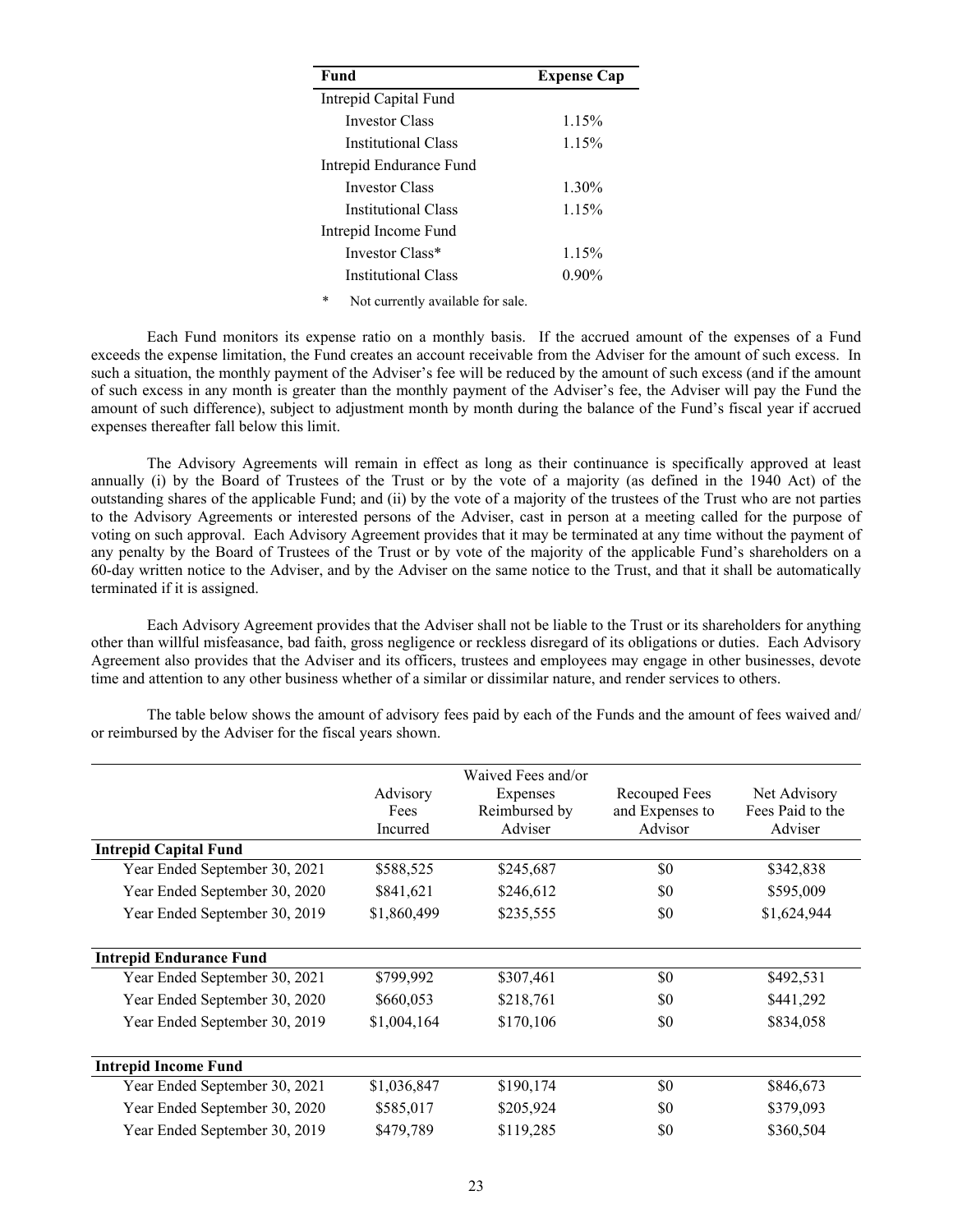| Fund | Expense Cap |
| --- | --- |
| Intrepid Capital Fund | |
| Investor Class | 1.15% |
| Institutional Class | 1.15% |
| Intrepid Endurance Fund | |
| Investor Class | 1.30% |
| Institutional Class | 1.15% |
| Intrepid Income Fund | |
| Investor Class* | 1.15% |
| Institutional Class | 0.90% |

\* Not currently available for sale.

Each Fund monitors its expense ratio on a monthly basis. If the accrued amount of the expenses of a Fund exceeds the expense limitation, the Fund creates an account receivable from the Adviser for the amount of such excess. In such a situation, the monthly payment of the Adviser's fee will be reduced by the amount of such excess (and if the amount of such excess in any month is greater than the monthly payment of the Adviser's fee, the Adviser will pay the Fund the amount of such difference), subject to adjustment month by month during the balance of the Fund's fiscal year if accrued expenses thereafter fall below this limit.

The Advisory Agreements will remain in effect as long as their continuance is specifically approved at least annually (i) by the Board of Trustees of the Trust or by the vote of a majority (as defined in the 1940 Act) of the outstanding shares of the applicable Fund; and (ii) by the vote of a majority of the trustees of the Trust who are not parties to the Advisory Agreements or interested persons of the Adviser, cast in person at a meeting called for the purpose of voting on such approval. Each Advisory Agreement provides that it may be terminated at any time without the payment of any penalty by the Board of Trustees of the Trust or by vote of the majority of the applicable Fund's shareholders on a 60-day written notice to the Adviser, and by the Adviser on the same notice to the Trust, and that it shall be automatically terminated if it is assigned.

Each Advisory Agreement provides that the Adviser shall not be liable to the Trust or its shareholders for anything other than willful misfeasance, bad faith, gross negligence or reckless disregard of its obligations or duties. Each Advisory Agreement also provides that the Adviser and its officers, trustees and employees may engage in other businesses, devote time and attention to any other business whether of a similar or dissimilar nature, and render services to others.

The table below shows the amount of advisory fees paid by each of the Funds and the amount of fees waived and/or reimbursed by the Adviser for the fiscal years shown.

| | Advisory Fees Incurred | Waived Fees and/or Expenses Reimbursed by Adviser | Recouped Fees and Expenses to Advisor | Net Advisory Fees Paid to the Adviser |
| --- | --- | --- | --- | --- |
| **Intrepid Capital Fund** | | | | |
| Year Ended September 30, 2021 | $588,525 | $245,687 | $0 | $342,838 |
| Year Ended September 30, 2020 | $841,621 | $246,612 | $0 | $595,009 |
| Year Ended September 30, 2019 | $1,860,499 | $235,555 | $0 | $1,624,944 |
| **Intrepid Endurance Fund** | | | | |
| Year Ended September 30, 2021 | $799,992 | $307,461 | $0 | $492,531 |
| Year Ended September 30, 2020 | $660,053 | $218,761 | $0 | $441,292 |
| Year Ended September 30, 2019 | $1,004,164 | $170,106 | $0 | $834,058 |
| **Intrepid Income Fund** | | | | |
| Year Ended September 30, 2021 | $1,036,847 | $190,174 | $0 | $846,673 |
| Year Ended September 30, 2020 | $585,017 | $205,924 | $0 | $379,093 |
| Year Ended September 30, 2019 | $479,789 | $119,285 | $0 | $360,504 |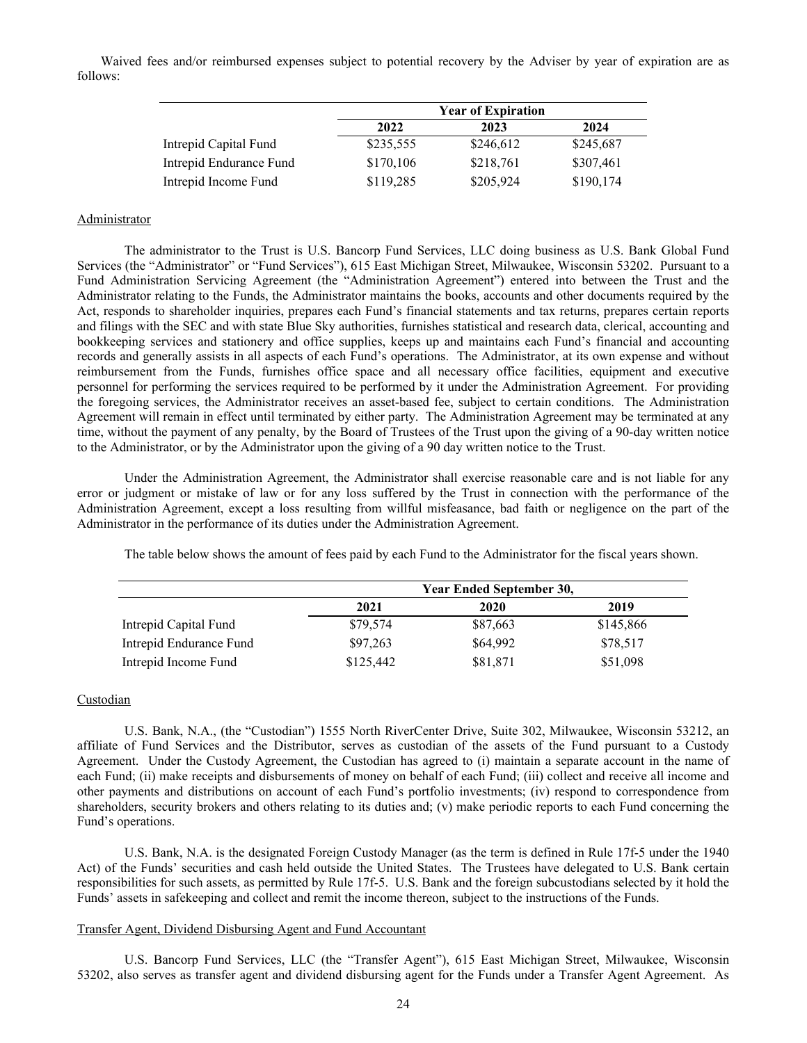Waived fees and/or reimbursed expenses subject to potential recovery by the Adviser by year of expiration are as follows:

| | Year of Expiration | | |
|---|---|---|---|
| | 2022 | 2023 | 2024 |
| Intrepid Capital Fund | $235,555 | $246,612 | $245,687 |
| Intrepid Endurance Fund | $170,106 | $218,761 | $307,461 |
| Intrepid Income Fund | $119,285 | $205,924 | $190,174 |

Administrator

The administrator to the Trust is U.S. Bancorp Fund Services, LLC doing business as U.S. Bank Global Fund Services (the "Administrator" or "Fund Services"), 615 East Michigan Street, Milwaukee, Wisconsin 53202. Pursuant to a Fund Administration Servicing Agreement (the "Administration Agreement") entered into between the Trust and the Administrator relating to the Funds, the Administrator maintains the books, accounts and other documents required by the Act, responds to shareholder inquiries, prepares each Fund's financial statements and tax returns, prepares certain reports and filings with the SEC and with state Blue Sky authorities, furnishes statistical and research data, clerical, accounting and bookkeeping services and stationery and office supplies, keeps up and maintains each Fund's financial and accounting records and generally assists in all aspects of each Fund's operations. The Administrator, at its own expense and without reimbursement from the Funds, furnishes office space and all necessary office facilities, equipment and executive personnel for performing the services required to be performed by it under the Administration Agreement. For providing the foregoing services, the Administrator receives an asset-based fee, subject to certain conditions. The Administration Agreement will remain in effect until terminated by either party. The Administration Agreement may be terminated at any time, without the payment of any penalty, by the Board of Trustees of the Trust upon the giving of a 90-day written notice to the Administrator, or by the Administrator upon the giving of a 90 day written notice to the Trust.

Under the Administration Agreement, the Administrator shall exercise reasonable care and is not liable for any error or judgment or mistake of law or for any loss suffered by the Trust in connection with the performance of the Administration Agreement, except a loss resulting from willful misfeasance, bad faith or negligence on the part of the Administrator in the performance of its duties under the Administration Agreement.

The table below shows the amount of fees paid by each Fund to the Administrator for the fiscal years shown.

| | Year Ended September 30, | | |
|---|---|---|---|
| | 2021 | 2020 | 2019 |
| Intrepid Capital Fund | $79,574 | $87,663 | $145,866 |
| Intrepid Endurance Fund | $97,263 | $64,992 | $78,517 |
| Intrepid Income Fund | $125,442 | $81,871 | $51,098 |

Custodian

U.S. Bank, N.A., (the "Custodian") 1555 North RiverCenter Drive, Suite 302, Milwaukee, Wisconsin 53212, an affiliate of Fund Services and the Distributor, serves as custodian of the assets of the Fund pursuant to a Custody Agreement. Under the Custody Agreement, the Custodian has agreed to (i) maintain a separate account in the name of each Fund; (ii) make receipts and disbursements of money on behalf of each Fund; (iii) collect and receive all income and other payments and distributions on account of each Fund's portfolio investments; (iv) respond to correspondence from shareholders, security brokers and others relating to its duties and; (v) make periodic reports to each Fund concerning the Fund's operations.

U.S. Bank, N.A. is the designated Foreign Custody Manager (as the term is defined in Rule 17f-5 under the 1940 Act) of the Funds' securities and cash held outside the United States. The Trustees have delegated to U.S. Bank certain responsibilities for such assets, as permitted by Rule 17f-5. U.S. Bank and the foreign subcustodians selected by it hold the Funds' assets in safekeeping and collect and remit the income thereon, subject to the instructions of the Funds.

Transfer Agent, Dividend Disbursing Agent and Fund Accountant

U.S. Bancorp Fund Services, LLC (the "Transfer Agent"), 615 East Michigan Street, Milwaukee, Wisconsin 53202, also serves as transfer agent and dividend disbursing agent for the Funds under a Transfer Agent Agreement. As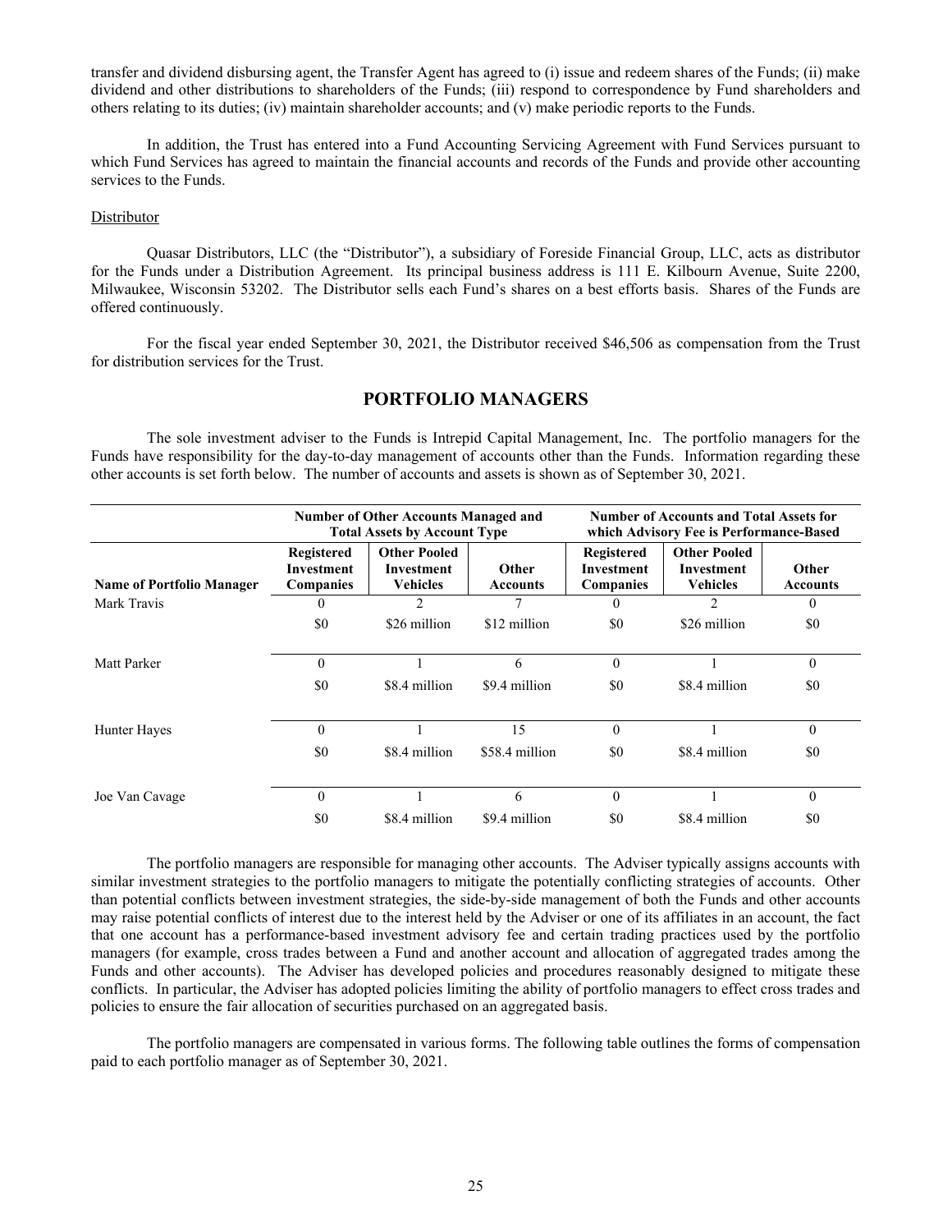transfer and dividend disbursing agent, the Transfer Agent has agreed to (i) issue and redeem shares of the Funds; (ii) make dividend and other distributions to shareholders of the Funds; (iii) respond to correspondence by Fund shareholders and others relating to its duties; (iv) maintain shareholder accounts; and (v) make periodic reports to the Funds.

In addition, the Trust has entered into a Fund Accounting Servicing Agreement with Fund Services pursuant to which Fund Services has agreed to maintain the financial accounts and records of the Funds and provide other accounting services to the Funds.

Distributor

Quasar Distributors, LLC (the "Distributor"), a subsidiary of Foreside Financial Group, LLC, acts as distributor for the Funds under a Distribution Agreement. Its principal business address is 111 E. Kilbourn Avenue, Suite 2200, Milwaukee, Wisconsin 53202. The Distributor sells each Fund's shares on a best efforts basis. Shares of the Funds are offered continuously.

For the fiscal year ended September 30, 2021, the Distributor received $46,506 as compensation from the Trust for distribution services for the Trust.

## PORTFOLIO MANAGERS

The sole investment adviser to the Funds is Intrepid Capital Management, Inc. The portfolio managers for the Funds have responsibility for the day-to-day management of accounts other than the Funds. Information regarding these other accounts is set forth below. The number of accounts and assets is shown as of September 30, 2021.

| | Number of Other Accounts Managed and Total Assets by Account Type | | | Number of Accounts and Total Assets for which Advisory Fee is Performance-Based | | |
|---|---|---|---|---|---|---|
| **Name of Portfolio Manager** | **Registered Investment Companies** | **Other Pooled Investment Vehicles** | **Other Accounts** | **Registered Investment Companies** | **Other Pooled Investment Vehicles** | **Other Accounts** |
| Mark Travis | 0 | 2 | 7 | 0 | 2 | 0 |
| | $0 | $26 million | $12 million | $0 | $26 million | $0 |
| Matt Parker | 0 | 1 | 6 | 0 | 1 | 0 |
| | $0 | $8.4 million | $9.4 million | $0 | $8.4 million | $0 |
| Hunter Hayes | 0 | 1 | 15 | 0 | 1 | 0 |
| | $0 | $8.4 million | $58.4 million | $0 | $8.4 million | $0 |
| Joe Van Cavage | 0 | 1 | 6 | 0 | 1 | 0 |
| | $0 | $8.4 million | $9.4 million | $0 | $8.4 million | $0 |

The portfolio managers are responsible for managing other accounts. The Adviser typically assigns accounts with similar investment strategies to the portfolio managers to mitigate the potentially conflicting strategies of accounts. Other than potential conflicts between investment strategies, the side-by-side management of both the Funds and other accounts may raise potential conflicts of interest due to the interest held by the Adviser or one of its affiliates in an account, the fact that one account has a performance-based investment advisory fee and certain trading practices used by the portfolio managers (for example, cross trades between a Fund and another account and allocation of aggregated trades among the Funds and other accounts). The Adviser has developed policies and procedures reasonably designed to mitigate these conflicts. In particular, the Adviser has adopted policies limiting the ability of portfolio managers to effect cross trades and policies to ensure the fair allocation of securities purchased on an aggregated basis.

The portfolio managers are compensated in various forms. The following table outlines the forms of compensation paid to each portfolio manager as of September 30, 2021.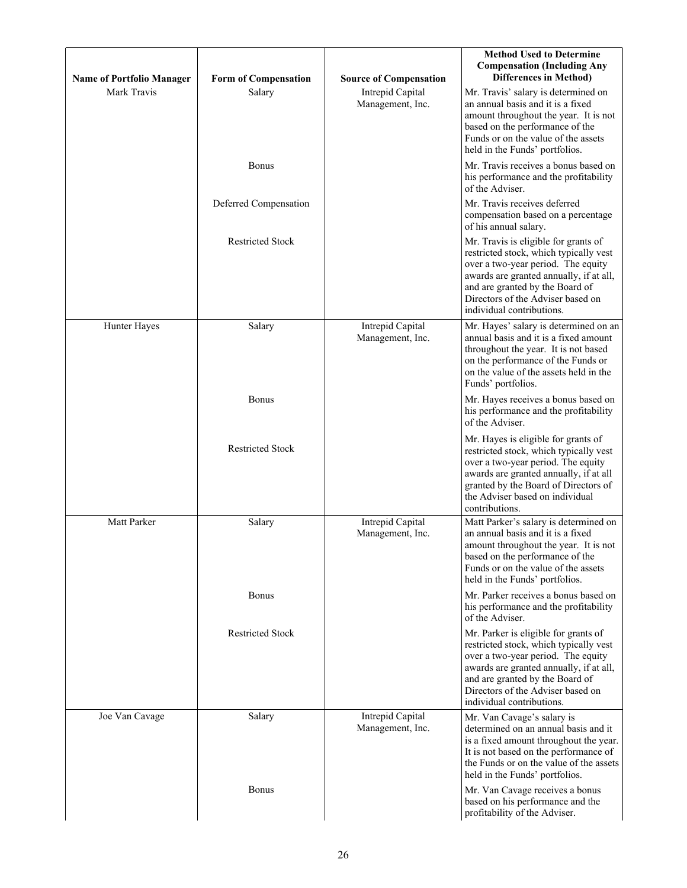| Name of Portfolio Manager | Form of Compensation | Source of Compensation | Method Used to Determine Compensation (Including Any Differences in Method) |
|---|---|---|---|
| Mark Travis | Salary | Intrepid Capital Management, Inc. | Mr. Travis' salary is determined on an annual basis and it is a fixed amount throughout the year. It is not based on the performance of the Funds or on the value of the assets held in the Funds' portfolios. |
| | Bonus | | Mr. Travis receives a bonus based on his performance and the profitability of the Adviser. |
| | Deferred Compensation | | Mr. Travis receives deferred compensation based on a percentage of his annual salary. |
| | Restricted Stock | | Mr. Travis is eligible for grants of restricted stock, which typically vest over a two-year period. The equity awards are granted annually, if at all, and are granted by the Board of Directors of the Adviser based on individual contributions. |
| Hunter Hayes | Salary | Intrepid Capital Management, Inc. | Mr. Hayes' salary is determined on an annual basis and it is a fixed amount throughout the year. It is not based on the performance of the Funds or on the value of the assets held in the Funds' portfolios. |
| | Bonus | | Mr. Hayes receives a bonus based on his performance and the profitability of the Adviser. |
| | Restricted Stock | | Mr. Hayes is eligible for grants of restricted stock, which typically vest over a two-year period. The equity awards are granted annually, if at all granted by the Board of Directors of the Adviser based on individual contributions. |
| Matt Parker | Salary | Intrepid Capital Management, Inc. | Matt Parker's salary is determined on an annual basis and it is a fixed amount throughout the year. It is not based on the performance of the Funds or on the value of the assets held in the Funds' portfolios. |
| | Bonus | | Mr. Parker receives a bonus based on his performance and the profitability of the Adviser. |
| | Restricted Stock | | Mr. Parker is eligible for grants of restricted stock, which typically vest over a two-year period. The equity awards are granted annually, if at all, and are granted by the Board of Directors of the Adviser based on individual contributions. |
| Joe Van Cavage | Salary | Intrepid Capital Management, Inc. | Mr. Van Cavage's salary is determined on an annual basis and it is a fixed amount throughout the year. It is not based on the performance of the Funds or on the value of the assets held in the Funds' portfolios. |
| | Bonus | | Mr. Van Cavage receives a bonus based on his performance and the profitability of the Adviser. |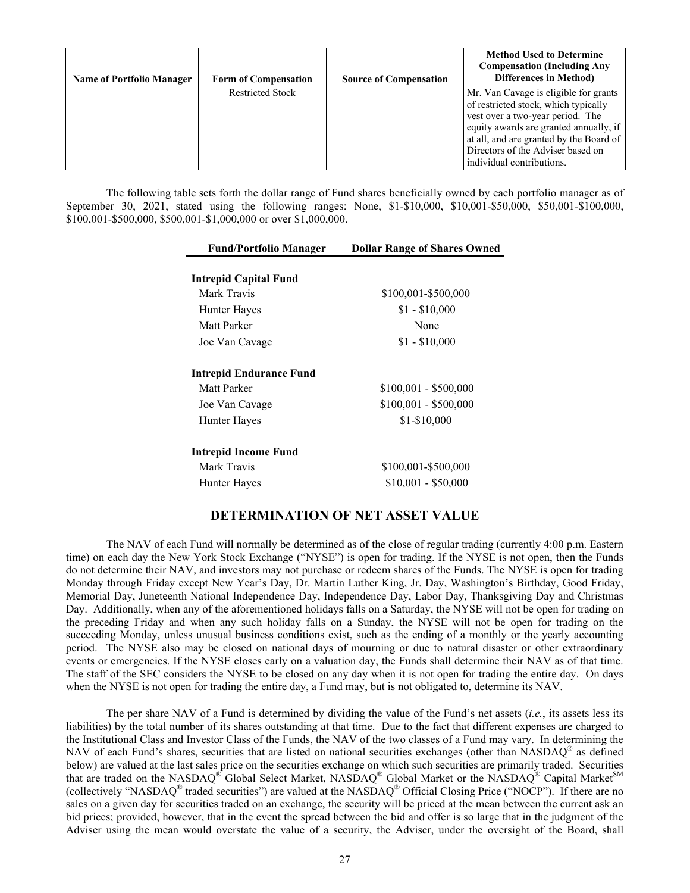| Name of Portfolio Manager | Form of Compensation | Source of Compensation | Method Used to Determine Compensation (Including Any Differences in Method) |
|---|---|---|---|
| | Restricted Stock | | Mr. Van Cavage is eligible for grants of restricted stock, which typically vest over a two-year period. The equity awards are granted annually, if at all, and are granted by the Board of Directors of the Adviser based on individual contributions. |

The following table sets forth the dollar range of Fund shares beneficially owned by each portfolio manager as of September 30, 2021, stated using the following ranges: None, $1-$10,000, $10,001-$50,000, $50,001-$100,000, $100,001-$500,000, $500,001-$1,000,000 or over $1,000,000.

| Fund/Portfolio Manager | Dollar Range of Shares Owned |
|---|---|
| **Intrepid Capital Fund** | |
| Mark Travis | $100,001-$500,000 |
| Hunter Hayes | $1 - $10,000 |
| Matt Parker | None |
| Joe Van Cavage | $1 - $10,000 |
| **Intrepid Endurance Fund** | |
| Matt Parker | $100,001 - $500,000 |
| Joe Van Cavage | $100,001 - $500,000 |
| Hunter Hayes | $1-$10,000 |
| **Intrepid Income Fund** | |
| Mark Travis | $100,001-$500,000 |
| Hunter Hayes | $10,001 - $50,000 |

## DETERMINATION OF NET ASSET VALUE

The NAV of each Fund will normally be determined as of the close of regular trading (currently 4:00 p.m. Eastern time) on each day the New York Stock Exchange ("NYSE") is open for trading. If the NYSE is not open, then the Funds do not determine their NAV, and investors may not purchase or redeem shares of the Funds. The NYSE is open for trading Monday through Friday except New Year's Day, Dr. Martin Luther King, Jr. Day, Washington's Birthday, Good Friday, Memorial Day, Juneteenth National Independence Day, Independence Day, Labor Day, Thanksgiving Day and Christmas Day. Additionally, when any of the aforementioned holidays falls on a Saturday, the NYSE will not be open for trading on the preceding Friday and when any such holiday falls on a Sunday, the NYSE will not be open for trading on the succeeding Monday, unless unusual business conditions exist, such as the ending of a monthly or the yearly accounting period. The NYSE also may be closed on national days of mourning or due to natural disaster or other extraordinary events or emergencies. If the NYSE closes early on a valuation day, the Funds shall determine their NAV as of that time. The staff of the SEC considers the NYSE to be closed on any day when it is not open for trading the entire day. On days when the NYSE is not open for trading the entire day, a Fund may, but is not obligated to, determine its NAV.

The per share NAV of a Fund is determined by dividing the value of the Fund's net assets (*i.e.*, its assets less its liabilities) by the total number of its shares outstanding at that time. Due to the fact that different expenses are charged to the Institutional Class and Investor Class of the Funds, the NAV of the two classes of a Fund may vary. In determining the NAV of each Fund's shares, securities that are listed on national securities exchanges (other than NASDAQ® as defined below) are valued at the last sales price on the securities exchange on which such securities are primarily traded. Securities that are traded on the NASDAQ® Global Select Market, NASDAQ® Global Market or the NASDAQ® Capital Market℠ (collectively "NASDAQ® traded securities") are valued at the NASDAQ® Official Closing Price ("NOCP"). If there are no sales on a given day for securities traded on an exchange, the security will be priced at the mean between the current ask an bid prices; provided, however, that in the event the spread between the bid and offer is so large that in the judgment of the Adviser using the mean would overstate the value of a security, the Adviser, under the oversight of the Board, shall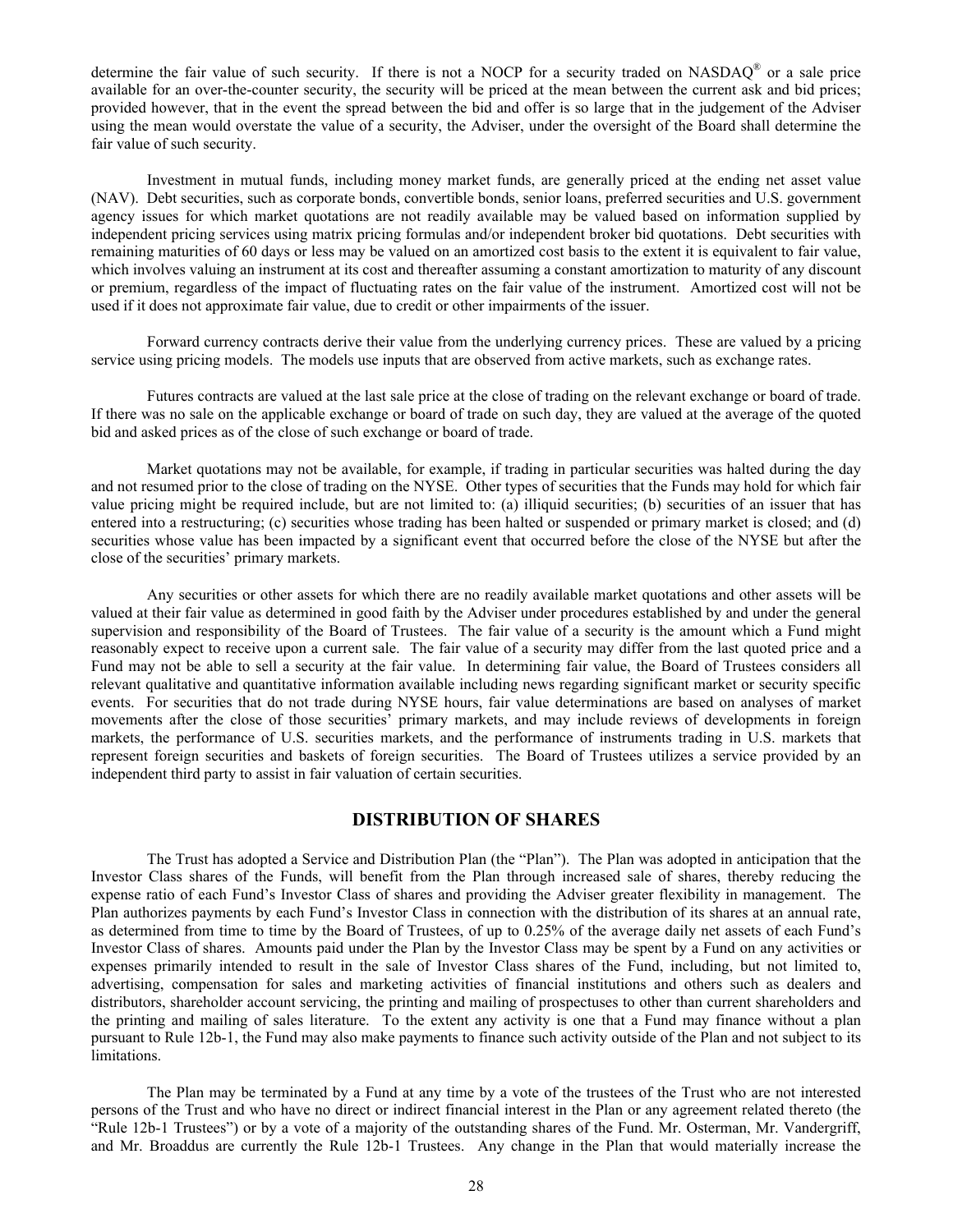determine the fair value of such security. If there is not a NOCP for a security traded on NASDAQ® or a sale price available for an over-the-counter security, the security will be priced at the mean between the current ask and bid prices; provided however, that in the event the spread between the bid and offer is so large that in the judgement of the Adviser using the mean would overstate the value of a security, the Adviser, under the oversight of the Board shall determine the fair value of such security.

Investment in mutual funds, including money market funds, are generally priced at the ending net asset value (NAV). Debt securities, such as corporate bonds, convertible bonds, senior loans, preferred securities and U.S. government agency issues for which market quotations are not readily available may be valued based on information supplied by independent pricing services using matrix pricing formulas and/or independent broker bid quotations. Debt securities with remaining maturities of 60 days or less may be valued on an amortized cost basis to the extent it is equivalent to fair value, which involves valuing an instrument at its cost and thereafter assuming a constant amortization to maturity of any discount or premium, regardless of the impact of fluctuating rates on the fair value of the instrument. Amortized cost will not be used if it does not approximate fair value, due to credit or other impairments of the issuer.

Forward currency contracts derive their value from the underlying currency prices. These are valued by a pricing service using pricing models. The models use inputs that are observed from active markets, such as exchange rates.

Futures contracts are valued at the last sale price at the close of trading on the relevant exchange or board of trade. If there was no sale on the applicable exchange or board of trade on such day, they are valued at the average of the quoted bid and asked prices as of the close of such exchange or board of trade.

Market quotations may not be available, for example, if trading in particular securities was halted during the day and not resumed prior to the close of trading on the NYSE. Other types of securities that the Funds may hold for which fair value pricing might be required include, but are not limited to: (a) illiquid securities; (b) securities of an issuer that has entered into a restructuring; (c) securities whose trading has been halted or suspended or primary market is closed; and (d) securities whose value has been impacted by a significant event that occurred before the close of the NYSE but after the close of the securities' primary markets.

Any securities or other assets for which there are no readily available market quotations and other assets will be valued at their fair value as determined in good faith by the Adviser under procedures established by and under the general supervision and responsibility of the Board of Trustees. The fair value of a security is the amount which a Fund might reasonably expect to receive upon a current sale. The fair value of a security may differ from the last quoted price and a Fund may not be able to sell a security at the fair value. In determining fair value, the Board of Trustees considers all relevant qualitative and quantitative information available including news regarding significant market or security specific events. For securities that do not trade during NYSE hours, fair value determinations are based on analyses of market movements after the close of those securities' primary markets, and may include reviews of developments in foreign markets, the performance of U.S. securities markets, and the performance of instruments trading in U.S. markets that represent foreign securities and baskets of foreign securities. The Board of Trustees utilizes a service provided by an independent third party to assist in fair valuation of certain securities.

## DISTRIBUTION OF SHARES

The Trust has adopted a Service and Distribution Plan (the "Plan"). The Plan was adopted in anticipation that the Investor Class shares of the Funds, will benefit from the Plan through increased sale of shares, thereby reducing the expense ratio of each Fund's Investor Class of shares and providing the Adviser greater flexibility in management. The Plan authorizes payments by each Fund's Investor Class in connection with the distribution of its shares at an annual rate, as determined from time to time by the Board of Trustees, of up to 0.25% of the average daily net assets of each Fund's Investor Class of shares. Amounts paid under the Plan by the Investor Class may be spent by a Fund on any activities or expenses primarily intended to result in the sale of Investor Class shares of the Fund, including, but not limited to, advertising, compensation for sales and marketing activities of financial institutions and others such as dealers and distributors, shareholder account servicing, the printing and mailing of prospectuses to other than current shareholders and the printing and mailing of sales literature. To the extent any activity is one that a Fund may finance without a plan pursuant to Rule 12b-1, the Fund may also make payments to finance such activity outside of the Plan and not subject to its limitations.

The Plan may be terminated by a Fund at any time by a vote of the trustees of the Trust who are not interested persons of the Trust and who have no direct or indirect financial interest in the Plan or any agreement related thereto (the "Rule 12b-1 Trustees") or by a vote of a majority of the outstanding shares of the Fund. Mr. Osterman, Mr. Vandergriff, and Mr. Broaddus are currently the Rule 12b-1 Trustees. Any change in the Plan that would materially increase the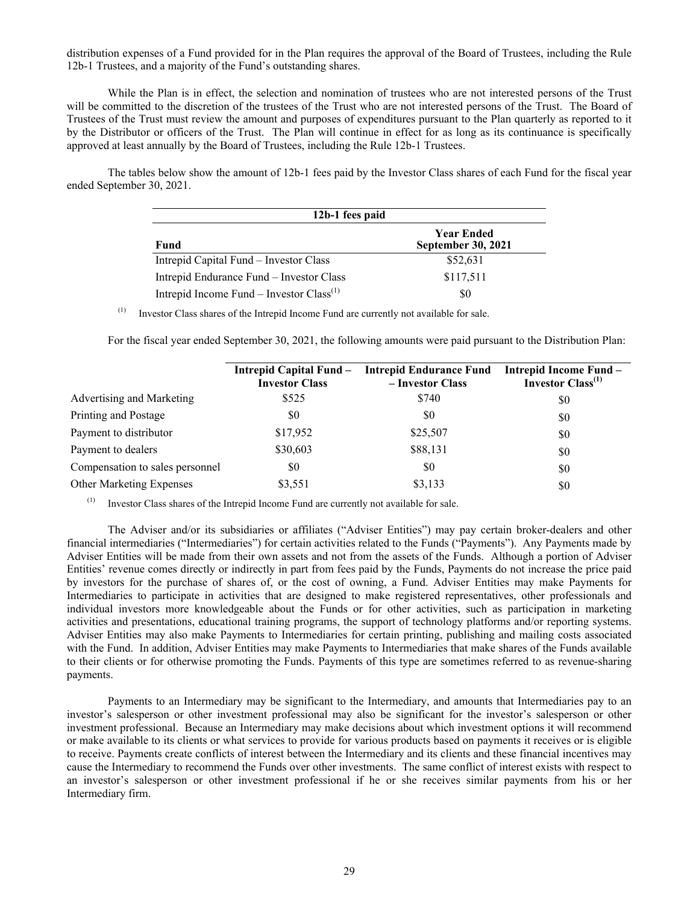distribution expenses of a Fund provided for in the Plan requires the approval of the Board of Trustees, including the Rule 12b-1 Trustees, and a majority of the Fund's outstanding shares.

While the Plan is in effect, the selection and nomination of trustees who are not interested persons of the Trust will be committed to the discretion of the trustees of the Trust who are not interested persons of the Trust. The Board of Trustees of the Trust must review the amount and purposes of expenditures pursuant to the Plan quarterly as reported to it by the Distributor or officers of the Trust. The Plan will continue in effect for as long as its continuance is specifically approved at least annually by the Board of Trustees, including the Rule 12b-1 Trustees.

The tables below show the amount of 12b-1 fees paid by the Investor Class shares of each Fund for the fiscal year ended September 30, 2021.

| **12b-1 fees paid** | |
|---|---|
| **Fund** | **Year Ended September 30, 2021** |
| Intrepid Capital Fund – Investor Class | \$52,631 |
| Intrepid Endurance Fund – Investor Class | \$117,511 |
| Intrepid Income Fund – Investor Class[(1)] | \$0 |

(1) Investor Class shares of the Intrepid Income Fund are currently not available for sale.

For the fiscal year ended September 30, 2021, the following amounts were paid pursuant to the Distribution Plan:

| | **Intrepid Capital Fund – Investor Class** | **Intrepid Endurance Fund – Investor Class** | **Intrepid Income Fund – Investor Class[(1)]** |
|---|---|---|---|
| Advertising and Marketing | \$525 | \$740 | \$0 |
| Printing and Postage | \$0 | \$0 | \$0 |
| Payment to distributor | \$17,952 | \$25,507 | \$0 |
| Payment to dealers | \$30,603 | \$88,131 | \$0 |
| Compensation to sales personnel | \$0 | \$0 | \$0 |
| Other Marketing Expenses | \$3,551 | \$3,133 | \$0 |

(1) Investor Class shares of the Intrepid Income Fund are currently not available for sale.

The Adviser and/or its subsidiaries or affiliates ("Adviser Entities") may pay certain broker-dealers and other financial intermediaries ("Intermediaries") for certain activities related to the Funds ("Payments"). Any Payments made by Adviser Entities will be made from their own assets and not from the assets of the Funds. Although a portion of Adviser Entities' revenue comes directly or indirectly in part from fees paid by the Funds, Payments do not increase the price paid by investors for the purchase of shares of, or the cost of owning, a Fund. Adviser Entities may make Payments for Intermediaries to participate in activities that are designed to make registered representatives, other professionals and individual investors more knowledgeable about the Funds or for other activities, such as participation in marketing activities and presentations, educational training programs, the support of technology platforms and/or reporting systems. Adviser Entities may also make Payments to Intermediaries for certain printing, publishing and mailing costs associated with the Fund. In addition, Adviser Entities may make Payments to Intermediaries that make shares of the Funds available to their clients or for otherwise promoting the Funds. Payments of this type are sometimes referred to as revenue-sharing payments.

Payments to an Intermediary may be significant to the Intermediary, and amounts that Intermediaries pay to an investor's salesperson or other investment professional may also be significant for the investor's salesperson or other investment professional. Because an Intermediary may make decisions about which investment options it will recommend or make available to its clients or what services to provide for various products based on payments it receives or is eligible to receive. Payments create conflicts of interest between the Intermediary and its clients and these financial incentives may cause the Intermediary to recommend the Funds over other investments. The same conflict of interest exists with respect to an investor's salesperson or other investment professional if he or she receives similar payments from his or her Intermediary firm.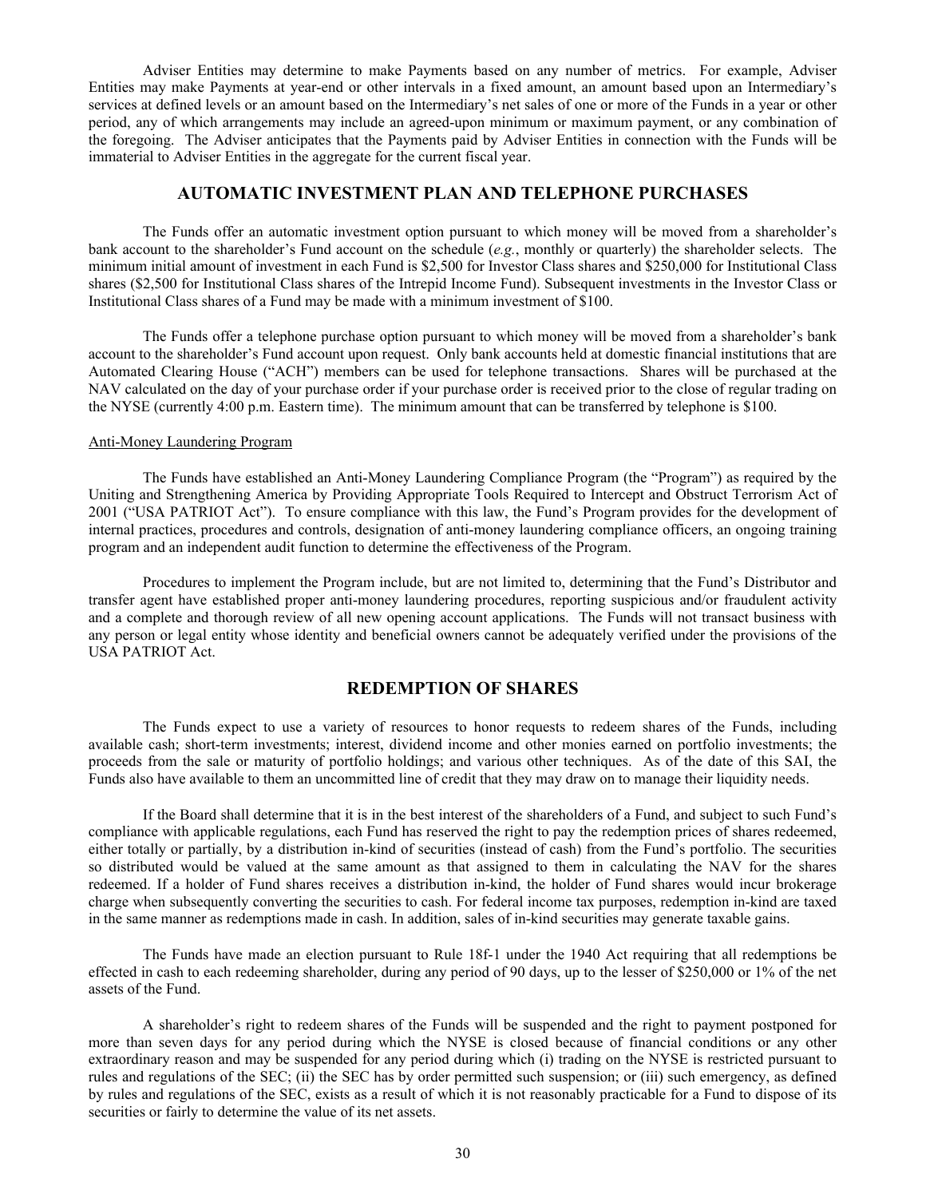Adviser Entities may determine to make Payments based on any number of metrics. For example, Adviser Entities may make Payments at year-end or other intervals in a fixed amount, an amount based upon an Intermediary's services at defined levels or an amount based on the Intermediary's net sales of one or more of the Funds in a year or other period, any of which arrangements may include an agreed-upon minimum or maximum payment, or any combination of the foregoing. The Adviser anticipates that the Payments paid by Adviser Entities in connection with the Funds will be immaterial to Adviser Entities in the aggregate for the current fiscal year.

## AUTOMATIC INVESTMENT PLAN AND TELEPHONE PURCHASES

The Funds offer an automatic investment option pursuant to which money will be moved from a shareholder's bank account to the shareholder's Fund account on the schedule (*e.g.*, monthly or quarterly) the shareholder selects. The minimum initial amount of investment in each Fund is $2,500 for Investor Class shares and $250,000 for Institutional Class shares ($2,500 for Institutional Class shares of the Intrepid Income Fund). Subsequent investments in the Investor Class or Institutional Class shares of a Fund may be made with a minimum investment of $100.

The Funds offer a telephone purchase option pursuant to which money will be moved from a shareholder's bank account to the shareholder's Fund account upon request. Only bank accounts held at domestic financial institutions that are Automated Clearing House ("ACH") members can be used for telephone transactions. Shares will be purchased at the NAV calculated on the day of your purchase order if your purchase order is received prior to the close of regular trading on the NYSE (currently 4:00 p.m. Eastern time). The minimum amount that can be transferred by telephone is $100.

Anti-Money Laundering Program

The Funds have established an Anti-Money Laundering Compliance Program (the "Program") as required by the Uniting and Strengthening America by Providing Appropriate Tools Required to Intercept and Obstruct Terrorism Act of 2001 ("USA PATRIOT Act"). To ensure compliance with this law, the Fund's Program provides for the development of internal practices, procedures and controls, designation of anti-money laundering compliance officers, an ongoing training program and an independent audit function to determine the effectiveness of the Program.

Procedures to implement the Program include, but are not limited to, determining that the Fund's Distributor and transfer agent have established proper anti-money laundering procedures, reporting suspicious and/or fraudulent activity and a complete and thorough review of all new opening account applications. The Funds will not transact business with any person or legal entity whose identity and beneficial owners cannot be adequately verified under the provisions of the USA PATRIOT Act.

## REDEMPTION OF SHARES

The Funds expect to use a variety of resources to honor requests to redeem shares of the Funds, including available cash; short-term investments; interest, dividend income and other monies earned on portfolio investments; the proceeds from the sale or maturity of portfolio holdings; and various other techniques. As of the date of this SAI, the Funds also have available to them an uncommitted line of credit that they may draw on to manage their liquidity needs.

If the Board shall determine that it is in the best interest of the shareholders of a Fund, and subject to such Fund's compliance with applicable regulations, each Fund has reserved the right to pay the redemption prices of shares redeemed, either totally or partially, by a distribution in-kind of securities (instead of cash) from the Fund's portfolio. The securities so distributed would be valued at the same amount as that assigned to them in calculating the NAV for the shares redeemed. If a holder of Fund shares receives a distribution in-kind, the holder of Fund shares would incur brokerage charge when subsequently converting the securities to cash. For federal income tax purposes, redemption in-kind are taxed in the same manner as redemptions made in cash. In addition, sales of in-kind securities may generate taxable gains.

The Funds have made an election pursuant to Rule 18f-1 under the 1940 Act requiring that all redemptions be effected in cash to each redeeming shareholder, during any period of 90 days, up to the lesser of $250,000 or 1% of the net assets of the Fund.

A shareholder's right to redeem shares of the Funds will be suspended and the right to payment postponed for more than seven days for any period during which the NYSE is closed because of financial conditions or any other extraordinary reason and may be suspended for any period during which (i) trading on the NYSE is restricted pursuant to rules and regulations of the SEC; (ii) the SEC has by order permitted such suspension; or (iii) such emergency, as defined by rules and regulations of the SEC, exists as a result of which it is not reasonably practicable for a Fund to dispose of its securities or fairly to determine the value of its net assets.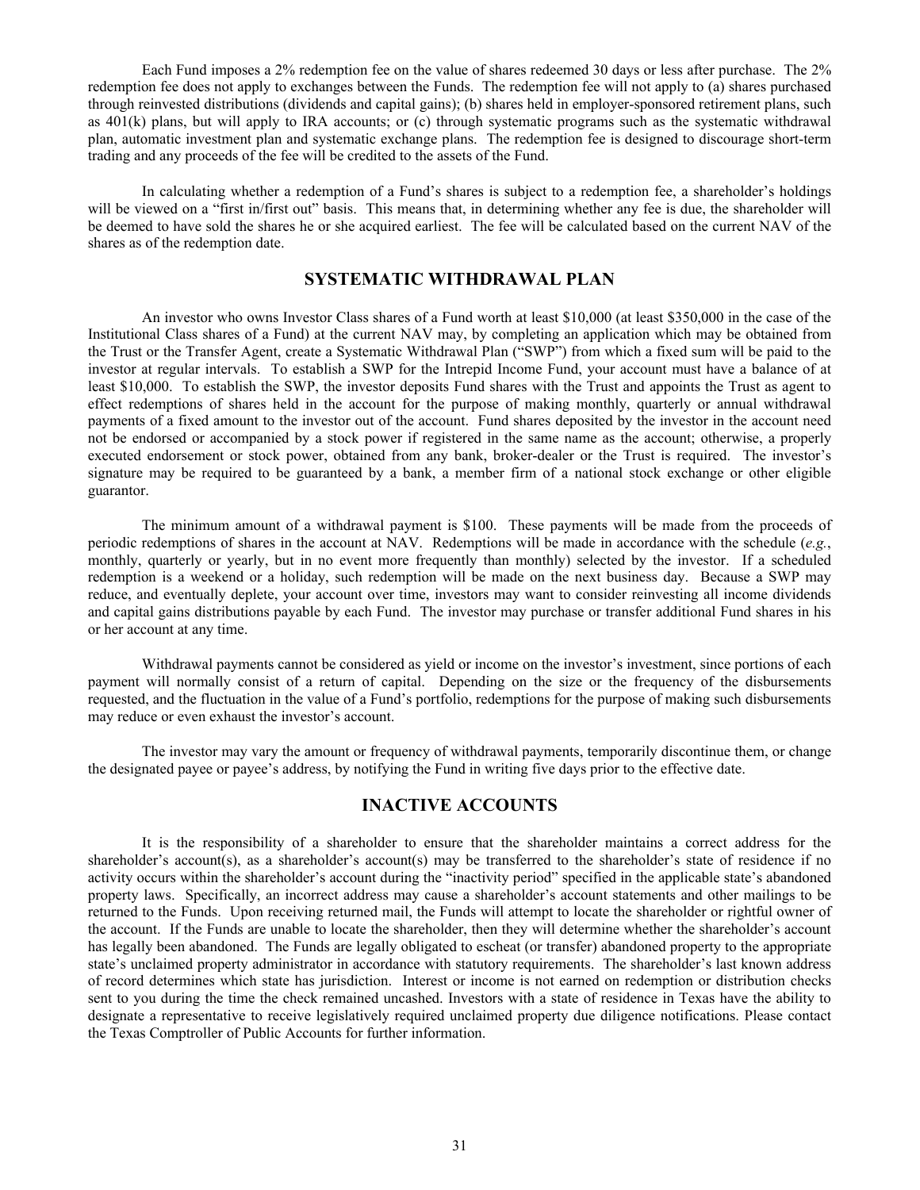Each Fund imposes a 2% redemption fee on the value of shares redeemed 30 days or less after purchase. The 2% redemption fee does not apply to exchanges between the Funds. The redemption fee will not apply to (a) shares purchased through reinvested distributions (dividends and capital gains); (b) shares held in employer-sponsored retirement plans, such as 401(k) plans, but will apply to IRA accounts; or (c) through systematic programs such as the systematic withdrawal plan, automatic investment plan and systematic exchange plans. The redemption fee is designed to discourage short-term trading and any proceeds of the fee will be credited to the assets of the Fund.

In calculating whether a redemption of a Fund's shares is subject to a redemption fee, a shareholder's holdings will be viewed on a "first in/first out" basis. This means that, in determining whether any fee is due, the shareholder will be deemed to have sold the shares he or she acquired earliest. The fee will be calculated based on the current NAV of the shares as of the redemption date.

## SYSTEMATIC WITHDRAWAL PLAN

An investor who owns Investor Class shares of a Fund worth at least $10,000 (at least $350,000 in the case of the Institutional Class shares of a Fund) at the current NAV may, by completing an application which may be obtained from the Trust or the Transfer Agent, create a Systematic Withdrawal Plan ("SWP") from which a fixed sum will be paid to the investor at regular intervals. To establish a SWP for the Intrepid Income Fund, your account must have a balance of at least $10,000. To establish the SWP, the investor deposits Fund shares with the Trust and appoints the Trust as agent to effect redemptions of shares held in the account for the purpose of making monthly, quarterly or annual withdrawal payments of a fixed amount to the investor out of the account. Fund shares deposited by the investor in the account need not be endorsed or accompanied by a stock power if registered in the same name as the account; otherwise, a properly executed endorsement or stock power, obtained from any bank, broker-dealer or the Trust is required. The investor's signature may be required to be guaranteed by a bank, a member firm of a national stock exchange or other eligible guarantor.

The minimum amount of a withdrawal payment is $100. These payments will be made from the proceeds of periodic redemptions of shares in the account at NAV. Redemptions will be made in accordance with the schedule (*e.g.*, monthly, quarterly or yearly, but in no event more frequently than monthly) selected by the investor. If a scheduled redemption is a weekend or a holiday, such redemption will be made on the next business day. Because a SWP may reduce, and eventually deplete, your account over time, investors may want to consider reinvesting all income dividends and capital gains distributions payable by each Fund. The investor may purchase or transfer additional Fund shares in his or her account at any time.

Withdrawal payments cannot be considered as yield or income on the investor's investment, since portions of each payment will normally consist of a return of capital. Depending on the size or the frequency of the disbursements requested, and the fluctuation in the value of a Fund's portfolio, redemptions for the purpose of making such disbursements may reduce or even exhaust the investor's account.

The investor may vary the amount or frequency of withdrawal payments, temporarily discontinue them, or change the designated payee or payee's address, by notifying the Fund in writing five days prior to the effective date.

## INACTIVE ACCOUNTS

It is the responsibility of a shareholder to ensure that the shareholder maintains a correct address for the shareholder's account(s), as a shareholder's account(s) may be transferred to the shareholder's state of residence if no activity occurs within the shareholder's account during the "inactivity period" specified in the applicable state's abandoned property laws. Specifically, an incorrect address may cause a shareholder's account statements and other mailings to be returned to the Funds. Upon receiving returned mail, the Funds will attempt to locate the shareholder or rightful owner of the account. If the Funds are unable to locate the shareholder, then they will determine whether the shareholder's account has legally been abandoned. The Funds are legally obligated to escheat (or transfer) abandoned property to the appropriate state's unclaimed property administrator in accordance with statutory requirements. The shareholder's last known address of record determines which state has jurisdiction. Interest or income is not earned on redemption or distribution checks sent to you during the time the check remained uncashed. Investors with a state of residence in Texas have the ability to designate a representative to receive legislatively required unclaimed property due diligence notifications. Please contact the Texas Comptroller of Public Accounts for further information.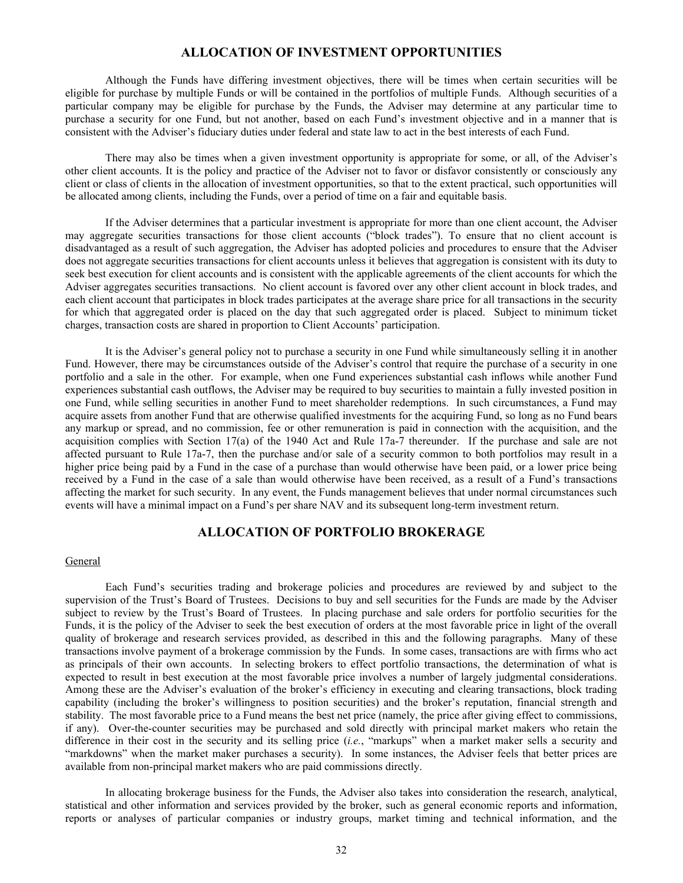## ALLOCATION OF INVESTMENT OPPORTUNITIES

Although the Funds have differing investment objectives, there will be times when certain securities will be eligible for purchase by multiple Funds or will be contained in the portfolios of multiple Funds. Although securities of a particular company may be eligible for purchase by the Funds, the Adviser may determine at any particular time to purchase a security for one Fund, but not another, based on each Fund's investment objective and in a manner that is consistent with the Adviser's fiduciary duties under federal and state law to act in the best interests of each Fund.

There may also be times when a given investment opportunity is appropriate for some, or all, of the Adviser's other client accounts. It is the policy and practice of the Adviser not to favor or disfavor consistently or consciously any client or class of clients in the allocation of investment opportunities, so that to the extent practical, such opportunities will be allocated among clients, including the Funds, over a period of time on a fair and equitable basis.

If the Adviser determines that a particular investment is appropriate for more than one client account, the Adviser may aggregate securities transactions for those client accounts ("block trades"). To ensure that no client account is disadvantaged as a result of such aggregation, the Adviser has adopted policies and procedures to ensure that the Adviser does not aggregate securities transactions for client accounts unless it believes that aggregation is consistent with its duty to seek best execution for client accounts and is consistent with the applicable agreements of the client accounts for which the Adviser aggregates securities transactions. No client account is favored over any other client account in block trades, and each client account that participates in block trades participates at the average share price for all transactions in the security for which that aggregated order is placed on the day that such aggregated order is placed. Subject to minimum ticket charges, transaction costs are shared in proportion to Client Accounts' participation.

It is the Adviser's general policy not to purchase a security in one Fund while simultaneously selling it in another Fund. However, there may be circumstances outside of the Adviser's control that require the purchase of a security in one portfolio and a sale in the other. For example, when one Fund experiences substantial cash inflows while another Fund experiences substantial cash outflows, the Adviser may be required to buy securities to maintain a fully invested position in one Fund, while selling securities in another Fund to meet shareholder redemptions. In such circumstances, a Fund may acquire assets from another Fund that are otherwise qualified investments for the acquiring Fund, so long as no Fund bears any markup or spread, and no commission, fee or other remuneration is paid in connection with the acquisition, and the acquisition complies with Section 17(a) of the 1940 Act and Rule 17a-7 thereunder. If the purchase and sale are not affected pursuant to Rule 17a-7, then the purchase and/or sale of a security common to both portfolios may result in a higher price being paid by a Fund in the case of a purchase than would otherwise have been paid, or a lower price being received by a Fund in the case of a sale than would otherwise have been received, as a result of a Fund's transactions affecting the market for such security. In any event, the Funds management believes that under normal circumstances such events will have a minimal impact on a Fund's per share NAV and its subsequent long-term investment return.

## ALLOCATION OF PORTFOLIO BROKERAGE

General

Each Fund's securities trading and brokerage policies and procedures are reviewed by and subject to the supervision of the Trust's Board of Trustees. Decisions to buy and sell securities for the Funds are made by the Adviser subject to review by the Trust's Board of Trustees. In placing purchase and sale orders for portfolio securities for the Funds, it is the policy of the Adviser to seek the best execution of orders at the most favorable price in light of the overall quality of brokerage and research services provided, as described in this and the following paragraphs. Many of these transactions involve payment of a brokerage commission by the Funds. In some cases, transactions are with firms who act as principals of their own accounts. In selecting brokers to effect portfolio transactions, the determination of what is expected to result in best execution at the most favorable price involves a number of largely judgmental considerations. Among these are the Adviser's evaluation of the broker's efficiency in executing and clearing transactions, block trading capability (including the broker's willingness to position securities) and the broker's reputation, financial strength and stability. The most favorable price to a Fund means the best net price (namely, the price after giving effect to commissions, if any). Over-the-counter securities may be purchased and sold directly with principal market makers who retain the difference in their cost in the security and its selling price (*i.e.*, "markups" when a market maker sells a security and "markdowns" when the market maker purchases a security). In some instances, the Adviser feels that better prices are available from non-principal market makers who are paid commissions directly.

In allocating brokerage business for the Funds, the Adviser also takes into consideration the research, analytical, statistical and other information and services provided by the broker, such as general economic reports and information, reports or analyses of particular companies or industry groups, market timing and technical information, and the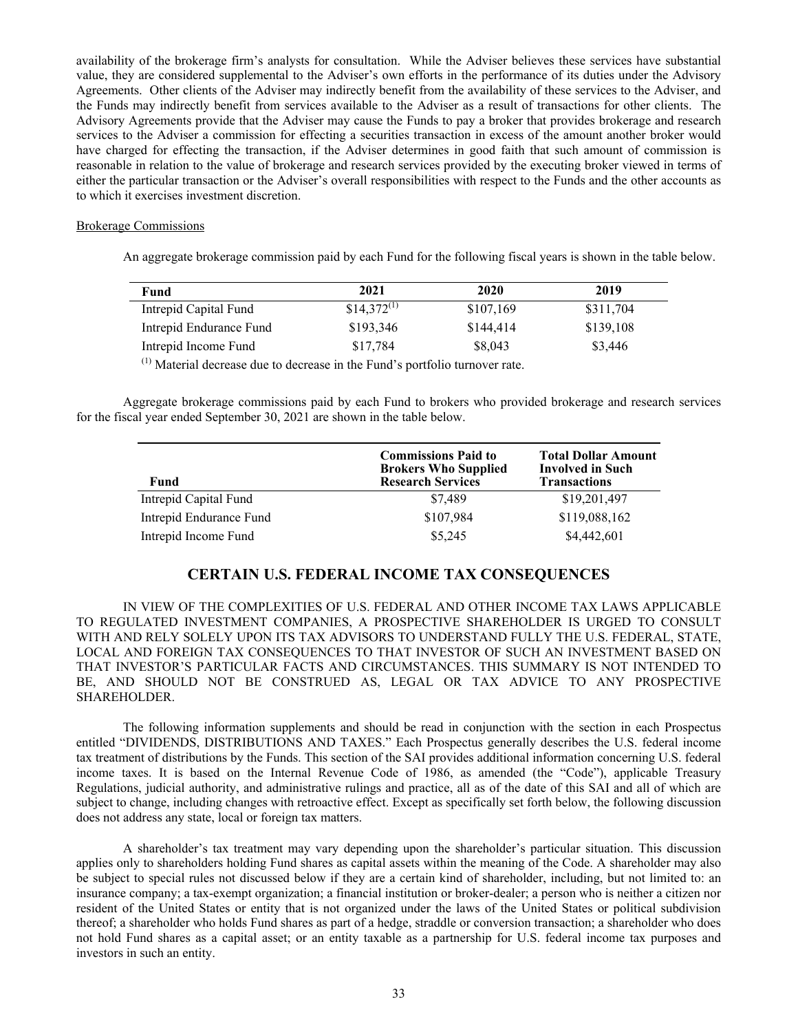availability of the brokerage firm's analysts for consultation. While the Adviser believes these services have substantial value, they are considered supplemental to the Adviser's own efforts in the performance of its duties under the Advisory Agreements. Other clients of the Adviser may indirectly benefit from the availability of these services to the Adviser, and the Funds may indirectly benefit from services available to the Adviser as a result of transactions for other clients. The Advisory Agreements provide that the Adviser may cause the Funds to pay a broker that provides brokerage and research services to the Adviser a commission for effecting a securities transaction in excess of the amount another broker would have charged for effecting the transaction, if the Adviser determines in good faith that such amount of commission is reasonable in relation to the value of brokerage and research services provided by the executing broker viewed in terms of either the particular transaction or the Adviser's overall responsibilities with respect to the Funds and the other accounts as to which it exercises investment discretion.

Brokerage Commissions

An aggregate brokerage commission paid by each Fund for the following fiscal years is shown in the table below.

| Fund | 2021 | 2020 | 2019 |
|---|---|---|---|
| Intrepid Capital Fund | $14,372[(1)] | $107,169 | $311,704 |
| Intrepid Endurance Fund | $193,346 | $144,414 | $139,108 |
| Intrepid Income Fund | $17,784 | $8,043 | $3,446 |

[(1)] Material decrease due to decrease in the Fund's portfolio turnover rate.

Aggregate brokerage commissions paid by each Fund to brokers who provided brokerage and research services for the fiscal year ended September 30, 2021 are shown in the table below.

| Fund | Commissions Paid to Brokers Who Supplied Research Services | Total Dollar Amount Involved in Such Transactions |
|---|---|---|
| Intrepid Capital Fund | $7,489 | $19,201,497 |
| Intrepid Endurance Fund | $107,984 | $119,088,162 |
| Intrepid Income Fund | $5,245 | $4,442,601 |

## CERTAIN U.S. FEDERAL INCOME TAX CONSEQUENCES

IN VIEW OF THE COMPLEXITIES OF U.S. FEDERAL AND OTHER INCOME TAX LAWS APPLICABLE TO REGULATED INVESTMENT COMPANIES, A PROSPECTIVE SHAREHOLDER IS URGED TO CONSULT WITH AND RELY SOLELY UPON ITS TAX ADVISORS TO UNDERSTAND FULLY THE U.S. FEDERAL, STATE, LOCAL AND FOREIGN TAX CONSEQUENCES TO THAT INVESTOR OF SUCH AN INVESTMENT BASED ON THAT INVESTOR'S PARTICULAR FACTS AND CIRCUMSTANCES. THIS SUMMARY IS NOT INTENDED TO BE, AND SHOULD NOT BE CONSTRUED AS, LEGAL OR TAX ADVICE TO ANY PROSPECTIVE SHAREHOLDER.

The following information supplements and should be read in conjunction with the section in each Prospectus entitled "DIVIDENDS, DISTRIBUTIONS AND TAXES." Each Prospectus generally describes the U.S. federal income tax treatment of distributions by the Funds. This section of the SAI provides additional information concerning U.S. federal income taxes. It is based on the Internal Revenue Code of 1986, as amended (the "Code"), applicable Treasury Regulations, judicial authority, and administrative rulings and practice, all as of the date of this SAI and all of which are subject to change, including changes with retroactive effect. Except as specifically set forth below, the following discussion does not address any state, local or foreign tax matters.

A shareholder's tax treatment may vary depending upon the shareholder's particular situation. This discussion applies only to shareholders holding Fund shares as capital assets within the meaning of the Code. A shareholder may also be subject to special rules not discussed below if they are a certain kind of shareholder, including, but not limited to: an insurance company; a tax-exempt organization; a financial institution or broker-dealer; a person who is neither a citizen nor resident of the United States or entity that is not organized under the laws of the United States or political subdivision thereof; a shareholder who holds Fund shares as part of a hedge, straddle or conversion transaction; a shareholder who does not hold Fund shares as a capital asset; or an entity taxable as a partnership for U.S. federal income tax purposes and investors in such an entity.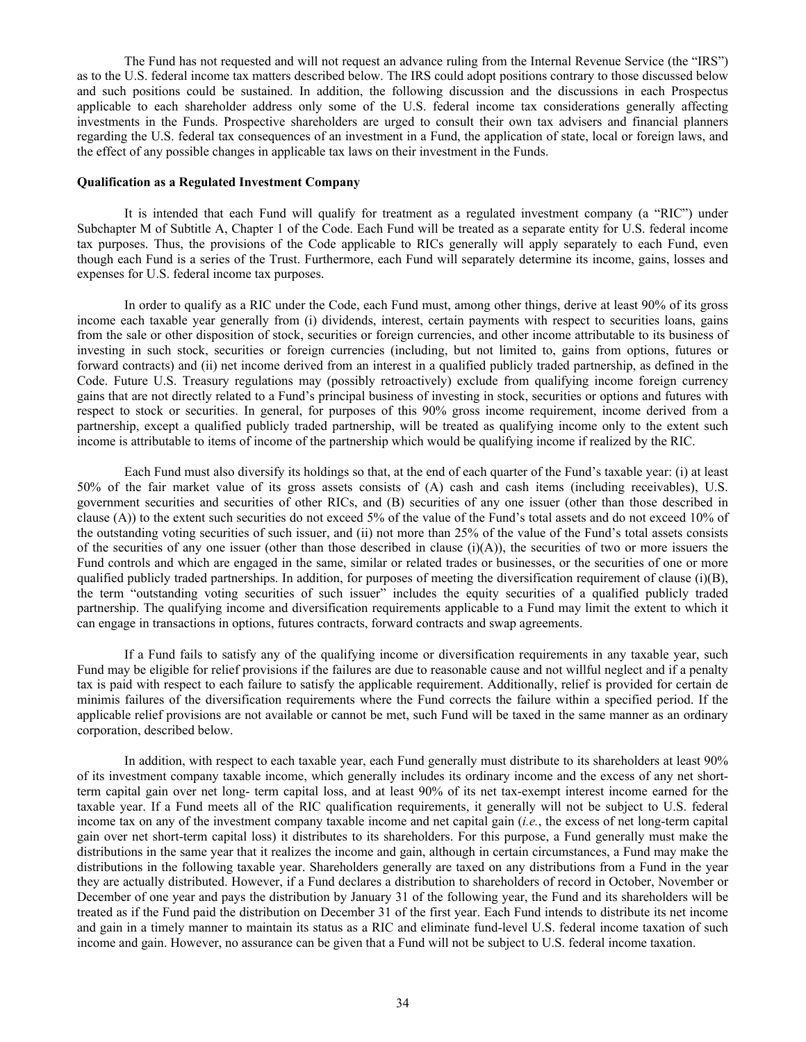The Fund has not requested and will not request an advance ruling from the Internal Revenue Service (the "IRS") as to the U.S. federal income tax matters described below. The IRS could adopt positions contrary to those discussed below and such positions could be sustained. In addition, the following discussion and the discussions in each Prospectus applicable to each shareholder address only some of the U.S. federal income tax considerations generally affecting investments in the Funds. Prospective shareholders are urged to consult their own tax advisers and financial planners regarding the U.S. federal tax consequences of an investment in a Fund, the application of state, local or foreign laws, and the effect of any possible changes in applicable tax laws on their investment in the Funds.

**Qualification as a Regulated Investment Company**

It is intended that each Fund will qualify for treatment as a regulated investment company (a "RIC") under Subchapter M of Subtitle A, Chapter 1 of the Code. Each Fund will be treated as a separate entity for U.S. federal income tax purposes. Thus, the provisions of the Code applicable to RICs generally will apply separately to each Fund, even though each Fund is a series of the Trust. Furthermore, each Fund will separately determine its income, gains, losses and expenses for U.S. federal income tax purposes.

In order to qualify as a RIC under the Code, each Fund must, among other things, derive at least 90% of its gross income each taxable year generally from (i) dividends, interest, certain payments with respect to securities loans, gains from the sale or other disposition of stock, securities or foreign currencies, and other income attributable to its business of investing in such stock, securities or foreign currencies (including, but not limited to, gains from options, futures or forward contracts) and (ii) net income derived from an interest in a qualified publicly traded partnership, as defined in the Code. Future U.S. Treasury regulations may (possibly retroactively) exclude from qualifying income foreign currency gains that are not directly related to a Fund's principal business of investing in stock, securities or options and futures with respect to stock or securities. In general, for purposes of this 90% gross income requirement, income derived from a partnership, except a qualified publicly traded partnership, will be treated as qualifying income only to the extent such income is attributable to items of income of the partnership which would be qualifying income if realized by the RIC.

Each Fund must also diversify its holdings so that, at the end of each quarter of the Fund's taxable year: (i) at least 50% of the fair market value of its gross assets consists of (A) cash and cash items (including receivables), U.S. government securities and securities of other RICs, and (B) securities of any one issuer (other than those described in clause (A)) to the extent such securities do not exceed 5% of the value of the Fund's total assets and do not exceed 10% of the outstanding voting securities of such issuer, and (ii) not more than 25% of the value of the Fund's total assets consists of the securities of any one issuer (other than those described in clause (i)(A)), the securities of two or more issuers the Fund controls and which are engaged in the same, similar or related trades or businesses, or the securities of one or more qualified publicly traded partnerships. In addition, for purposes of meeting the diversification requirement of clause (i)(B), the term "outstanding voting securities of such issuer" includes the equity securities of a qualified publicly traded partnership. The qualifying income and diversification requirements applicable to a Fund may limit the extent to which it can engage in transactions in options, futures contracts, forward contracts and swap agreements.

If a Fund fails to satisfy any of the qualifying income or diversification requirements in any taxable year, such Fund may be eligible for relief provisions if the failures are due to reasonable cause and not willful neglect and if a penalty tax is paid with respect to each failure to satisfy the applicable requirement. Additionally, relief is provided for certain de minimis failures of the diversification requirements where the Fund corrects the failure within a specified period. If the applicable relief provisions are not available or cannot be met, such Fund will be taxed in the same manner as an ordinary corporation, described below.

In addition, with respect to each taxable year, each Fund generally must distribute to its shareholders at least 90% of its investment company taxable income, which generally includes its ordinary income and the excess of any net short-term capital gain over net long- term capital loss, and at least 90% of its net tax-exempt interest income earned for the taxable year. If a Fund meets all of the RIC qualification requirements, it generally will not be subject to U.S. federal income tax on any of the investment company taxable income and net capital gain (*i.e.*, the excess of net long-term capital gain over net short-term capital loss) it distributes to its shareholders. For this purpose, a Fund generally must make the distributions in the same year that it realizes the income and gain, although in certain circumstances, a Fund may make the distributions in the following taxable year. Shareholders generally are taxed on any distributions from a Fund in the year they are actually distributed. However, if a Fund declares a distribution to shareholders of record in October, November or December of one year and pays the distribution by January 31 of the following year, the Fund and its shareholders will be treated as if the Fund paid the distribution on December 31 of the first year. Each Fund intends to distribute its net income and gain in a timely manner to maintain its status as a RIC and eliminate fund-level U.S. federal income taxation of such income and gain. However, no assurance can be given that a Fund will not be subject to U.S. federal income taxation.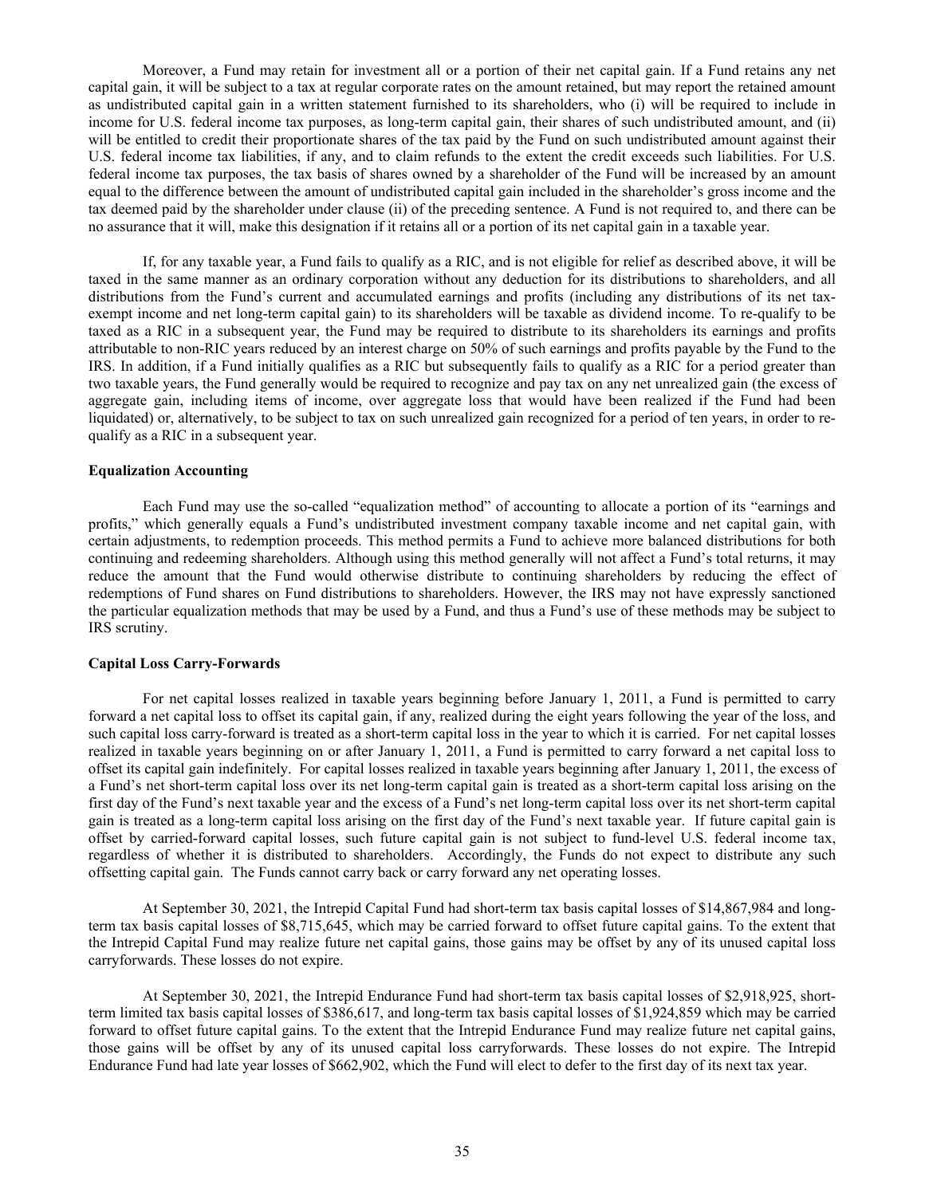Moreover, a Fund may retain for investment all or a portion of their net capital gain. If a Fund retains any net capital gain, it will be subject to a tax at regular corporate rates on the amount retained, but may report the retained amount as undistributed capital gain in a written statement furnished to its shareholders, who (i) will be required to include in income for U.S. federal income tax purposes, as long-term capital gain, their shares of such undistributed amount, and (ii) will be entitled to credit their proportionate shares of the tax paid by the Fund on such undistributed amount against their U.S. federal income tax liabilities, if any, and to claim refunds to the extent the credit exceeds such liabilities. For U.S. federal income tax purposes, the tax basis of shares owned by a shareholder of the Fund will be increased by an amount equal to the difference between the amount of undistributed capital gain included in the shareholder's gross income and the tax deemed paid by the shareholder under clause (ii) of the preceding sentence. A Fund is not required to, and there can be no assurance that it will, make this designation if it retains all or a portion of its net capital gain in a taxable year.

If, for any taxable year, a Fund fails to qualify as a RIC, and is not eligible for relief as described above, it will be taxed in the same manner as an ordinary corporation without any deduction for its distributions to shareholders, and all distributions from the Fund's current and accumulated earnings and profits (including any distributions of its net tax-exempt income and net long-term capital gain) to its shareholders will be taxable as dividend income. To re-qualify to be taxed as a RIC in a subsequent year, the Fund may be required to distribute to its shareholders its earnings and profits attributable to non-RIC years reduced by an interest charge on 50% of such earnings and profits payable by the Fund to the IRS. In addition, if a Fund initially qualifies as a RIC but subsequently fails to qualify as a RIC for a period greater than two taxable years, the Fund generally would be required to recognize and pay tax on any net unrealized gain (the excess of aggregate gain, including items of income, over aggregate loss that would have been realized if the Fund had been liquidated) or, alternatively, to be subject to tax on such unrealized gain recognized for a period of ten years, in order to re-qualify as a RIC in a subsequent year.

**Equalization Accounting**

Each Fund may use the so-called "equalization method" of accounting to allocate a portion of its "earnings and profits," which generally equals a Fund's undistributed investment company taxable income and net capital gain, with certain adjustments, to redemption proceeds. This method permits a Fund to achieve more balanced distributions for both continuing and redeeming shareholders. Although using this method generally will not affect a Fund's total returns, it may reduce the amount that the Fund would otherwise distribute to continuing shareholders by reducing the effect of redemptions of Fund shares on Fund distributions to shareholders. However, the IRS may not have expressly sanctioned the particular equalization methods that may be used by a Fund, and thus a Fund's use of these methods may be subject to IRS scrutiny.

**Capital Loss Carry-Forwards**

For net capital losses realized in taxable years beginning before January 1, 2011, a Fund is permitted to carry forward a net capital loss to offset its capital gain, if any, realized during the eight years following the year of the loss, and such capital loss carry-forward is treated as a short-term capital loss in the year to which it is carried. For net capital losses realized in taxable years beginning on or after January 1, 2011, a Fund is permitted to carry forward a net capital loss to offset its capital gain indefinitely. For capital losses realized in taxable years beginning after January 1, 2011, the excess of a Fund's net short-term capital loss over its net long-term capital gain is treated as a short-term capital loss arising on the first day of the Fund's next taxable year and the excess of a Fund's net long-term capital loss over its net short-term capital gain is treated as a long-term capital loss arising on the first day of the Fund's next taxable year. If future capital gain is offset by carried-forward capital losses, such future capital gain is not subject to fund-level U.S. federal income tax, regardless of whether it is distributed to shareholders. Accordingly, the Funds do not expect to distribute any such offsetting capital gain. The Funds cannot carry back or carry forward any net operating losses.

At September 30, 2021, the Intrepid Capital Fund had short-term tax basis capital losses of $14,867,984 and long-term tax basis capital losses of $8,715,645, which may be carried forward to offset future capital gains. To the extent that the Intrepid Capital Fund may realize future net capital gains, those gains may be offset by any of its unused capital loss carryforwards. These losses do not expire.

At September 30, 2021, the Intrepid Endurance Fund had short-term tax basis capital losses of $2,918,925, short-term limited tax basis capital losses of $386,617, and long-term tax basis capital losses of $1,924,859 which may be carried forward to offset future capital gains. To the extent that the Intrepid Endurance Fund may realize future net capital gains, those gains will be offset by any of its unused capital loss carryforwards. These losses do not expire. The Intrepid Endurance Fund had late year losses of $662,902, which the Fund will elect to defer to the first day of its next tax year.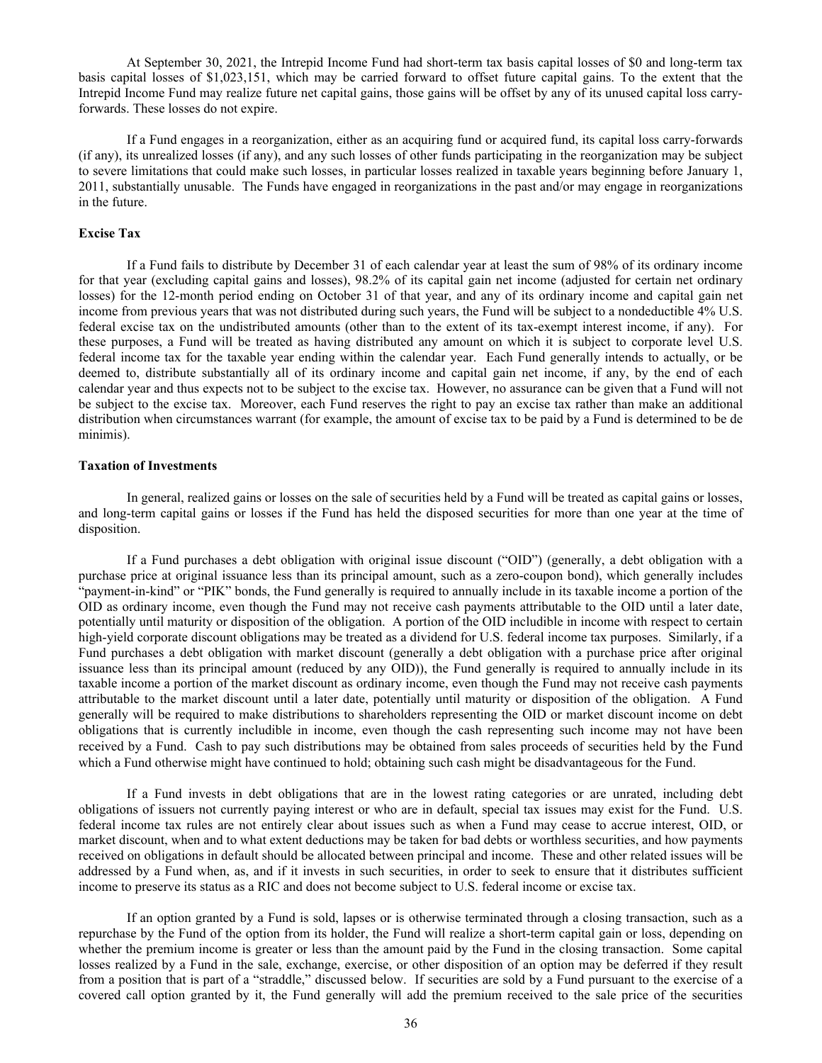At September 30, 2021, the Intrepid Income Fund had short-term tax basis capital losses of $0 and long-term tax basis capital losses of $1,023,151, which may be carried forward to offset future capital gains. To the extent that the Intrepid Income Fund may realize future net capital gains, those gains will be offset by any of its unused capital loss carry-forwards. These losses do not expire.

If a Fund engages in a reorganization, either as an acquiring fund or acquired fund, its capital loss carry-forwards (if any), its unrealized losses (if any), and any such losses of other funds participating in the reorganization may be subject to severe limitations that could make such losses, in particular losses realized in taxable years beginning before January 1, 2011, substantially unusable. The Funds have engaged in reorganizations in the past and/or may engage in reorganizations in the future.

**Excise Tax**

If a Fund fails to distribute by December 31 of each calendar year at least the sum of 98% of its ordinary income for that year (excluding capital gains and losses), 98.2% of its capital gain net income (adjusted for certain net ordinary losses) for the 12-month period ending on October 31 of that year, and any of its ordinary income and capital gain net income from previous years that was not distributed during such years, the Fund will be subject to a nondeductible 4% U.S. federal excise tax on the undistributed amounts (other than to the extent of its tax-exempt interest income, if any). For these purposes, a Fund will be treated as having distributed any amount on which it is subject to corporate level U.S. federal income tax for the taxable year ending within the calendar year. Each Fund generally intends to actually, or be deemed to, distribute substantially all of its ordinary income and capital gain net income, if any, by the end of each calendar year and thus expects not to be subject to the excise tax. However, no assurance can be given that a Fund will not be subject to the excise tax. Moreover, each Fund reserves the right to pay an excise tax rather than make an additional distribution when circumstances warrant (for example, the amount of excise tax to be paid by a Fund is determined to be de minimis).

**Taxation of Investments**

In general, realized gains or losses on the sale of securities held by a Fund will be treated as capital gains or losses, and long-term capital gains or losses if the Fund has held the disposed securities for more than one year at the time of disposition.

If a Fund purchases a debt obligation with original issue discount ("OID") (generally, a debt obligation with a purchase price at original issuance less than its principal amount, such as a zero-coupon bond), which generally includes "payment-in-kind" or "PIK" bonds, the Fund generally is required to annually include in its taxable income a portion of the OID as ordinary income, even though the Fund may not receive cash payments attributable to the OID until a later date, potentially until maturity or disposition of the obligation. A portion of the OID includible in income with respect to certain high-yield corporate discount obligations may be treated as a dividend for U.S. federal income tax purposes. Similarly, if a Fund purchases a debt obligation with market discount (generally a debt obligation with a purchase price after original issuance less than its principal amount (reduced by any OID)), the Fund generally is required to annually include in its taxable income a portion of the market discount as ordinary income, even though the Fund may not receive cash payments attributable to the market discount until a later date, potentially until maturity or disposition of the obligation. A Fund generally will be required to make distributions to shareholders representing the OID or market discount income on debt obligations that is currently includible in income, even though the cash representing such income may not have been received by a Fund. Cash to pay such distributions may be obtained from sales proceeds of securities held by the Fund which a Fund otherwise might have continued to hold; obtaining such cash might be disadvantageous for the Fund.

If a Fund invests in debt obligations that are in the lowest rating categories or are unrated, including debt obligations of issuers not currently paying interest or who are in default, special tax issues may exist for the Fund. U.S. federal income tax rules are not entirely clear about issues such as when a Fund may cease to accrue interest, OID, or market discount, when and to what extent deductions may be taken for bad debts or worthless securities, and how payments received on obligations in default should be allocated between principal and income. These and other related issues will be addressed by a Fund when, as, and if it invests in such securities, in order to seek to ensure that it distributes sufficient income to preserve its status as a RIC and does not become subject to U.S. federal income or excise tax.

If an option granted by a Fund is sold, lapses or is otherwise terminated through a closing transaction, such as a repurchase by the Fund of the option from its holder, the Fund will realize a short-term capital gain or loss, depending on whether the premium income is greater or less than the amount paid by the Fund in the closing transaction. Some capital losses realized by a Fund in the sale, exchange, exercise, or other disposition of an option may be deferred if they result from a position that is part of a "straddle," discussed below. If securities are sold by a Fund pursuant to the exercise of a covered call option granted by it, the Fund generally will add the premium received to the sale price of the securities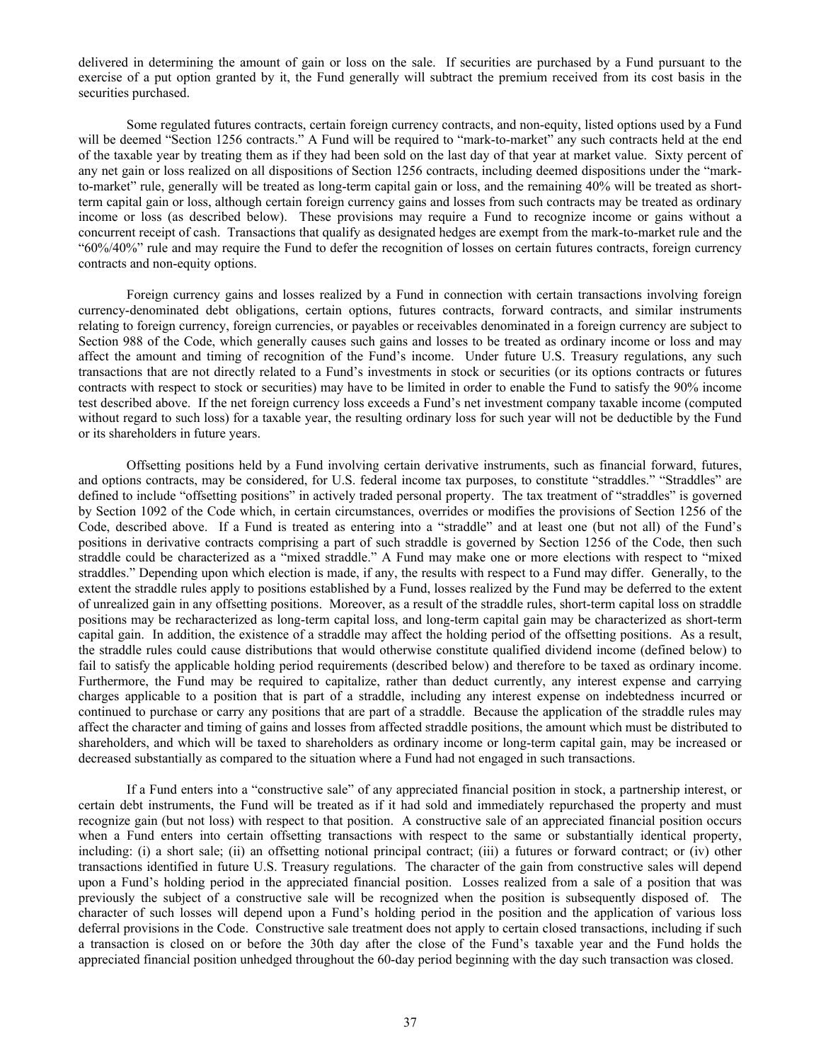delivered in determining the amount of gain or loss on the sale. If securities are purchased by a Fund pursuant to the exercise of a put option granted by it, the Fund generally will subtract the premium received from its cost basis in the securities purchased.

Some regulated futures contracts, certain foreign currency contracts, and non-equity, listed options used by a Fund will be deemed "Section 1256 contracts." A Fund will be required to "mark-to-market" any such contracts held at the end of the taxable year by treating them as if they had been sold on the last day of that year at market value. Sixty percent of any net gain or loss realized on all dispositions of Section 1256 contracts, including deemed dispositions under the "mark-to-market" rule, generally will be treated as long-term capital gain or loss, and the remaining 40% will be treated as short-term capital gain or loss, although certain foreign currency gains and losses from such contracts may be treated as ordinary income or loss (as described below). These provisions may require a Fund to recognize income or gains without a concurrent receipt of cash. Transactions that qualify as designated hedges are exempt from the mark-to-market rule and the "60%/40%" rule and may require the Fund to defer the recognition of losses on certain futures contracts, foreign currency contracts and non-equity options.

Foreign currency gains and losses realized by a Fund in connection with certain transactions involving foreign currency-denominated debt obligations, certain options, futures contracts, forward contracts, and similar instruments relating to foreign currency, foreign currencies, or payables or receivables denominated in a foreign currency are subject to Section 988 of the Code, which generally causes such gains and losses to be treated as ordinary income or loss and may affect the amount and timing of recognition of the Fund's income. Under future U.S. Treasury regulations, any such transactions that are not directly related to a Fund's investments in stock or securities (or its options contracts or futures contracts with respect to stock or securities) may have to be limited in order to enable the Fund to satisfy the 90% income test described above. If the net foreign currency loss exceeds a Fund's net investment company taxable income (computed without regard to such loss) for a taxable year, the resulting ordinary loss for such year will not be deductible by the Fund or its shareholders in future years.

Offsetting positions held by a Fund involving certain derivative instruments, such as financial forward, futures, and options contracts, may be considered, for U.S. federal income tax purposes, to constitute "straddles." "Straddles" are defined to include "offsetting positions" in actively traded personal property. The tax treatment of "straddles" is governed by Section 1092 of the Code which, in certain circumstances, overrides or modifies the provisions of Section 1256 of the Code, described above. If a Fund is treated as entering into a "straddle" and at least one (but not all) of the Fund's positions in derivative contracts comprising a part of such straddle is governed by Section 1256 of the Code, then such straddle could be characterized as a "mixed straddle." A Fund may make one or more elections with respect to "mixed straddles." Depending upon which election is made, if any, the results with respect to a Fund may differ. Generally, to the extent the straddle rules apply to positions established by a Fund, losses realized by the Fund may be deferred to the extent of unrealized gain in any offsetting positions. Moreover, as a result of the straddle rules, short-term capital loss on straddle positions may be recharacterized as long-term capital loss, and long-term capital gain may be characterized as short-term capital gain. In addition, the existence of a straddle may affect the holding period of the offsetting positions. As a result, the straddle rules could cause distributions that would otherwise constitute qualified dividend income (defined below) to fail to satisfy the applicable holding period requirements (described below) and therefore to be taxed as ordinary income. Furthermore, the Fund may be required to capitalize, rather than deduct currently, any interest expense and carrying charges applicable to a position that is part of a straddle, including any interest expense on indebtedness incurred or continued to purchase or carry any positions that are part of a straddle. Because the application of the straddle rules may affect the character and timing of gains and losses from affected straddle positions, the amount which must be distributed to shareholders, and which will be taxed to shareholders as ordinary income or long-term capital gain, may be increased or decreased substantially as compared to the situation where a Fund had not engaged in such transactions.

If a Fund enters into a "constructive sale" of any appreciated financial position in stock, a partnership interest, or certain debt instruments, the Fund will be treated as if it had sold and immediately repurchased the property and must recognize gain (but not loss) with respect to that position. A constructive sale of an appreciated financial position occurs when a Fund enters into certain offsetting transactions with respect to the same or substantially identical property, including: (i) a short sale; (ii) an offsetting notional principal contract; (iii) a futures or forward contract; or (iv) other transactions identified in future U.S. Treasury regulations. The character of the gain from constructive sales will depend upon a Fund's holding period in the appreciated financial position. Losses realized from a sale of a position that was previously the subject of a constructive sale will be recognized when the position is subsequently disposed of. The character of such losses will depend upon a Fund's holding period in the position and the application of various loss deferral provisions in the Code. Constructive sale treatment does not apply to certain closed transactions, including if such a transaction is closed on or before the 30th day after the close of the Fund's taxable year and the Fund holds the appreciated financial position unhedged throughout the 60-day period beginning with the day such transaction was closed.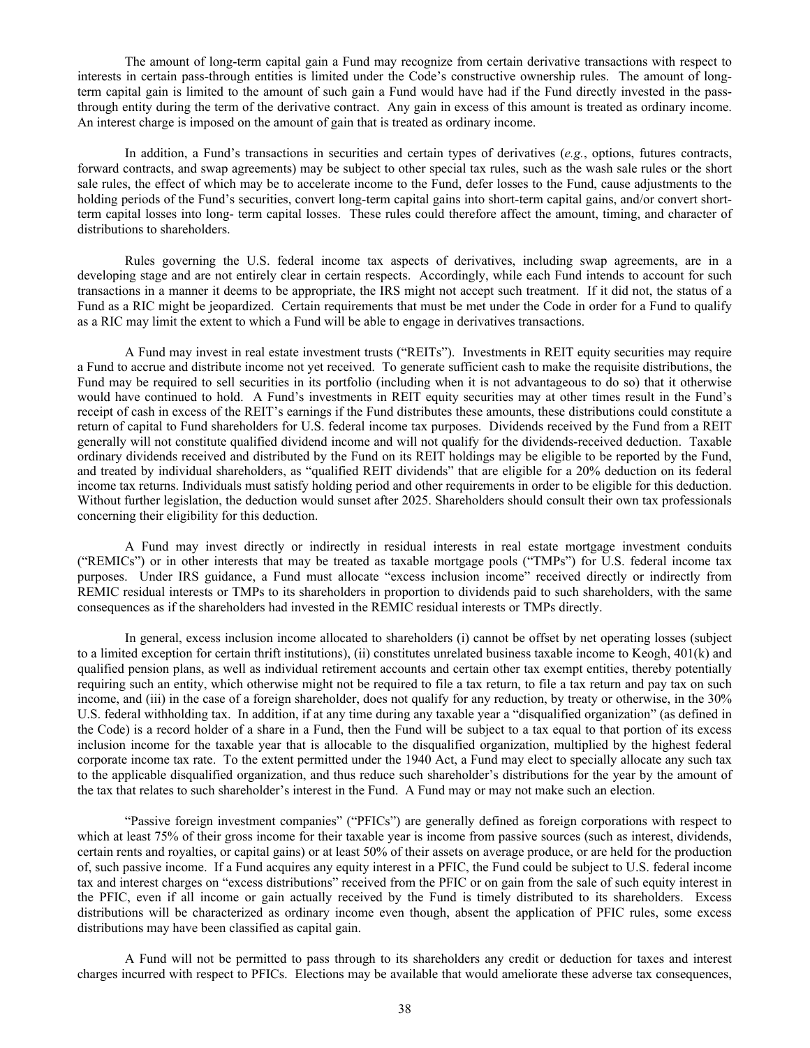The amount of long-term capital gain a Fund may recognize from certain derivative transactions with respect to interests in certain pass-through entities is limited under the Code's constructive ownership rules. The amount of long-term capital gain is limited to the amount of such gain a Fund would have had if the Fund directly invested in the pass-through entity during the term of the derivative contract. Any gain in excess of this amount is treated as ordinary income. An interest charge is imposed on the amount of gain that is treated as ordinary income.

In addition, a Fund's transactions in securities and certain types of derivatives (*e.g.*, options, futures contracts, forward contracts, and swap agreements) may be subject to other special tax rules, such as the wash sale rules or the short sale rules, the effect of which may be to accelerate income to the Fund, defer losses to the Fund, cause adjustments to the holding periods of the Fund's securities, convert long-term capital gains into short-term capital gains, and/or convert short-term capital losses into long- term capital losses. These rules could therefore affect the amount, timing, and character of distributions to shareholders.

Rules governing the U.S. federal income tax aspects of derivatives, including swap agreements, are in a developing stage and are not entirely clear in certain respects. Accordingly, while each Fund intends to account for such transactions in a manner it deems to be appropriate, the IRS might not accept such treatment. If it did not, the status of a Fund as a RIC might be jeopardized. Certain requirements that must be met under the Code in order for a Fund to qualify as a RIC may limit the extent to which a Fund will be able to engage in derivatives transactions.

A Fund may invest in real estate investment trusts ("REITs"). Investments in REIT equity securities may require a Fund to accrue and distribute income not yet received. To generate sufficient cash to make the requisite distributions, the Fund may be required to sell securities in its portfolio (including when it is not advantageous to do so) that it otherwise would have continued to hold. A Fund's investments in REIT equity securities may at other times result in the Fund's receipt of cash in excess of the REIT's earnings if the Fund distributes these amounts, these distributions could constitute a return of capital to Fund shareholders for U.S. federal income tax purposes. Dividends received by the Fund from a REIT generally will not constitute qualified dividend income and will not qualify for the dividends-received deduction. Taxable ordinary dividends received and distributed by the Fund on its REIT holdings may be eligible to be reported by the Fund, and treated by individual shareholders, as "qualified REIT dividends" that are eligible for a 20% deduction on its federal income tax returns. Individuals must satisfy holding period and other requirements in order to be eligible for this deduction. Without further legislation, the deduction would sunset after 2025. Shareholders should consult their own tax professionals concerning their eligibility for this deduction.

A Fund may invest directly or indirectly in residual interests in real estate mortgage investment conduits ("REMICs") or in other interests that may be treated as taxable mortgage pools ("TMPs") for U.S. federal income tax purposes. Under IRS guidance, a Fund must allocate "excess inclusion income" received directly or indirectly from REMIC residual interests or TMPs to its shareholders in proportion to dividends paid to such shareholders, with the same consequences as if the shareholders had invested in the REMIC residual interests or TMPs directly.

In general, excess inclusion income allocated to shareholders (i) cannot be offset by net operating losses (subject to a limited exception for certain thrift institutions), (ii) constitutes unrelated business taxable income to Keogh, 401(k) and qualified pension plans, as well as individual retirement accounts and certain other tax exempt entities, thereby potentially requiring such an entity, which otherwise might not be required to file a tax return, to file a tax return and pay tax on such income, and (iii) in the case of a foreign shareholder, does not qualify for any reduction, by treaty or otherwise, in the 30% U.S. federal withholding tax. In addition, if at any time during any taxable year a "disqualified organization" (as defined in the Code) is a record holder of a share in a Fund, then the Fund will be subject to a tax equal to that portion of its excess inclusion income for the taxable year that is allocable to the disqualified organization, multiplied by the highest federal corporate income tax rate. To the extent permitted under the 1940 Act, a Fund may elect to specially allocate any such tax to the applicable disqualified organization, and thus reduce such shareholder's distributions for the year by the amount of the tax that relates to such shareholder's interest in the Fund. A Fund may or may not make such an election.

"Passive foreign investment companies" ("PFICs") are generally defined as foreign corporations with respect to which at least 75% of their gross income for their taxable year is income from passive sources (such as interest, dividends, certain rents and royalties, or capital gains) or at least 50% of their assets on average produce, or are held for the production of, such passive income. If a Fund acquires any equity interest in a PFIC, the Fund could be subject to U.S. federal income tax and interest charges on "excess distributions" received from the PFIC or on gain from the sale of such equity interest in the PFIC, even if all income or gain actually received by the Fund is timely distributed to its shareholders. Excess distributions will be characterized as ordinary income even though, absent the application of PFIC rules, some excess distributions may have been classified as capital gain.

A Fund will not be permitted to pass through to its shareholders any credit or deduction for taxes and interest charges incurred with respect to PFICs. Elections may be available that would ameliorate these adverse tax consequences,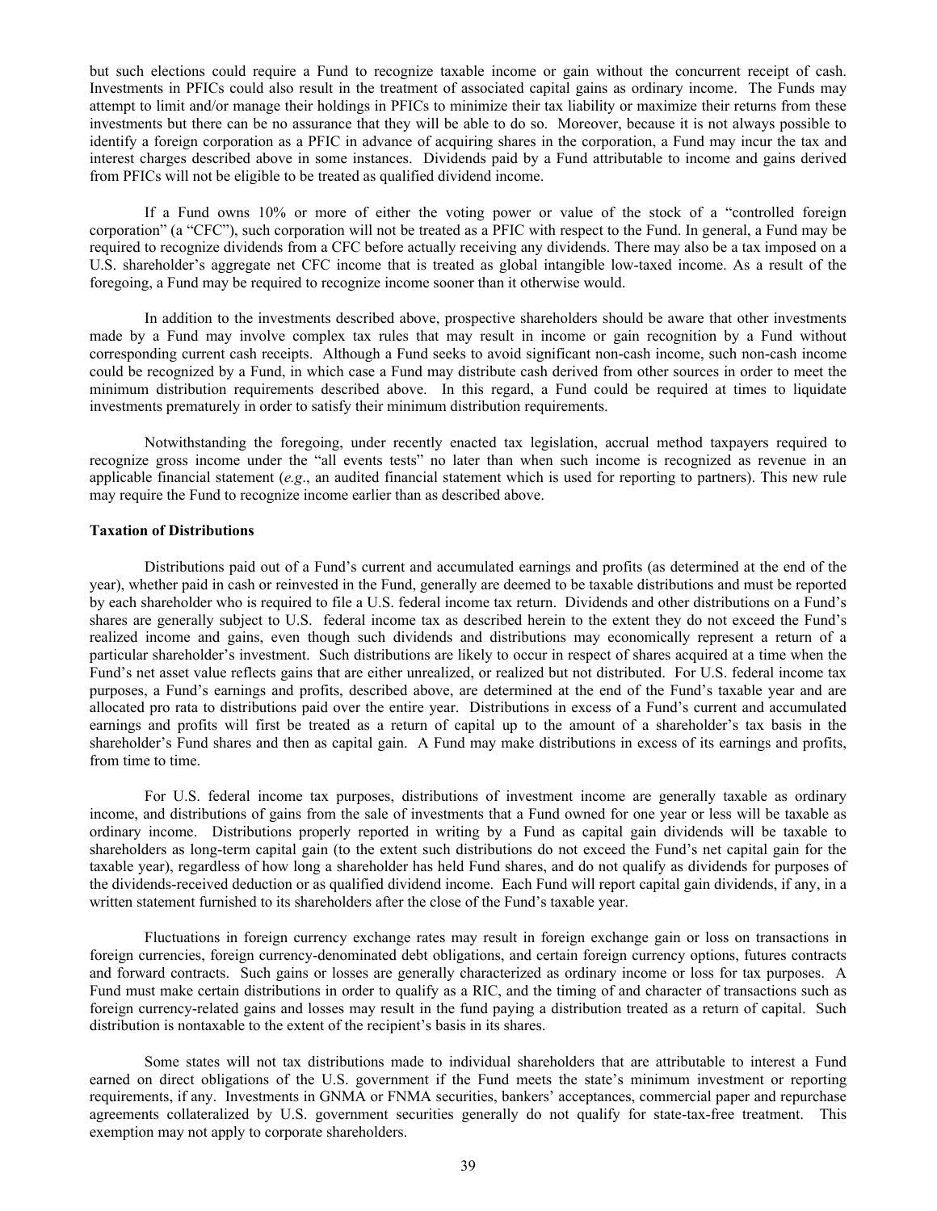but such elections could require a Fund to recognize taxable income or gain without the concurrent receipt of cash. Investments in PFICs could also result in the treatment of associated capital gains as ordinary income. The Funds may attempt to limit and/or manage their holdings in PFICs to minimize their tax liability or maximize their returns from these investments but there can be no assurance that they will be able to do so. Moreover, because it is not always possible to identify a foreign corporation as a PFIC in advance of acquiring shares in the corporation, a Fund may incur the tax and interest charges described above in some instances. Dividends paid by a Fund attributable to income and gains derived from PFICs will not be eligible to be treated as qualified dividend income.

If a Fund owns 10% or more of either the voting power or value of the stock of a "controlled foreign corporation" (a "CFC"), such corporation will not be treated as a PFIC with respect to the Fund. In general, a Fund may be required to recognize dividends from a CFC before actually receiving any dividends. There may also be a tax imposed on a U.S. shareholder's aggregate net CFC income that is treated as global intangible low-taxed income. As a result of the foregoing, a Fund may be required to recognize income sooner than it otherwise would.

In addition to the investments described above, prospective shareholders should be aware that other investments made by a Fund may involve complex tax rules that may result in income or gain recognition by a Fund without corresponding current cash receipts. Although a Fund seeks to avoid significant non-cash income, such non-cash income could be recognized by a Fund, in which case a Fund may distribute cash derived from other sources in order to meet the minimum distribution requirements described above. In this regard, a Fund could be required at times to liquidate investments prematurely in order to satisfy their minimum distribution requirements.

Notwithstanding the foregoing, under recently enacted tax legislation, accrual method taxpayers required to recognize gross income under the "all events tests" no later than when such income is recognized as revenue in an applicable financial statement (*e.g*., an audited financial statement which is used for reporting to partners). This new rule may require the Fund to recognize income earlier than as described above.

**Taxation of Distributions**

Distributions paid out of a Fund's current and accumulated earnings and profits (as determined at the end of the year), whether paid in cash or reinvested in the Fund, generally are deemed to be taxable distributions and must be reported by each shareholder who is required to file a U.S. federal income tax return. Dividends and other distributions on a Fund's shares are generally subject to U.S. federal income tax as described herein to the extent they do not exceed the Fund's realized income and gains, even though such dividends and distributions may economically represent a return of a particular shareholder's investment. Such distributions are likely to occur in respect of shares acquired at a time when the Fund's net asset value reflects gains that are either unrealized, or realized but not distributed. For U.S. federal income tax purposes, a Fund's earnings and profits, described above, are determined at the end of the Fund's taxable year and are allocated pro rata to distributions paid over the entire year. Distributions in excess of a Fund's current and accumulated earnings and profits will first be treated as a return of capital up to the amount of a shareholder's tax basis in the shareholder's Fund shares and then as capital gain. A Fund may make distributions in excess of its earnings and profits, from time to time.

For U.S. federal income tax purposes, distributions of investment income are generally taxable as ordinary income, and distributions of gains from the sale of investments that a Fund owned for one year or less will be taxable as ordinary income. Distributions properly reported in writing by a Fund as capital gain dividends will be taxable to shareholders as long-term capital gain (to the extent such distributions do not exceed the Fund's net capital gain for the taxable year), regardless of how long a shareholder has held Fund shares, and do not qualify as dividends for purposes of the dividends-received deduction or as qualified dividend income. Each Fund will report capital gain dividends, if any, in a written statement furnished to its shareholders after the close of the Fund's taxable year.

Fluctuations in foreign currency exchange rates may result in foreign exchange gain or loss on transactions in foreign currencies, foreign currency-denominated debt obligations, and certain foreign currency options, futures contracts and forward contracts. Such gains or losses are generally characterized as ordinary income or loss for tax purposes. A Fund must make certain distributions in order to qualify as a RIC, and the timing of and character of transactions such as foreign currency-related gains and losses may result in the fund paying a distribution treated as a return of capital. Such distribution is nontaxable to the extent of the recipient's basis in its shares.

Some states will not tax distributions made to individual shareholders that are attributable to interest a Fund earned on direct obligations of the U.S. government if the Fund meets the state's minimum investment or reporting requirements, if any. Investments in GNMA or FNMA securities, bankers' acceptances, commercial paper and repurchase agreements collateralized by U.S. government securities generally do not qualify for state-tax-free treatment. This exemption may not apply to corporate shareholders.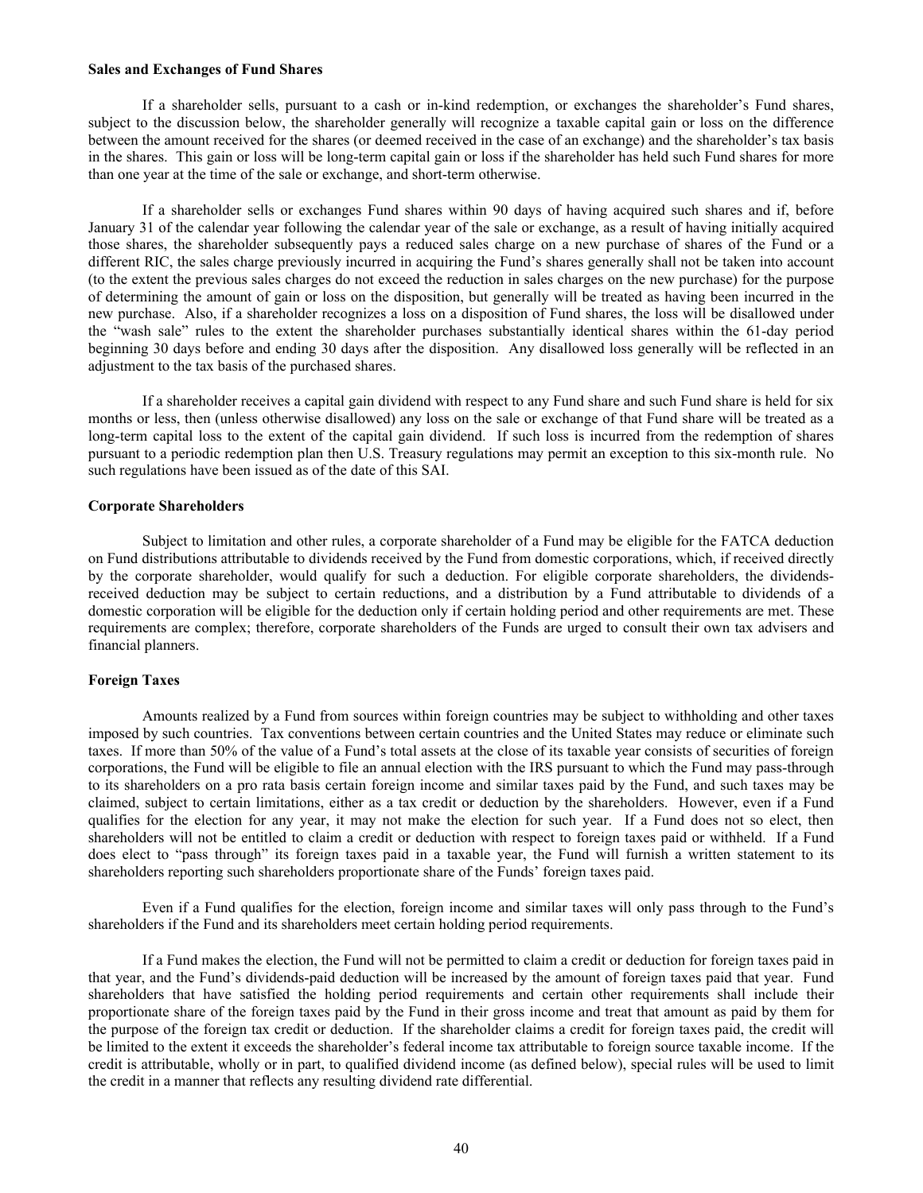**Sales and Exchanges of Fund Shares**

If a shareholder sells, pursuant to a cash or in-kind redemption, or exchanges the shareholder's Fund shares, subject to the discussion below, the shareholder generally will recognize a taxable capital gain or loss on the difference between the amount received for the shares (or deemed received in the case of an exchange) and the shareholder's tax basis in the shares. This gain or loss will be long-term capital gain or loss if the shareholder has held such Fund shares for more than one year at the time of the sale or exchange, and short-term otherwise.

If a shareholder sells or exchanges Fund shares within 90 days of having acquired such shares and if, before January 31 of the calendar year following the calendar year of the sale or exchange, as a result of having initially acquired those shares, the shareholder subsequently pays a reduced sales charge on a new purchase of shares of the Fund or a different RIC, the sales charge previously incurred in acquiring the Fund's shares generally shall not be taken into account (to the extent the previous sales charges do not exceed the reduction in sales charges on the new purchase) for the purpose of determining the amount of gain or loss on the disposition, but generally will be treated as having been incurred in the new purchase. Also, if a shareholder recognizes a loss on a disposition of Fund shares, the loss will be disallowed under the "wash sale" rules to the extent the shareholder purchases substantially identical shares within the 61-day period beginning 30 days before and ending 30 days after the disposition. Any disallowed loss generally will be reflected in an adjustment to the tax basis of the purchased shares.

If a shareholder receives a capital gain dividend with respect to any Fund share and such Fund share is held for six months or less, then (unless otherwise disallowed) any loss on the sale or exchange of that Fund share will be treated as a long-term capital loss to the extent of the capital gain dividend. If such loss is incurred from the redemption of shares pursuant to a periodic redemption plan then U.S. Treasury regulations may permit an exception to this six-month rule. No such regulations have been issued as of the date of this SAI.

**Corporate Shareholders**

Subject to limitation and other rules, a corporate shareholder of a Fund may be eligible for the FATCA deduction on Fund distributions attributable to dividends received by the Fund from domestic corporations, which, if received directly by the corporate shareholder, would qualify for such a deduction. For eligible corporate shareholders, the dividends-received deduction may be subject to certain reductions, and a distribution by a Fund attributable to dividends of a domestic corporation will be eligible for the deduction only if certain holding period and other requirements are met. These requirements are complex; therefore, corporate shareholders of the Funds are urged to consult their own tax advisers and financial planners.

**Foreign Taxes**

Amounts realized by a Fund from sources within foreign countries may be subject to withholding and other taxes imposed by such countries. Tax conventions between certain countries and the United States may reduce or eliminate such taxes. If more than 50% of the value of a Fund's total assets at the close of its taxable year consists of securities of foreign corporations, the Fund will be eligible to file an annual election with the IRS pursuant to which the Fund may pass-through to its shareholders on a pro rata basis certain foreign income and similar taxes paid by the Fund, and such taxes may be claimed, subject to certain limitations, either as a tax credit or deduction by the shareholders. However, even if a Fund qualifies for the election for any year, it may not make the election for such year. If a Fund does not so elect, then shareholders will not be entitled to claim a credit or deduction with respect to foreign taxes paid or withheld. If a Fund does elect to "pass through" its foreign taxes paid in a taxable year, the Fund will furnish a written statement to its shareholders reporting such shareholders proportionate share of the Funds' foreign taxes paid.

Even if a Fund qualifies for the election, foreign income and similar taxes will only pass through to the Fund's shareholders if the Fund and its shareholders meet certain holding period requirements.

If a Fund makes the election, the Fund will not be permitted to claim a credit or deduction for foreign taxes paid in that year, and the Fund's dividends-paid deduction will be increased by the amount of foreign taxes paid that year. Fund shareholders that have satisfied the holding period requirements and certain other requirements shall include their proportionate share of the foreign taxes paid by the Fund in their gross income and treat that amount as paid by them for the purpose of the foreign tax credit or deduction. If the shareholder claims a credit for foreign taxes paid, the credit will be limited to the extent it exceeds the shareholder's federal income tax attributable to foreign source taxable income. If the credit is attributable, wholly or in part, to qualified dividend income (as defined below), special rules will be used to limit the credit in a manner that reflects any resulting dividend rate differential.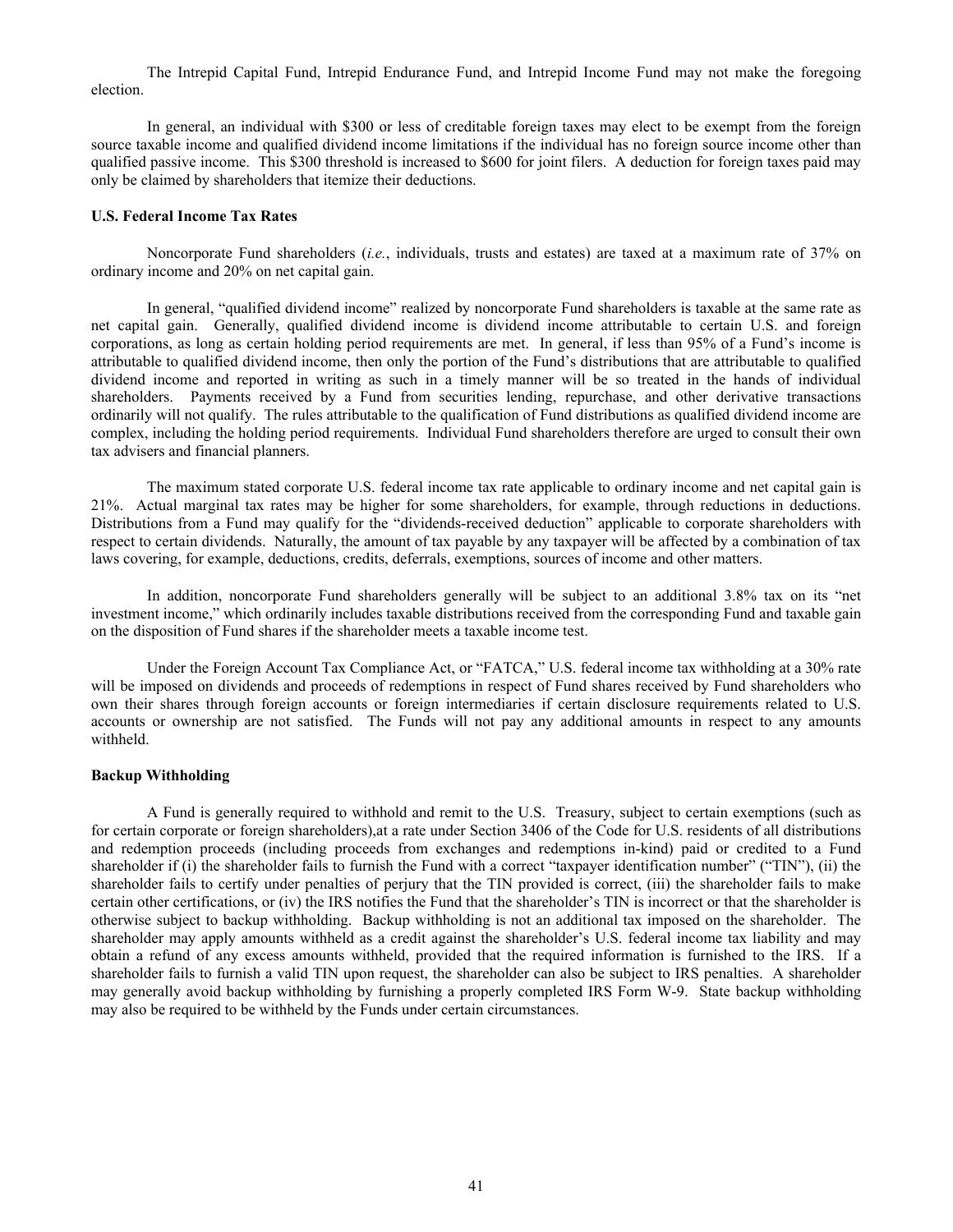The Intrepid Capital Fund, Intrepid Endurance Fund, and Intrepid Income Fund may not make the foregoing election.

In general, an individual with $300 or less of creditable foreign taxes may elect to be exempt from the foreign source taxable income and qualified dividend income limitations if the individual has no foreign source income other than qualified passive income. This $300 threshold is increased to $600 for joint filers. A deduction for foreign taxes paid may only be claimed by shareholders that itemize their deductions.

**U.S. Federal Income Tax Rates**

Noncorporate Fund shareholders (*i.e.*, individuals, trusts and estates) are taxed at a maximum rate of 37% on ordinary income and 20% on net capital gain.

In general, "qualified dividend income" realized by noncorporate Fund shareholders is taxable at the same rate as net capital gain. Generally, qualified dividend income is dividend income attributable to certain U.S. and foreign corporations, as long as certain holding period requirements are met. In general, if less than 95% of a Fund's income is attributable to qualified dividend income, then only the portion of the Fund's distributions that are attributable to qualified dividend income and reported in writing as such in a timely manner will be so treated in the hands of individual shareholders. Payments received by a Fund from securities lending, repurchase, and other derivative transactions ordinarily will not qualify. The rules attributable to the qualification of Fund distributions as qualified dividend income are complex, including the holding period requirements. Individual Fund shareholders therefore are urged to consult their own tax advisers and financial planners.

The maximum stated corporate U.S. federal income tax rate applicable to ordinary income and net capital gain is 21%. Actual marginal tax rates may be higher for some shareholders, for example, through reductions in deductions. Distributions from a Fund may qualify for the "dividends-received deduction" applicable to corporate shareholders with respect to certain dividends. Naturally, the amount of tax payable by any taxpayer will be affected by a combination of tax laws covering, for example, deductions, credits, deferrals, exemptions, sources of income and other matters.

In addition, noncorporate Fund shareholders generally will be subject to an additional 3.8% tax on its "net investment income," which ordinarily includes taxable distributions received from the corresponding Fund and taxable gain on the disposition of Fund shares if the shareholder meets a taxable income test.

Under the Foreign Account Tax Compliance Act, or "FATCA," U.S. federal income tax withholding at a 30% rate will be imposed on dividends and proceeds of redemptions in respect of Fund shares received by Fund shareholders who own their shares through foreign accounts or foreign intermediaries if certain disclosure requirements related to U.S. accounts or ownership are not satisfied. The Funds will not pay any additional amounts in respect to any amounts withheld.

**Backup Withholding**

A Fund is generally required to withhold and remit to the U.S. Treasury, subject to certain exemptions (such as for certain corporate or foreign shareholders),at a rate under Section 3406 of the Code for U.S. residents of all distributions and redemption proceeds (including proceeds from exchanges and redemptions in-kind) paid or credited to a Fund shareholder if (i) the shareholder fails to furnish the Fund with a correct "taxpayer identification number" ("TIN"), (ii) the shareholder fails to certify under penalties of perjury that the TIN provided is correct, (iii) the shareholder fails to make certain other certifications, or (iv) the IRS notifies the Fund that the shareholder's TIN is incorrect or that the shareholder is otherwise subject to backup withholding. Backup withholding is not an additional tax imposed on the shareholder. The shareholder may apply amounts withheld as a credit against the shareholder's U.S. federal income tax liability and may obtain a refund of any excess amounts withheld, provided that the required information is furnished to the IRS. If a shareholder fails to furnish a valid TIN upon request, the shareholder can also be subject to IRS penalties. A shareholder may generally avoid backup withholding by furnishing a properly completed IRS Form W-9. State backup withholding may also be required to be withheld by the Funds under certain circumstances.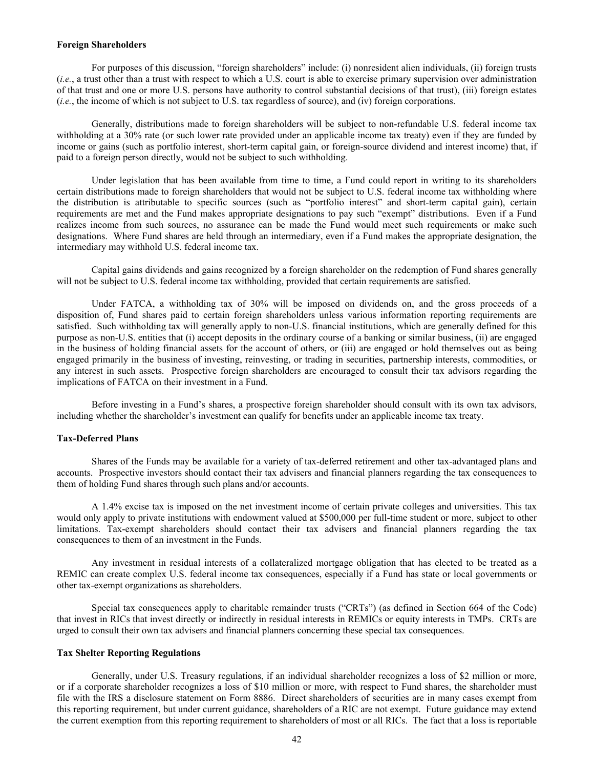**Foreign Shareholders**

For purposes of this discussion, "foreign shareholders" include: (i) nonresident alien individuals, (ii) foreign trusts (*i.e.*, a trust other than a trust with respect to which a U.S. court is able to exercise primary supervision over administration of that trust and one or more U.S. persons have authority to control substantial decisions of that trust), (iii) foreign estates (*i.e.*, the income of which is not subject to U.S. tax regardless of source), and (iv) foreign corporations.

Generally, distributions made to foreign shareholders will be subject to non-refundable U.S. federal income tax withholding at a 30% rate (or such lower rate provided under an applicable income tax treaty) even if they are funded by income or gains (such as portfolio interest, short-term capital gain, or foreign-source dividend and interest income) that, if paid to a foreign person directly, would not be subject to such withholding.

Under legislation that has been available from time to time, a Fund could report in writing to its shareholders certain distributions made to foreign shareholders that would not be subject to U.S. federal income tax withholding where the distribution is attributable to specific sources (such as "portfolio interest" and short-term capital gain), certain requirements are met and the Fund makes appropriate designations to pay such "exempt" distributions. Even if a Fund realizes income from such sources, no assurance can be made the Fund would meet such requirements or make such designations. Where Fund shares are held through an intermediary, even if a Fund makes the appropriate designation, the intermediary may withhold U.S. federal income tax.

Capital gains dividends and gains recognized by a foreign shareholder on the redemption of Fund shares generally will not be subject to U.S. federal income tax withholding, provided that certain requirements are satisfied.

Under FATCA, a withholding tax of 30% will be imposed on dividends on, and the gross proceeds of a disposition of, Fund shares paid to certain foreign shareholders unless various information reporting requirements are satisfied. Such withholding tax will generally apply to non-U.S. financial institutions, which are generally defined for this purpose as non-U.S. entities that (i) accept deposits in the ordinary course of a banking or similar business, (ii) are engaged in the business of holding financial assets for the account of others, or (iii) are engaged or hold themselves out as being engaged primarily in the business of investing, reinvesting, or trading in securities, partnership interests, commodities, or any interest in such assets. Prospective foreign shareholders are encouraged to consult their tax advisors regarding the implications of FATCA on their investment in a Fund.

Before investing in a Fund's shares, a prospective foreign shareholder should consult with its own tax advisors, including whether the shareholder's investment can qualify for benefits under an applicable income tax treaty.

**Tax-Deferred Plans**

Shares of the Funds may be available for a variety of tax-deferred retirement and other tax-advantaged plans and accounts. Prospective investors should contact their tax advisers and financial planners regarding the tax consequences to them of holding Fund shares through such plans and/or accounts.

A 1.4% excise tax is imposed on the net investment income of certain private colleges and universities. This tax would only apply to private institutions with endowment valued at $500,000 per full-time student or more, subject to other limitations. Tax-exempt shareholders should contact their tax advisers and financial planners regarding the tax consequences to them of an investment in the Funds.

Any investment in residual interests of a collateralized mortgage obligation that has elected to be treated as a REMIC can create complex U.S. federal income tax consequences, especially if a Fund has state or local governments or other tax-exempt organizations as shareholders.

Special tax consequences apply to charitable remainder trusts ("CRTs") (as defined in Section 664 of the Code) that invest in RICs that invest directly or indirectly in residual interests in REMICs or equity interests in TMPs. CRTs are urged to consult their own tax advisers and financial planners concerning these special tax consequences.

**Tax Shelter Reporting Regulations**

Generally, under U.S. Treasury regulations, if an individual shareholder recognizes a loss of $2 million or more, or if a corporate shareholder recognizes a loss of $10 million or more, with respect to Fund shares, the shareholder must file with the IRS a disclosure statement on Form 8886. Direct shareholders of securities are in many cases exempt from this reporting requirement, but under current guidance, shareholders of a RIC are not exempt. Future guidance may extend the current exemption from this reporting requirement to shareholders of most or all RICs. The fact that a loss is reportable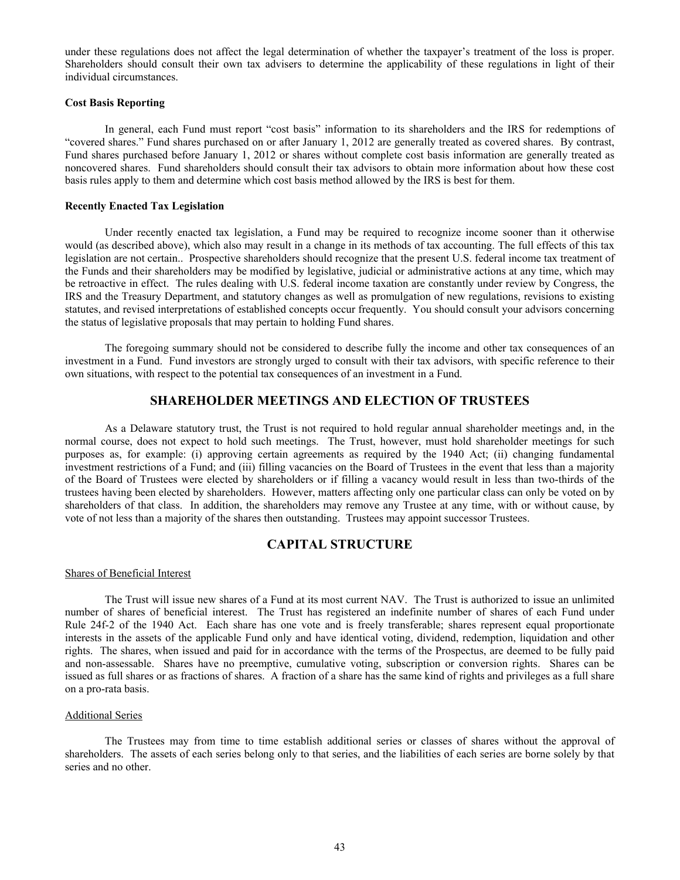under these regulations does not affect the legal determination of whether the taxpayer's treatment of the loss is proper. Shareholders should consult their own tax advisers to determine the applicability of these regulations in light of their individual circumstances.

**Cost Basis Reporting**

In general, each Fund must report "cost basis" information to its shareholders and the IRS for redemptions of "covered shares." Fund shares purchased on or after January 1, 2012 are generally treated as covered shares. By contrast, Fund shares purchased before January 1, 2012 or shares without complete cost basis information are generally treated as noncovered shares. Fund shareholders should consult their tax advisors to obtain more information about how these cost basis rules apply to them and determine which cost basis method allowed by the IRS is best for them.

**Recently Enacted Tax Legislation**

Under recently enacted tax legislation, a Fund may be required to recognize income sooner than it otherwise would (as described above), which also may result in a change in its methods of tax accounting. The full effects of this tax legislation are not certain.. Prospective shareholders should recognize that the present U.S. federal income tax treatment of the Funds and their shareholders may be modified by legislative, judicial or administrative actions at any time, which may be retroactive in effect. The rules dealing with U.S. federal income taxation are constantly under review by Congress, the IRS and the Treasury Department, and statutory changes as well as promulgation of new regulations, revisions to existing statutes, and revised interpretations of established concepts occur frequently. You should consult your advisors concerning the status of legislative proposals that may pertain to holding Fund shares.

The foregoing summary should not be considered to describe fully the income and other tax consequences of an investment in a Fund. Fund investors are strongly urged to consult with their tax advisors, with specific reference to their own situations, with respect to the potential tax consequences of an investment in a Fund.

## SHAREHOLDER MEETINGS AND ELECTION OF TRUSTEES

As a Delaware statutory trust, the Trust is not required to hold regular annual shareholder meetings and, in the normal course, does not expect to hold such meetings. The Trust, however, must hold shareholder meetings for such purposes as, for example: (i) approving certain agreements as required by the 1940 Act; (ii) changing fundamental investment restrictions of a Fund; and (iii) filling vacancies on the Board of Trustees in the event that less than a majority of the Board of Trustees were elected by shareholders or if filling a vacancy would result in less than two-thirds of the trustees having been elected by shareholders. However, matters affecting only one particular class can only be voted on by shareholders of that class. In addition, the shareholders may remove any Trustee at any time, with or without cause, by vote of not less than a majority of the shares then outstanding. Trustees may appoint successor Trustees.

## CAPITAL STRUCTURE

Shares of Beneficial Interest

The Trust will issue new shares of a Fund at its most current NAV. The Trust is authorized to issue an unlimited number of shares of beneficial interest. The Trust has registered an indefinite number of shares of each Fund under Rule 24f-2 of the 1940 Act. Each share has one vote and is freely transferable; shares represent equal proportionate interests in the assets of the applicable Fund only and have identical voting, dividend, redemption, liquidation and other rights. The shares, when issued and paid for in accordance with the terms of the Prospectus, are deemed to be fully paid and non-assessable. Shares have no preemptive, cumulative voting, subscription or conversion rights. Shares can be issued as full shares or as fractions of shares. A fraction of a share has the same kind of rights and privileges as a full share on a pro-rata basis.

Additional Series

The Trustees may from time to time establish additional series or classes of shares without the approval of shareholders. The assets of each series belong only to that series, and the liabilities of each series are borne solely by that series and no other.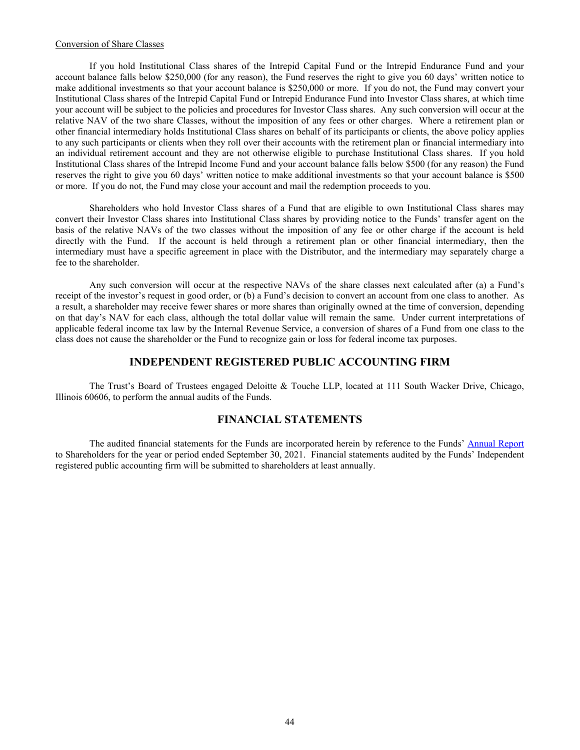Conversion of Share Classes

If you hold Institutional Class shares of the Intrepid Capital Fund or the Intrepid Endurance Fund and your account balance falls below $250,000 (for any reason), the Fund reserves the right to give you 60 days' written notice to make additional investments so that your account balance is $250,000 or more. If you do not, the Fund may convert your Institutional Class shares of the Intrepid Capital Fund or Intrepid Endurance Fund into Investor Class shares, at which time your account will be subject to the policies and procedures for Investor Class shares. Any such conversion will occur at the relative NAV of the two share Classes, without the imposition of any fees or other charges. Where a retirement plan or other financial intermediary holds Institutional Class shares on behalf of its participants or clients, the above policy applies to any such participants or clients when they roll over their accounts with the retirement plan or financial intermediary into an individual retirement account and they are not otherwise eligible to purchase Institutional Class shares. If you hold Institutional Class shares of the Intrepid Income Fund and your account balance falls below $500 (for any reason) the Fund reserves the right to give you 60 days' written notice to make additional investments so that your account balance is $500 or more. If you do not, the Fund may close your account and mail the redemption proceeds to you.

Shareholders who hold Investor Class shares of a Fund that are eligible to own Institutional Class shares may convert their Investor Class shares into Institutional Class shares by providing notice to the Funds' transfer agent on the basis of the relative NAVs of the two classes without the imposition of any fee or other charge if the account is held directly with the Fund. If the account is held through a retirement plan or other financial intermediary, then the intermediary must have a specific agreement in place with the Distributor, and the intermediary may separately charge a fee to the shareholder.

Any such conversion will occur at the respective NAVs of the share classes next calculated after (a) a Fund's receipt of the investor's request in good order, or (b) a Fund's decision to convert an account from one class to another. As a result, a shareholder may receive fewer shares or more shares than originally owned at the time of conversion, depending on that day's NAV for each class, although the total dollar value will remain the same. Under current interpretations of applicable federal income tax law by the Internal Revenue Service, a conversion of shares of a Fund from one class to the class does not cause the shareholder or the Fund to recognize gain or loss for federal income tax purposes.

## INDEPENDENT REGISTERED PUBLIC ACCOUNTING FIRM

The Trust's Board of Trustees engaged Deloitte & Touche LLP, located at 111 South Wacker Drive, Chicago, Illinois 60606, to perform the annual audits of the Funds.

## FINANCIAL STATEMENTS

The audited financial statements for the Funds are incorporated herein by reference to the Funds' Annual Report to Shareholders for the year or period ended September 30, 2021. Financial statements audited by the Funds' Independent registered public accounting firm will be submitted to shareholders at least annually.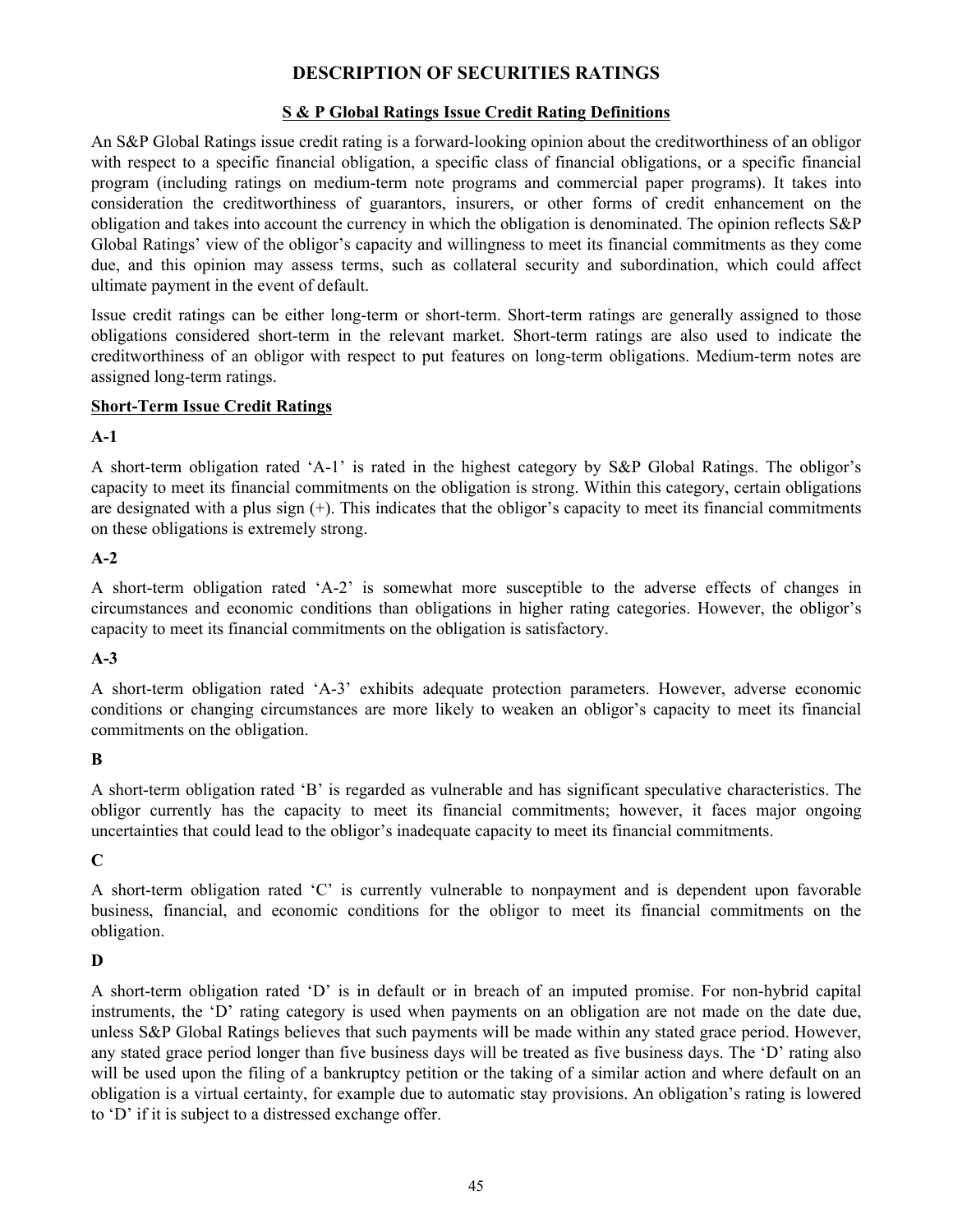# DESCRIPTION OF SECURITIES RATINGS

## S & P Global Ratings Issue Credit Rating Definitions

An S&P Global Ratings issue credit rating is a forward-looking opinion about the creditworthiness of an obligor with respect to a specific financial obligation, a specific class of financial obligations, or a specific financial program (including ratings on medium-term note programs and commercial paper programs). It takes into consideration the creditworthiness of guarantors, insurers, or other forms of credit enhancement on the obligation and takes into account the currency in which the obligation is denominated. The opinion reflects S&P Global Ratings' view of the obligor's capacity and willingness to meet its financial commitments as they come due, and this opinion may assess terms, such as collateral security and subordination, which could affect ultimate payment in the event of default.

Issue credit ratings can be either long-term or short-term. Short-term ratings are generally assigned to those obligations considered short-term in the relevant market. Short-term ratings are also used to indicate the creditworthiness of an obligor with respect to put features on long-term obligations. Medium-term notes are assigned long-term ratings.

### Short-Term Issue Credit Ratings

**A-1**

A short-term obligation rated 'A-1' is rated in the highest category by S&P Global Ratings. The obligor's capacity to meet its financial commitments on the obligation is strong. Within this category, certain obligations are designated with a plus sign (+). This indicates that the obligor's capacity to meet its financial commitments on these obligations is extremely strong.

**A-2**

A short-term obligation rated 'A-2' is somewhat more susceptible to the adverse effects of changes in circumstances and economic conditions than obligations in higher rating categories. However, the obligor's capacity to meet its financial commitments on the obligation is satisfactory.

**A-3**

A short-term obligation rated 'A-3' exhibits adequate protection parameters. However, adverse economic conditions or changing circumstances are more likely to weaken an obligor's capacity to meet its financial commitments on the obligation.

**B**

A short-term obligation rated 'B' is regarded as vulnerable and has significant speculative characteristics. The obligor currently has the capacity to meet its financial commitments; however, it faces major ongoing uncertainties that could lead to the obligor's inadequate capacity to meet its financial commitments.

**C**

A short-term obligation rated 'C' is currently vulnerable to nonpayment and is dependent upon favorable business, financial, and economic conditions for the obligor to meet its financial commitments on the obligation.

**D**

A short-term obligation rated 'D' is in default or in breach of an imputed promise. For non-hybrid capital instruments, the 'D' rating category is used when payments on an obligation are not made on the date due, unless S&P Global Ratings believes that such payments will be made within any stated grace period. However, any stated grace period longer than five business days will be treated as five business days. The 'D' rating also will be used upon the filing of a bankruptcy petition or the taking of a similar action and where default on an obligation is a virtual certainty, for example due to automatic stay provisions. An obligation's rating is lowered to 'D' if it is subject to a distressed exchange offer.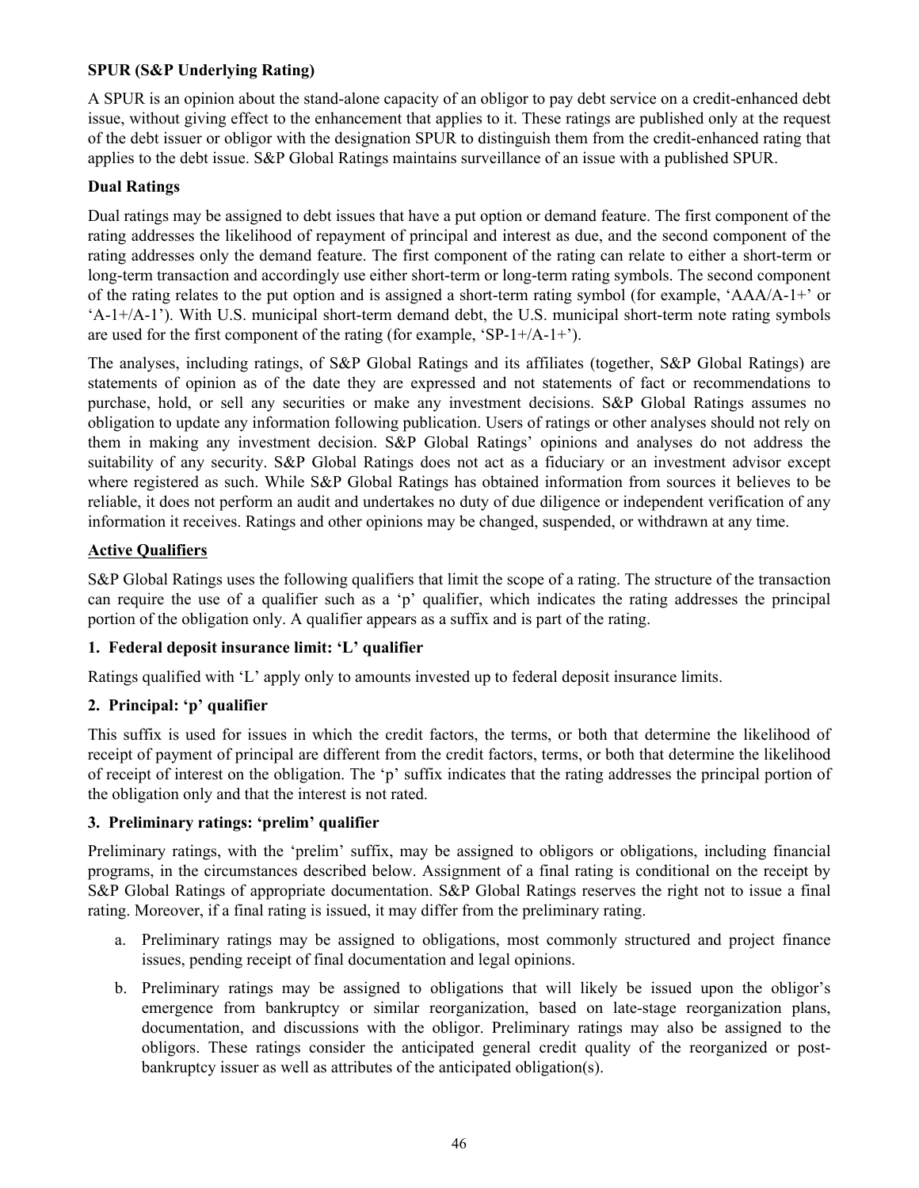**SPUR (S&P Underlying Rating)**

A SPUR is an opinion about the stand-alone capacity of an obligor to pay debt service on a credit-enhanced debt issue, without giving effect to the enhancement that applies to it. These ratings are published only at the request of the debt issuer or obligor with the designation SPUR to distinguish them from the credit-enhanced rating that applies to the debt issue. S&P Global Ratings maintains surveillance of an issue with a published SPUR.

**Dual Ratings**

Dual ratings may be assigned to debt issues that have a put option or demand feature. The first component of the rating addresses the likelihood of repayment of principal and interest as due, and the second component of the rating addresses only the demand feature. The first component of the rating can relate to either a short-term or long-term transaction and accordingly use either short-term or long-term rating symbols. The second component of the rating relates to the put option and is assigned a short-term rating symbol (for example, 'AAA/A-1+' or 'A-1+/A-1'). With U.S. municipal short-term demand debt, the U.S. municipal short-term note rating symbols are used for the first component of the rating (for example, 'SP-1+/A-1+').

The analyses, including ratings, of S&P Global Ratings and its affiliates (together, S&P Global Ratings) are statements of opinion as of the date they are expressed and not statements of fact or recommendations to purchase, hold, or sell any securities or make any investment decisions. S&P Global Ratings assumes no obligation to update any information following publication. Users of ratings or other analyses should not rely on them in making any investment decision. S&P Global Ratings' opinions and analyses do not address the suitability of any security. S&P Global Ratings does not act as a fiduciary or an investment advisor except where registered as such. While S&P Global Ratings has obtained information from sources it believes to be reliable, it does not perform an audit and undertakes no duty of due diligence or independent verification of any information it receives. Ratings and other opinions may be changed, suspended, or withdrawn at any time.

**Active Qualifiers**

S&P Global Ratings uses the following qualifiers that limit the scope of a rating. The structure of the transaction can require the use of a qualifier such as a 'p' qualifier, which indicates the rating addresses the principal portion of the obligation only. A qualifier appears as a suffix and is part of the rating.

**1. Federal deposit insurance limit: 'L' qualifier**

Ratings qualified with 'L' apply only to amounts invested up to federal deposit insurance limits.

**2. Principal: 'p' qualifier**

This suffix is used for issues in which the credit factors, the terms, or both that determine the likelihood of receipt of payment of principal are different from the credit factors, terms, or both that determine the likelihood of receipt of interest on the obligation. The 'p' suffix indicates that the rating addresses the principal portion of the obligation only and that the interest is not rated.

**3. Preliminary ratings: 'prelim' qualifier**

Preliminary ratings, with the 'prelim' suffix, may be assigned to obligors or obligations, including financial programs, in the circumstances described below. Assignment of a final rating is conditional on the receipt by S&P Global Ratings of appropriate documentation. S&P Global Ratings reserves the right not to issue a final rating. Moreover, if a final rating is issued, it may differ from the preliminary rating.

a. Preliminary ratings may be assigned to obligations, most commonly structured and project finance issues, pending receipt of final documentation and legal opinions.

b. Preliminary ratings may be assigned to obligations that will likely be issued upon the obligor's emergence from bankruptcy or similar reorganization, based on late-stage reorganization plans, documentation, and discussions with the obligor. Preliminary ratings may also be assigned to the obligors. These ratings consider the anticipated general credit quality of the reorganized or post-bankruptcy issuer as well as attributes of the anticipated obligation(s).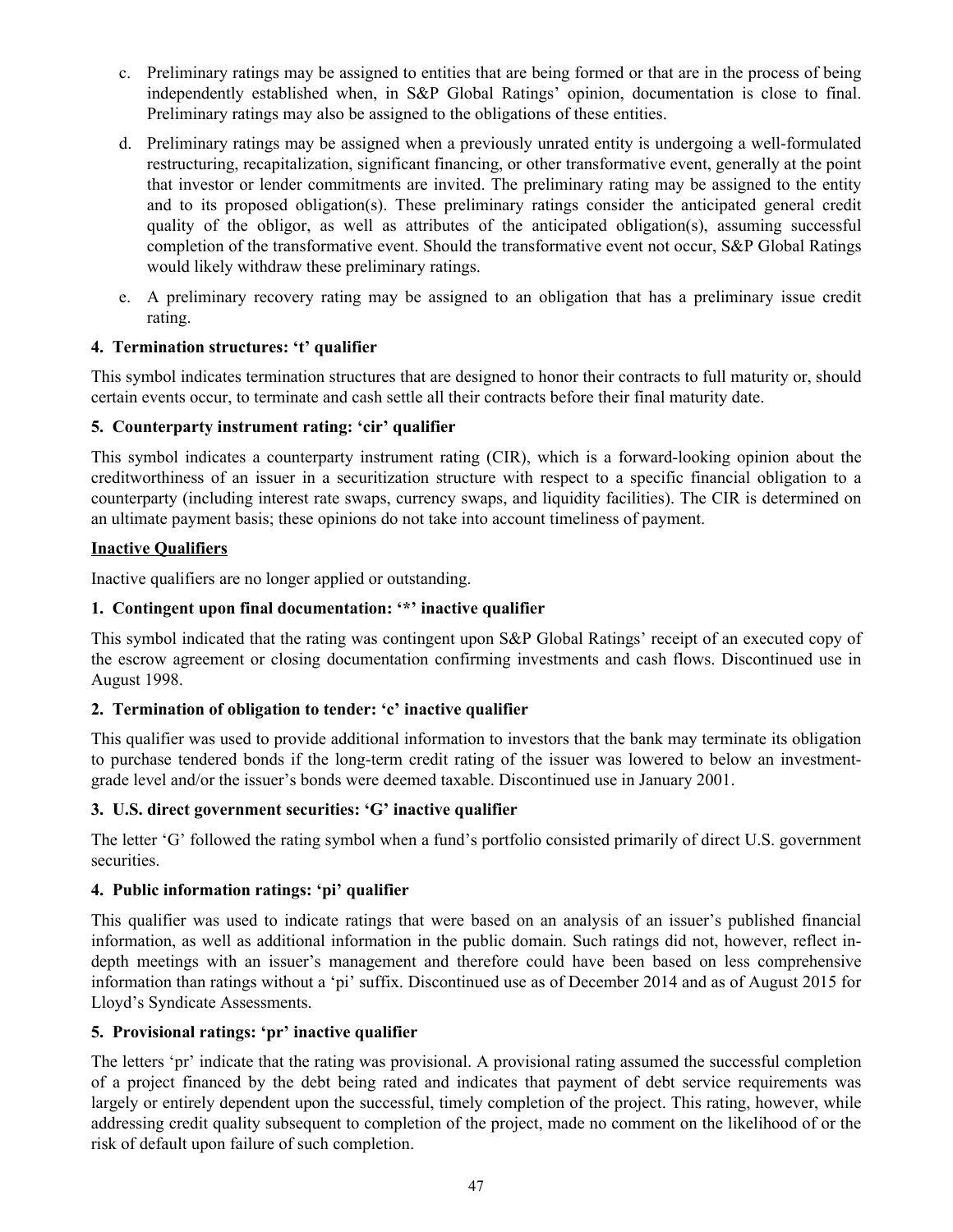c. Preliminary ratings may be assigned to entities that are being formed or that are in the process of being independently established when, in S&P Global Ratings' opinion, documentation is close to final. Preliminary ratings may also be assigned to the obligations of these entities.

d. Preliminary ratings may be assigned when a previously unrated entity is undergoing a well-formulated restructuring, recapitalization, significant financing, or other transformative event, generally at the point that investor or lender commitments are invited. The preliminary rating may be assigned to the entity and to its proposed obligation(s). These preliminary ratings consider the anticipated general credit quality of the obligor, as well as attributes of the anticipated obligation(s), assuming successful completion of the transformative event. Should the transformative event not occur, S&P Global Ratings would likely withdraw these preliminary ratings.

e. A preliminary recovery rating may be assigned to an obligation that has a preliminary issue credit rating.

**4. Termination structures: 't' qualifier**

This symbol indicates termination structures that are designed to honor their contracts to full maturity or, should certain events occur, to terminate and cash settle all their contracts before their final maturity date.

**5. Counterparty instrument rating: 'cir' qualifier**

This symbol indicates a counterparty instrument rating (CIR), which is a forward-looking opinion about the creditworthiness of an issuer in a securitization structure with respect to a specific financial obligation to a counterparty (including interest rate swaps, currency swaps, and liquidity facilities). The CIR is determined on an ultimate payment basis; these opinions do not take into account timeliness of payment.

**Inactive Qualifiers**

Inactive qualifiers are no longer applied or outstanding.

**1. Contingent upon final documentation: '*' inactive qualifier**

This symbol indicated that the rating was contingent upon S&P Global Ratings' receipt of an executed copy of the escrow agreement or closing documentation confirming investments and cash flows. Discontinued use in August 1998.

**2. Termination of obligation to tender: 'c' inactive qualifier**

This qualifier was used to provide additional information to investors that the bank may terminate its obligation to purchase tendered bonds if the long-term credit rating of the issuer was lowered to below an investment-grade level and/or the issuer's bonds were deemed taxable. Discontinued use in January 2001.

**3. U.S. direct government securities: 'G' inactive qualifier**

The letter 'G' followed the rating symbol when a fund's portfolio consisted primarily of direct U.S. government securities.

**4. Public information ratings: 'pi' qualifier**

This qualifier was used to indicate ratings that were based on an analysis of an issuer's published financial information, as well as additional information in the public domain. Such ratings did not, however, reflect in-depth meetings with an issuer's management and therefore could have been based on less comprehensive information than ratings without a 'pi' suffix. Discontinued use as of December 2014 and as of August 2015 for Lloyd's Syndicate Assessments.

**5. Provisional ratings: 'pr' inactive qualifier**

The letters 'pr' indicate that the rating was provisional. A provisional rating assumed the successful completion of a project financed by the debt being rated and indicates that payment of debt service requirements was largely or entirely dependent upon the successful, timely completion of the project. This rating, however, while addressing credit quality subsequent to completion of the project, made no comment on the likelihood of or the risk of default upon failure of such completion.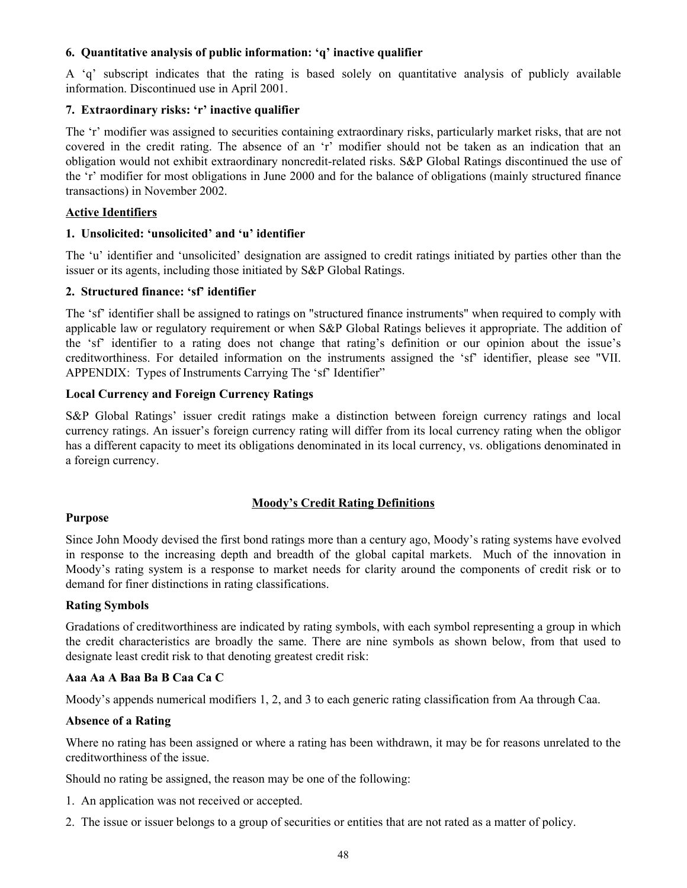**6. Quantitative analysis of public information: 'q' inactive qualifier**

A 'q' subscript indicates that the rating is based solely on quantitative analysis of publicly available information. Discontinued use in April 2001.

**7. Extraordinary risks: 'r' inactive qualifier**

The 'r' modifier was assigned to securities containing extraordinary risks, particularly market risks, that are not covered in the credit rating. The absence of an 'r' modifier should not be taken as an indication that an obligation would not exhibit extraordinary noncredit-related risks. S&P Global Ratings discontinued the use of the 'r' modifier for most obligations in June 2000 and for the balance of obligations (mainly structured finance transactions) in November 2002.

**Active Identifiers**

**1. Unsolicited: 'unsolicited' and 'u' identifier**

The 'u' identifier and 'unsolicited' designation are assigned to credit ratings initiated by parties other than the issuer or its agents, including those initiated by S&P Global Ratings.

**2. Structured finance: 'sf' identifier**

The 'sf' identifier shall be assigned to ratings on "structured finance instruments" when required to comply with applicable law or regulatory requirement or when S&P Global Ratings believes it appropriate. The addition of the 'sf' identifier to a rating does not change that rating's definition or our opinion about the issue's creditworthiness. For detailed information on the instruments assigned the 'sf' identifier, please see "VII. APPENDIX: Types of Instruments Carrying The 'sf' Identifier"

**Local Currency and Foreign Currency Ratings**

S&P Global Ratings' issuer credit ratings make a distinction between foreign currency ratings and local currency ratings. An issuer's foreign currency rating will differ from its local currency rating when the obligor has a different capacity to meet its obligations denominated in its local currency, vs. obligations denominated in a foreign currency.

## Moody's Credit Rating Definitions

**Purpose**

Since John Moody devised the first bond ratings more than a century ago, Moody's rating systems have evolved in response to the increasing depth and breadth of the global capital markets. Much of the innovation in Moody's rating system is a response to market needs for clarity around the components of credit risk or to demand for finer distinctions in rating classifications.

**Rating Symbols**

Gradations of creditworthiness are indicated by rating symbols, with each symbol representing a group in which the credit characteristics are broadly the same. There are nine symbols as shown below, from that used to designate least credit risk to that denoting greatest credit risk:

**Aaa Aa A Baa Ba B Caa Ca C**

Moody's appends numerical modifiers 1, 2, and 3 to each generic rating classification from Aa through Caa.

**Absence of a Rating**

Where no rating has been assigned or where a rating has been withdrawn, it may be for reasons unrelated to the creditworthiness of the issue.

Should no rating be assigned, the reason may be one of the following:

1. An application was not received or accepted.
2. The issue or issuer belongs to a group of securities or entities that are not rated as a matter of policy.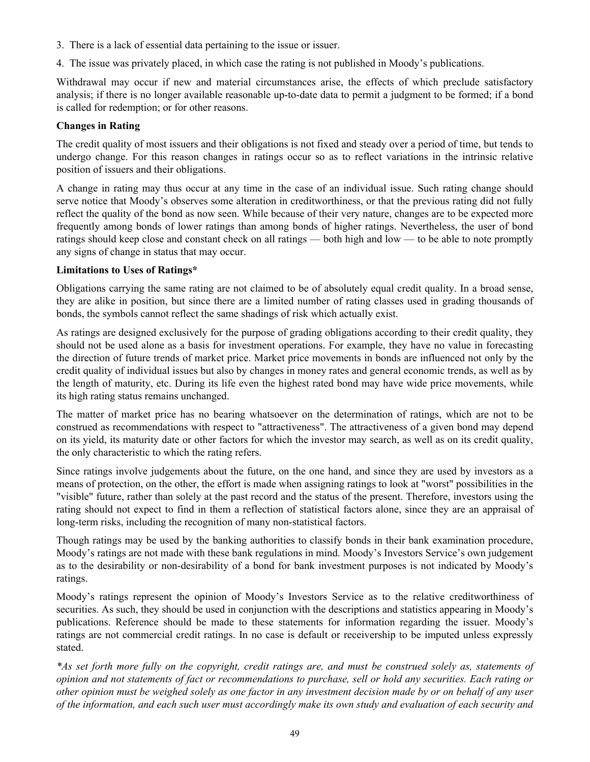3. There is a lack of essential data pertaining to the issue or issuer.

4. The issue was privately placed, in which case the rating is not published in Moody's publications.

Withdrawal may occur if new and material circumstances arise, the effects of which preclude satisfactory analysis; if there is no longer available reasonable up-to-date data to permit a judgment to be formed; if a bond is called for redemption; or for other reasons.

**Changes in Rating**

The credit quality of most issuers and their obligations is not fixed and steady over a period of time, but tends to undergo change. For this reason changes in ratings occur so as to reflect variations in the intrinsic relative position of issuers and their obligations.

A change in rating may thus occur at any time in the case of an individual issue. Such rating change should serve notice that Moody's observes some alteration in creditworthiness, or that the previous rating did not fully reflect the quality of the bond as now seen. While because of their very nature, changes are to be expected more frequently among bonds of lower ratings than among bonds of higher ratings. Nevertheless, the user of bond ratings should keep close and constant check on all ratings — both high and low — to be able to note promptly any signs of change in status that may occur.

**Limitations to Uses of Ratings***

Obligations carrying the same rating are not claimed to be of absolutely equal credit quality. In a broad sense, they are alike in position, but since there are a limited number of rating classes used in grading thousands of bonds, the symbols cannot reflect the same shadings of risk which actually exist.

As ratings are designed exclusively for the purpose of grading obligations according to their credit quality, they should not be used alone as a basis for investment operations. For example, they have no value in forecasting the direction of future trends of market price. Market price movements in bonds are influenced not only by the credit quality of individual issues but also by changes in money rates and general economic trends, as well as by the length of maturity, etc. During its life even the highest rated bond may have wide price movements, while its high rating status remains unchanged.

The matter of market price has no bearing whatsoever on the determination of ratings, which are not to be construed as recommendations with respect to "attractiveness". The attractiveness of a given bond may depend on its yield, its maturity date or other factors for which the investor may search, as well as on its credit quality, the only characteristic to which the rating refers.

Since ratings involve judgements about the future, on the one hand, and since they are used by investors as a means of protection, on the other, the effort is made when assigning ratings to look at "worst" possibilities in the "visible" future, rather than solely at the past record and the status of the present. Therefore, investors using the rating should not expect to find in them a reflection of statistical factors alone, since they are an appraisal of long-term risks, including the recognition of many non-statistical factors.

Though ratings may be used by the banking authorities to classify bonds in their bank examination procedure, Moody's ratings are not made with these bank regulations in mind. Moody's Investors Service's own judgement as to the desirability or non-desirability of a bond for bank investment purposes is not indicated by Moody's ratings.

Moody's ratings represent the opinion of Moody's Investors Service as to the relative creditworthiness of securities. As such, they should be used in conjunction with the descriptions and statistics appearing in Moody's publications. Reference should be made to these statements for information regarding the issuer. Moody's ratings are not commercial credit ratings. In no case is default or receivership to be imputed unless expressly stated.

*\*As set forth more fully on the copyright, credit ratings are, and must be construed solely as, statements of opinion and not statements of fact or recommendations to purchase, sell or hold any securities. Each rating or other opinion must be weighed solely as one factor in any investment decision made by or on behalf of any user of the information, and each such user must accordingly make its own study and evaluation of each security and*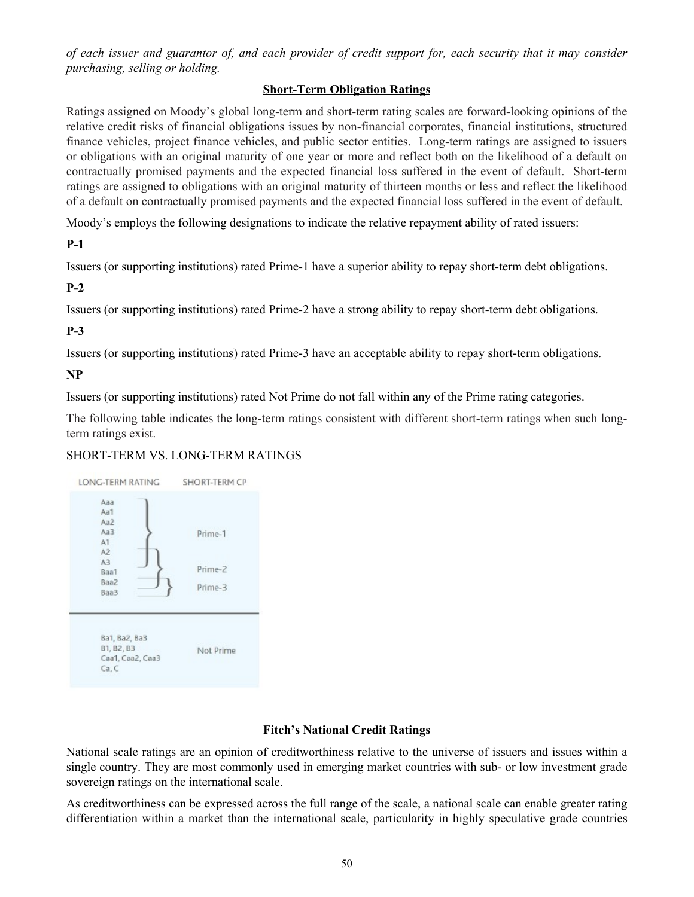*of each issuer and guarantor of, and each provider of credit support for, each security that it may consider purchasing, selling or holding.*

## Short-Term Obligation Ratings

Ratings assigned on Moody's global long-term and short-term rating scales are forward-looking opinions of the relative credit risks of financial obligations issues by non-financial corporates, financial institutions, structured finance vehicles, project finance vehicles, and public sector entities. Long-term ratings are assigned to issuers or obligations with an original maturity of one year or more and reflect both on the likelihood of a default on contractually promised payments and the expected financial loss suffered in the event of default. Short-term ratings are assigned to obligations with an original maturity of thirteen months or less and reflect the likelihood of a default on contractually promised payments and the expected financial loss suffered in the event of default.

Moody's employs the following designations to indicate the relative repayment ability of rated issuers:

**P-1**

Issuers (or supporting institutions) rated Prime-1 have a superior ability to repay short-term debt obligations.

**P-2**

Issuers (or supporting institutions) rated Prime-2 have a strong ability to repay short-term debt obligations.

**P-3**

Issuers (or supporting institutions) rated Prime-3 have an acceptable ability to repay short-term obligations.

**NP**

Issuers (or supporting institutions) rated Not Prime do not fall within any of the Prime rating categories.

The following table indicates the long-term ratings consistent with different short-term ratings when such long-term ratings exist.

SHORT-TERM VS. LONG-TERM RATINGS

| LONG-TERM RATING | SHORT-TERM CP |
|---|---|
| Aaa, Aa1, Aa2, Aa3, A1, A2, A3 | Prime-1 |
| A2, A3, Baa1, Baa2 | Prime-2 |
| Baa2, Baa3 | Prime-3 |
| Ba1, Ba2, Ba3<br>B1, B2, B3<br>Caa1, Caa2, Caa3<br>Ca, C | Not Prime |

## Fitch's National Credit Ratings

National scale ratings are an opinion of creditworthiness relative to the universe of issuers and issues within a single country. They are most commonly used in emerging market countries with sub- or low investment grade sovereign ratings on the international scale.

As creditworthiness can be expressed across the full range of the scale, a national scale can enable greater rating differentiation within a market than the international scale, particularity in highly speculative grade countries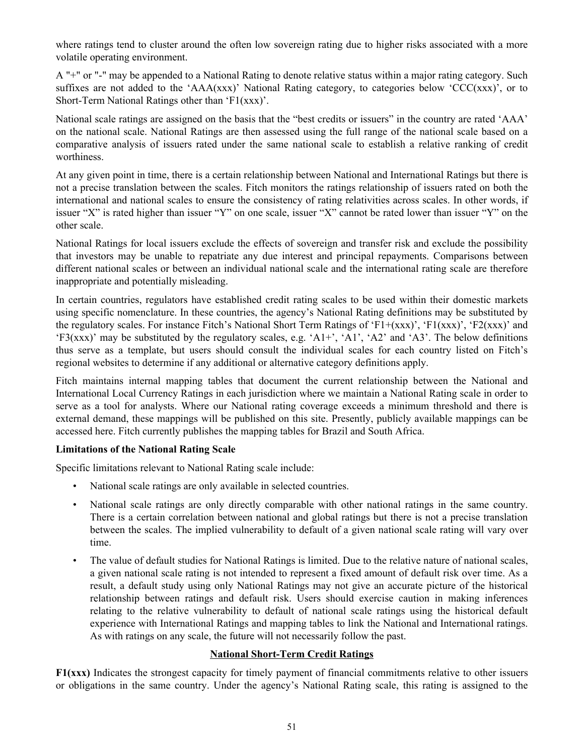where ratings tend to cluster around the often low sovereign rating due to higher risks associated with a more volatile operating environment.

A "+" or "-" may be appended to a National Rating to denote relative status within a major rating category. Such suffixes are not added to the ‘AAA(xxx)’ National Rating category, to categories below ‘CCC(xxx)’, or to Short-Term National Ratings other than ‘F1(xxx)’.

National scale ratings are assigned on the basis that the “best credits or issuers” in the country are rated ‘AAA’ on the national scale. National Ratings are then assessed using the full range of the national scale based on a comparative analysis of issuers rated under the same national scale to establish a relative ranking of credit worthiness.

At any given point in time, there is a certain relationship between National and International Ratings but there is not a precise translation between the scales. Fitch monitors the ratings relationship of issuers rated on both the international and national scales to ensure the consistency of rating relativities across scales. In other words, if issuer “X” is rated higher than issuer “Y” on one scale, issuer “X” cannot be rated lower than issuer “Y” on the other scale.

National Ratings for local issuers exclude the effects of sovereign and transfer risk and exclude the possibility that investors may be unable to repatriate any due interest and principal repayments. Comparisons between different national scales or between an individual national scale and the international rating scale are therefore inappropriate and potentially misleading.

In certain countries, regulators have established credit rating scales to be used within their domestic markets using specific nomenclature. In these countries, the agency’s National Rating definitions may be substituted by the regulatory scales. For instance Fitch’s National Short Term Ratings of ‘F1+(xxx)’, ‘F1(xxx)’, ‘F2(xxx)’ and ‘F3(xxx)’ may be substituted by the regulatory scales, e.g. ‘A1+’, ‘A1’, ‘A2’ and ‘A3’. The below definitions thus serve as a template, but users should consult the individual scales for each country listed on Fitch’s regional websites to determine if any additional or alternative category definitions apply.

Fitch maintains internal mapping tables that document the current relationship between the National and International Local Currency Ratings in each jurisdiction where we maintain a National Rating scale in order to serve as a tool for analysts. Where our National rating coverage exceeds a minimum threshold and there is external demand, these mappings will be published on this site. Presently, publicly available mappings can be accessed here. Fitch currently publishes the mapping tables for Brazil and South Africa.

**Limitations of the National Rating Scale**

Specific limitations relevant to National Rating scale include:

- National scale ratings are only available in selected countries.
- National scale ratings are only directly comparable with other national ratings in the same country. There is a certain correlation between national and global ratings but there is not a precise translation between the scales. The implied vulnerability to default of a given national scale rating will vary over time.
- The value of default studies for National Ratings is limited. Due to the relative nature of national scales, a given national scale rating is not intended to represent a fixed amount of default risk over time. As a result, a default study using only National Ratings may not give an accurate picture of the historical relationship between ratings and default risk. Users should exercise caution in making inferences relating to the relative vulnerability to default of national scale ratings using the historical default experience with International Ratings and mapping tables to link the National and International ratings. As with ratings on any scale, the future will not necessarily follow the past.

**National Short-Term Credit Ratings**

**F1(xxx)** Indicates the strongest capacity for timely payment of financial commitments relative to other issuers or obligations in the same country. Under the agency’s National Rating scale, this rating is assigned to the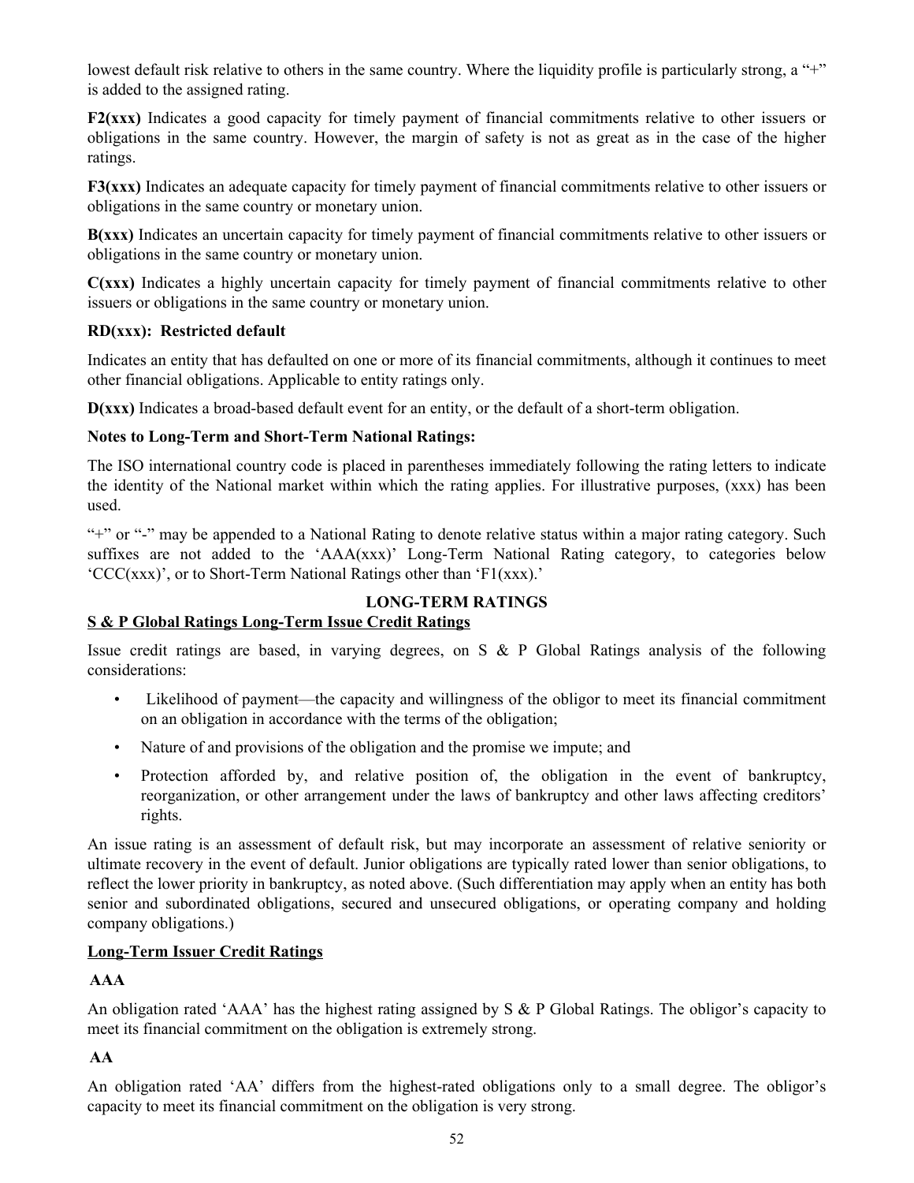lowest default risk relative to others in the same country. Where the liquidity profile is particularly strong, a "+" is added to the assigned rating.

**F2(xxx)** Indicates a good capacity for timely payment of financial commitments relative to other issuers or obligations in the same country. However, the margin of safety is not as great as in the case of the higher ratings.

**F3(xxx)** Indicates an adequate capacity for timely payment of financial commitments relative to other issuers or obligations in the same country or monetary union.

**B(xxx)** Indicates an uncertain capacity for timely payment of financial commitments relative to other issuers or obligations in the same country or monetary union.

**C(xxx)** Indicates a highly uncertain capacity for timely payment of financial commitments relative to other issuers or obligations in the same country or monetary union.

**RD(xxx): Restricted default**

Indicates an entity that has defaulted on one or more of its financial commitments, although it continues to meet other financial obligations. Applicable to entity ratings only.

**D(xxx)** Indicates a broad-based default event for an entity, or the default of a short-term obligation.

**Notes to Long-Term and Short-Term National Ratings:**

The ISO international country code is placed in parentheses immediately following the rating letters to indicate the identity of the National market within which the rating applies. For illustrative purposes, (xxx) has been used.

"+" or "-" may be appended to a National Rating to denote relative status within a major rating category. Such suffixes are not added to the 'AAA(xxx)' Long-Term National Rating category, to categories below 'CCC(xxx)', or to Short-Term National Ratings other than 'F1(xxx).'

## LONG-TERM RATINGS

### S & P Global Ratings Long-Term Issue Credit Ratings

Issue credit ratings are based, in varying degrees, on S & P Global Ratings analysis of the following considerations:

- Likelihood of payment—the capacity and willingness of the obligor to meet its financial commitment on an obligation in accordance with the terms of the obligation;
- Nature of and provisions of the obligation and the promise we impute; and
- Protection afforded by, and relative position of, the obligation in the event of bankruptcy, reorganization, or other arrangement under the laws of bankruptcy and other laws affecting creditors' rights.

An issue rating is an assessment of default risk, but may incorporate an assessment of relative seniority or ultimate recovery in the event of default. Junior obligations are typically rated lower than senior obligations, to reflect the lower priority in bankruptcy, as noted above. (Such differentiation may apply when an entity has both senior and subordinated obligations, secured and unsecured obligations, or operating company and holding company obligations.)

### Long-Term Issuer Credit Ratings

**AAA**

An obligation rated 'AAA' has the highest rating assigned by S & P Global Ratings. The obligor's capacity to meet its financial commitment on the obligation is extremely strong.

**AA**

An obligation rated 'AA' differs from the highest-rated obligations only to a small degree. The obligor's capacity to meet its financial commitment on the obligation is very strong.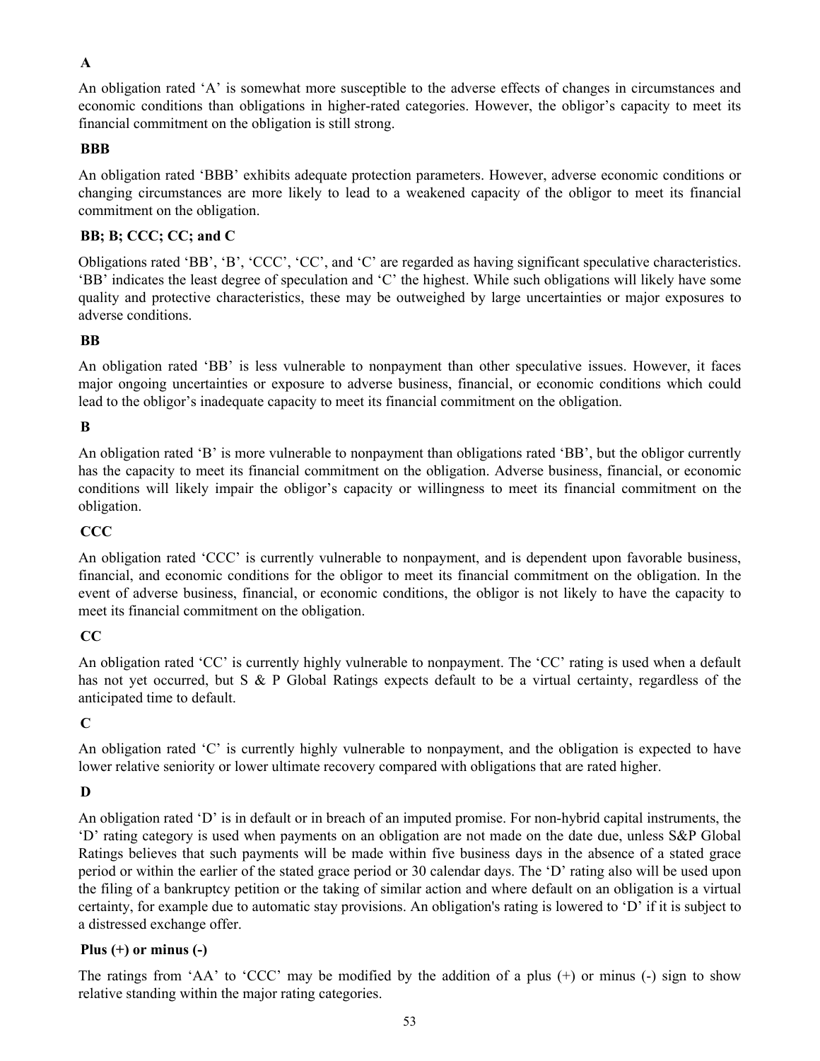**A**

An obligation rated ‘A’ is somewhat more susceptible to the adverse effects of changes in circumstances and economic conditions than obligations in higher-rated categories. However, the obligor’s capacity to meet its financial commitment on the obligation is still strong.

**BBB**

An obligation rated ‘BBB’ exhibits adequate protection parameters. However, adverse economic conditions or changing circumstances are more likely to lead to a weakened capacity of the obligor to meet its financial commitment on the obligation.

**BB; B; CCC; CC; and C**

Obligations rated ‘BB’, ‘B’, ‘CCC’, ‘CC’, and ‘C’ are regarded as having significant speculative characteristics. ‘BB’ indicates the least degree of speculation and ‘C’ the highest. While such obligations will likely have some quality and protective characteristics, these may be outweighed by large uncertainties or major exposures to adverse conditions.

**BB**

An obligation rated ‘BB’ is less vulnerable to nonpayment than other speculative issues. However, it faces major ongoing uncertainties or exposure to adverse business, financial, or economic conditions which could lead to the obligor’s inadequate capacity to meet its financial commitment on the obligation.

**B**

An obligation rated ‘B’ is more vulnerable to nonpayment than obligations rated ‘BB’, but the obligor currently has the capacity to meet its financial commitment on the obligation. Adverse business, financial, or economic conditions will likely impair the obligor’s capacity or willingness to meet its financial commitment on the obligation.

**CCC**

An obligation rated ‘CCC’ is currently vulnerable to nonpayment, and is dependent upon favorable business, financial, and economic conditions for the obligor to meet its financial commitment on the obligation. In the event of adverse business, financial, or economic conditions, the obligor is not likely to have the capacity to meet its financial commitment on the obligation.

**CC**

An obligation rated ‘CC’ is currently highly vulnerable to nonpayment. The ‘CC’ rating is used when a default has not yet occurred, but S & P Global Ratings expects default to be a virtual certainty, regardless of the anticipated time to default.

**C**

An obligation rated ‘C’ is currently highly vulnerable to nonpayment, and the obligation is expected to have lower relative seniority or lower ultimate recovery compared with obligations that are rated higher.

**D**

An obligation rated ‘D’ is in default or in breach of an imputed promise. For non-hybrid capital instruments, the ‘D’ rating category is used when payments on an obligation are not made on the date due, unless S&P Global Ratings believes that such payments will be made within five business days in the absence of a stated grace period or within the earlier of the stated grace period or 30 calendar days. The ‘D’ rating also will be used upon the filing of a bankruptcy petition or the taking of similar action and where default on an obligation is a virtual certainty, for example due to automatic stay provisions. An obligation's rating is lowered to ‘D’ if it is subject to a distressed exchange offer.

**Plus (+) or minus (-)**

The ratings from ‘AA’ to ‘CCC’ may be modified by the addition of a plus (+) or minus (-) sign to show relative standing within the major rating categories.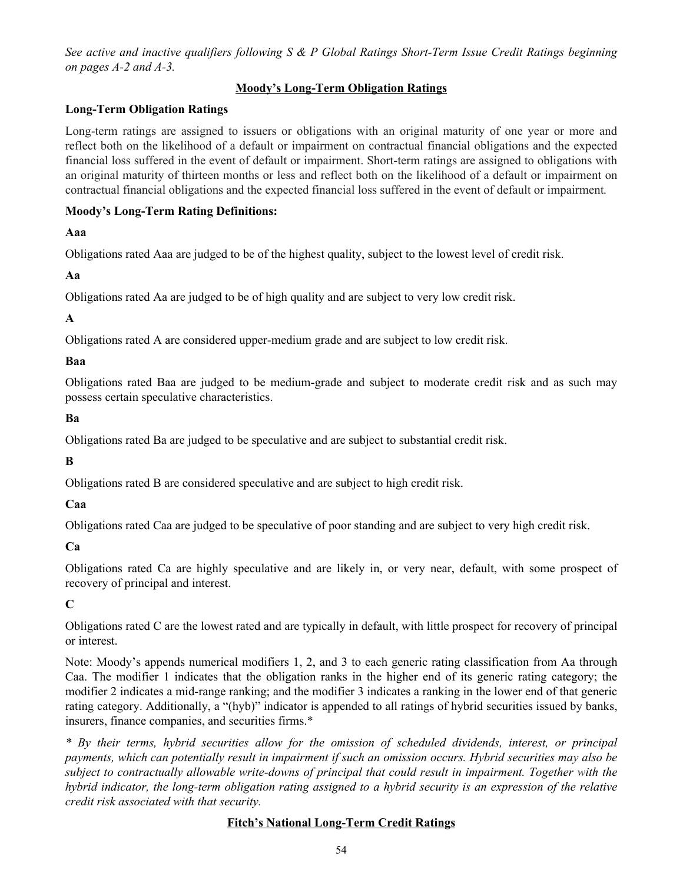*See active and inactive qualifiers following S & P Global Ratings Short-Term Issue Credit Ratings beginning on pages A-2 and A-3.*

## Moody's Long-Term Obligation Ratings

**Long-Term Obligation Ratings**

Long-term ratings are assigned to issuers or obligations with an original maturity of one year or more and reflect both on the likelihood of a default or impairment on contractual financial obligations and the expected financial loss suffered in the event of default or impairment. Short-term ratings are assigned to obligations with an original maturity of thirteen months or less and reflect both on the likelihood of a default or impairment on contractual financial obligations and the expected financial loss suffered in the event of default or impairment.

**Moody's Long-Term Rating Definitions:**

**Aaa**

Obligations rated Aaa are judged to be of the highest quality, subject to the lowest level of credit risk.

**Aa**

Obligations rated Aa are judged to be of high quality and are subject to very low credit risk.

**A**

Obligations rated A are considered upper-medium grade and are subject to low credit risk.

**Baa**

Obligations rated Baa are judged to be medium-grade and subject to moderate credit risk and as such may possess certain speculative characteristics.

**Ba**

Obligations rated Ba are judged to be speculative and are subject to substantial credit risk.

**B**

Obligations rated B are considered speculative and are subject to high credit risk.

**Caa**

Obligations rated Caa are judged to be speculative of poor standing and are subject to very high credit risk.

**Ca**

Obligations rated Ca are highly speculative and are likely in, or very near, default, with some prospect of recovery of principal and interest.

**C**

Obligations rated C are the lowest rated and are typically in default, with little prospect for recovery of principal or interest.

Note: Moody's appends numerical modifiers 1, 2, and 3 to each generic rating classification from Aa through Caa. The modifier 1 indicates that the obligation ranks in the higher end of its generic rating category; the modifier 2 indicates a mid-range ranking; and the modifier 3 indicates a ranking in the lower end of that generic rating category. Additionally, a "(hyb)" indicator is appended to all ratings of hybrid securities issued by banks, insurers, finance companies, and securities firms.*

*\* By their terms, hybrid securities allow for the omission of scheduled dividends, interest, or principal payments, which can potentially result in impairment if such an omission occurs. Hybrid securities may also be subject to contractually allowable write-downs of principal that could result in impairment. Together with the hybrid indicator, the long-term obligation rating assigned to a hybrid security is an expression of the relative credit risk associated with that security.*

## Fitch's National Long-Term Credit Ratings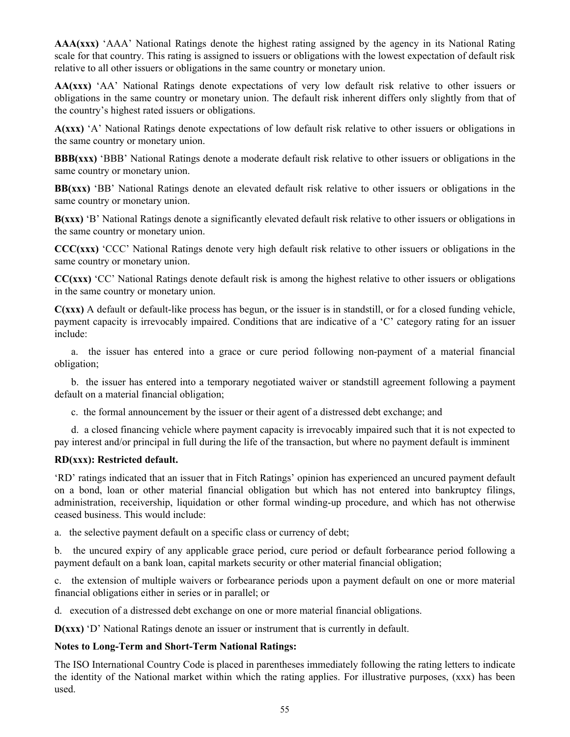**AAA(xxx)** 'AAA' National Ratings denote the highest rating assigned by the agency in its National Rating scale for that country. This rating is assigned to issuers or obligations with the lowest expectation of default risk relative to all other issuers or obligations in the same country or monetary union.

**AA(xxx)** 'AA' National Ratings denote expectations of very low default risk relative to other issuers or obligations in the same country or monetary union. The default risk inherent differs only slightly from that of the country's highest rated issuers or obligations.

**A(xxx)** 'A' National Ratings denote expectations of low default risk relative to other issuers or obligations in the same country or monetary union.

**BBB(xxx)** 'BBB' National Ratings denote a moderate default risk relative to other issuers or obligations in the same country or monetary union.

**BB(xxx)** 'BB' National Ratings denote an elevated default risk relative to other issuers or obligations in the same country or monetary union.

**B(xxx)** 'B' National Ratings denote a significantly elevated default risk relative to other issuers or obligations in the same country or monetary union.

**CCC(xxx)** 'CCC' National Ratings denote very high default risk relative to other issuers or obligations in the same country or monetary union.

**CC(xxx)** 'CC' National Ratings denote default risk is among the highest relative to other issuers or obligations in the same country or monetary union.

**C(xxx)** A default or default-like process has begun, or the issuer is in standstill, or for a closed funding vehicle, payment capacity is irrevocably impaired. Conditions that are indicative of a 'C' category rating for an issuer include:

a. the issuer has entered into a grace or cure period following non-payment of a material financial obligation;

b. the issuer has entered into a temporary negotiated waiver or standstill agreement following a payment default on a material financial obligation;

c. the formal announcement by the issuer or their agent of a distressed debt exchange; and

d. a closed financing vehicle where payment capacity is irrevocably impaired such that it is not expected to pay interest and/or principal in full during the life of the transaction, but where no payment default is imminent

**RD(xxx): Restricted default.**

'RD' ratings indicated that an issuer that in Fitch Ratings' opinion has experienced an uncured payment default on a bond, loan or other material financial obligation but which has not entered into bankruptcy filings, administration, receivership, liquidation or other formal winding-up procedure, and which has not otherwise ceased business. This would include:

a. the selective payment default on a specific class or currency of debt;

b. the uncured expiry of any applicable grace period, cure period or default forbearance period following a payment default on a bank loan, capital markets security or other material financial obligation;

c. the extension of multiple waivers or forbearance periods upon a payment default on one or more material financial obligations either in series or in parallel; or

d. execution of a distressed debt exchange on one or more material financial obligations.

**D(xxx)** 'D' National Ratings denote an issuer or instrument that is currently in default.

**Notes to Long-Term and Short-Term National Ratings:**

The ISO International Country Code is placed in parentheses immediately following the rating letters to indicate the identity of the National market within which the rating applies. For illustrative purposes, (xxx) has been used.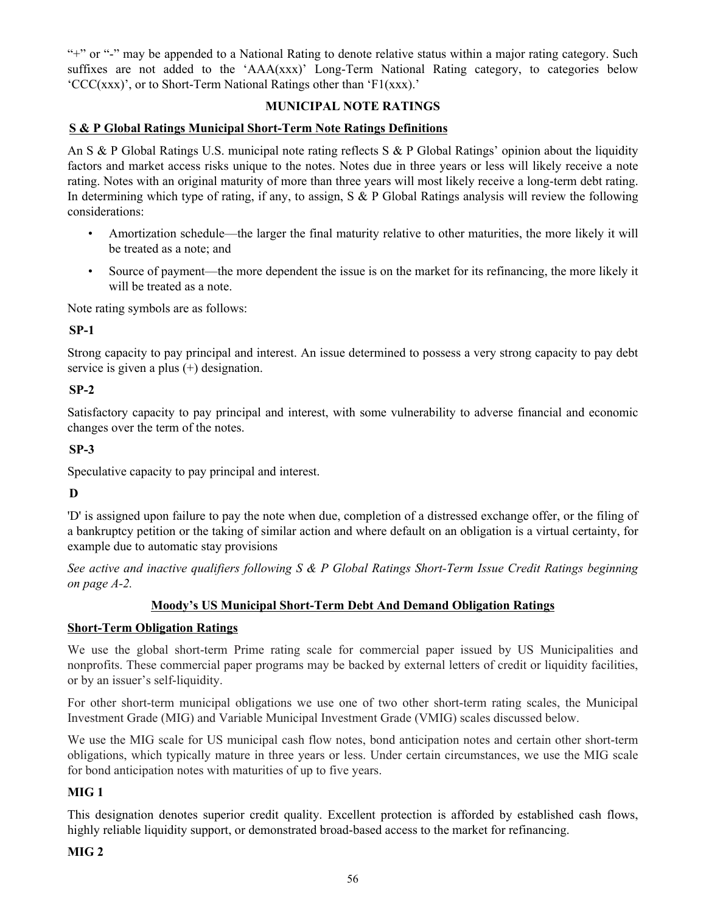"+" or "-" may be appended to a National Rating to denote relative status within a major rating category. Such suffixes are not added to the 'AAA(xxx)' Long-Term National Rating category, to categories below 'CCC(xxx)', or to Short-Term National Ratings other than 'F1(xxx).'

## MUNICIPAL NOTE RATINGS

### S & P Global Ratings Municipal Short-Term Note Ratings Definitions

An S & P Global Ratings U.S. municipal note rating reflects S & P Global Ratings' opinion about the liquidity factors and market access risks unique to the notes. Notes due in three years or less will likely receive a note rating. Notes with an original maturity of more than three years will most likely receive a long-term debt rating. In determining which type of rating, if any, to assign, S & P Global Ratings analysis will review the following considerations:

- Amortization schedule—the larger the final maturity relative to other maturities, the more likely it will be treated as a note; and
- Source of payment—the more dependent the issue is on the market for its refinancing, the more likely it will be treated as a note.

Note rating symbols are as follows:

**SP-1**

Strong capacity to pay principal and interest. An issue determined to possess a very strong capacity to pay debt service is given a plus (+) designation.

**SP-2**

Satisfactory capacity to pay principal and interest, with some vulnerability to adverse financial and economic changes over the term of the notes.

**SP-3**

Speculative capacity to pay principal and interest.

**D**

'D' is assigned upon failure to pay the note when due, completion of a distressed exchange offer, or the filing of a bankruptcy petition or the taking of similar action and where default on an obligation is a virtual certainty, for example due to automatic stay provisions

*See active and inactive qualifiers following S & P Global Ratings Short-Term Issue Credit Ratings beginning on page A-2.*

### Moody's US Municipal Short-Term Debt And Demand Obligation Ratings

**Short-Term Obligation Ratings**

We use the global short-term Prime rating scale for commercial paper issued by US Municipalities and nonprofits. These commercial paper programs may be backed by external letters of credit or liquidity facilities, or by an issuer's self-liquidity.

For other short-term municipal obligations we use one of two other short-term rating scales, the Municipal Investment Grade (MIG) and Variable Municipal Investment Grade (VMIG) scales discussed below.

We use the MIG scale for US municipal cash flow notes, bond anticipation notes and certain other short-term obligations, which typically mature in three years or less. Under certain circumstances, we use the MIG scale for bond anticipation notes with maturities of up to five years.

**MIG 1**

This designation denotes superior credit quality. Excellent protection is afforded by established cash flows, highly reliable liquidity support, or demonstrated broad-based access to the market for refinancing.

**MIG 2**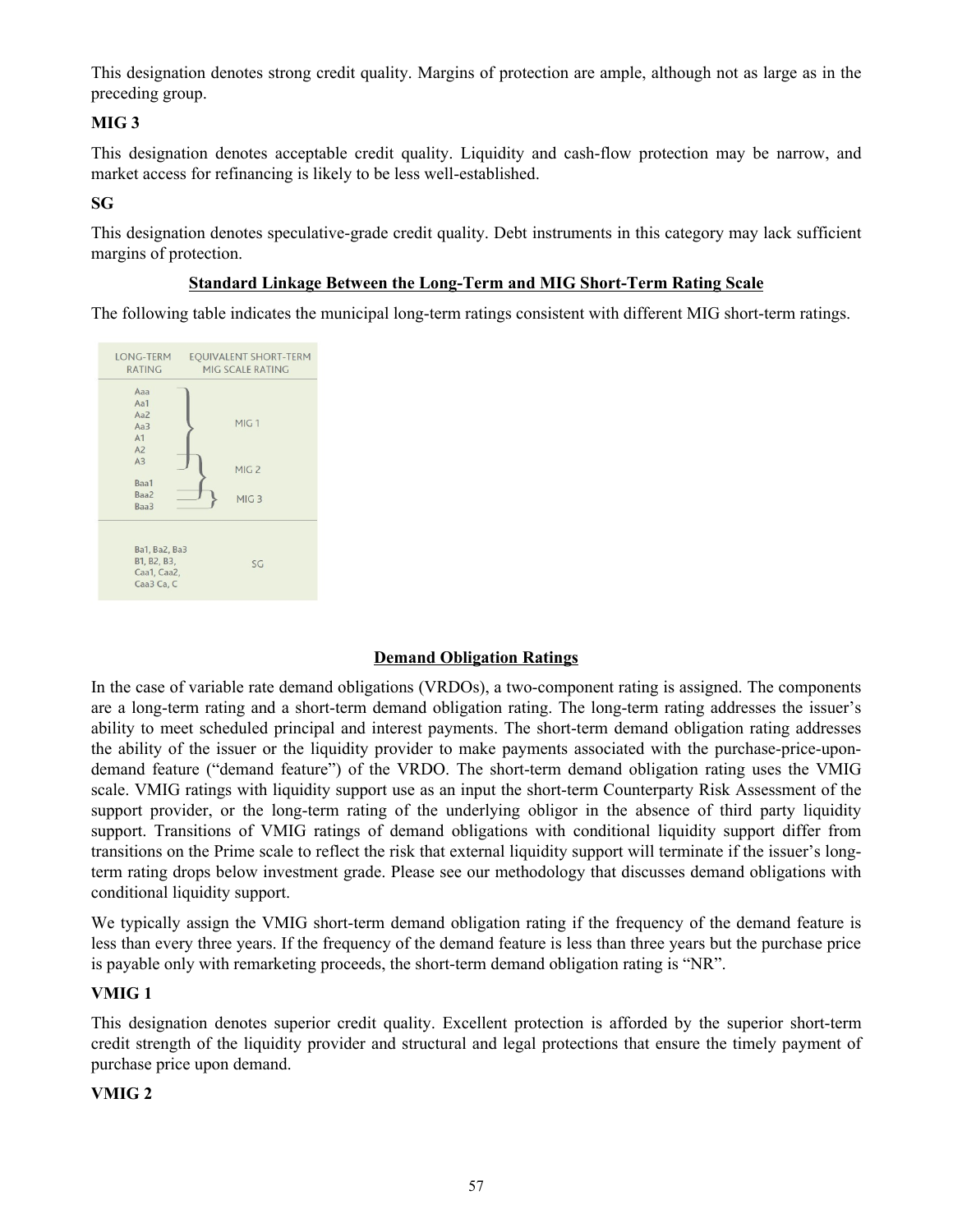This designation denotes strong credit quality. Margins of protection are ample, although not as large as in the preceding group.

**MIG 3**

This designation denotes acceptable credit quality. Liquidity and cash-flow protection may be narrow, and market access for refinancing is likely to be less well-established.

**SG**

This designation denotes speculative-grade credit quality. Debt instruments in this category may lack sufficient margins of protection.

**Standard Linkage Between the Long-Term and MIG Short-Term Rating Scale**

The following table indicates the municipal long-term ratings consistent with different MIG short-term ratings.

| LONG-TERM RATING | EQUIVALENT SHORT-TERM MIG SCALE RATING |
|---|---|
| Aaa, Aa1, Aa2, Aa3, A1, A2, A3 | MIG 1 |
| A2, A3, Baa1 | MIG 2 |
| Baa1, Baa2, Baa3 | MIG 3 |
| Ba1, Ba2, Ba3, B1, B2, B3, Caa1, Caa2, Caa3 Ca, C | SG |

**Demand Obligation Ratings**

In the case of variable rate demand obligations (VRDOs), a two-component rating is assigned. The components are a long-term rating and a short-term demand obligation rating. The long-term rating addresses the issuer's ability to meet scheduled principal and interest payments. The short-term demand obligation rating addresses the ability of the issuer or the liquidity provider to make payments associated with the purchase-price-upon-demand feature ("demand feature") of the VRDO. The short-term demand obligation rating uses the VMIG scale. VMIG ratings with liquidity support use as an input the short-term Counterparty Risk Assessment of the support provider, or the long-term rating of the underlying obligor in the absence of third party liquidity support. Transitions of VMIG ratings of demand obligations with conditional liquidity support differ from transitions on the Prime scale to reflect the risk that external liquidity support will terminate if the issuer's long-term rating drops below investment grade. Please see our methodology that discusses demand obligations with conditional liquidity support.

We typically assign the VMIG short-term demand obligation rating if the frequency of the demand feature is less than every three years. If the frequency of the demand feature is less than three years but the purchase price is payable only with remarketing proceeds, the short-term demand obligation rating is "NR".

**VMIG 1**

This designation denotes superior credit quality. Excellent protection is afforded by the superior short-term credit strength of the liquidity provider and structural and legal protections that ensure the timely payment of purchase price upon demand.

**VMIG 2**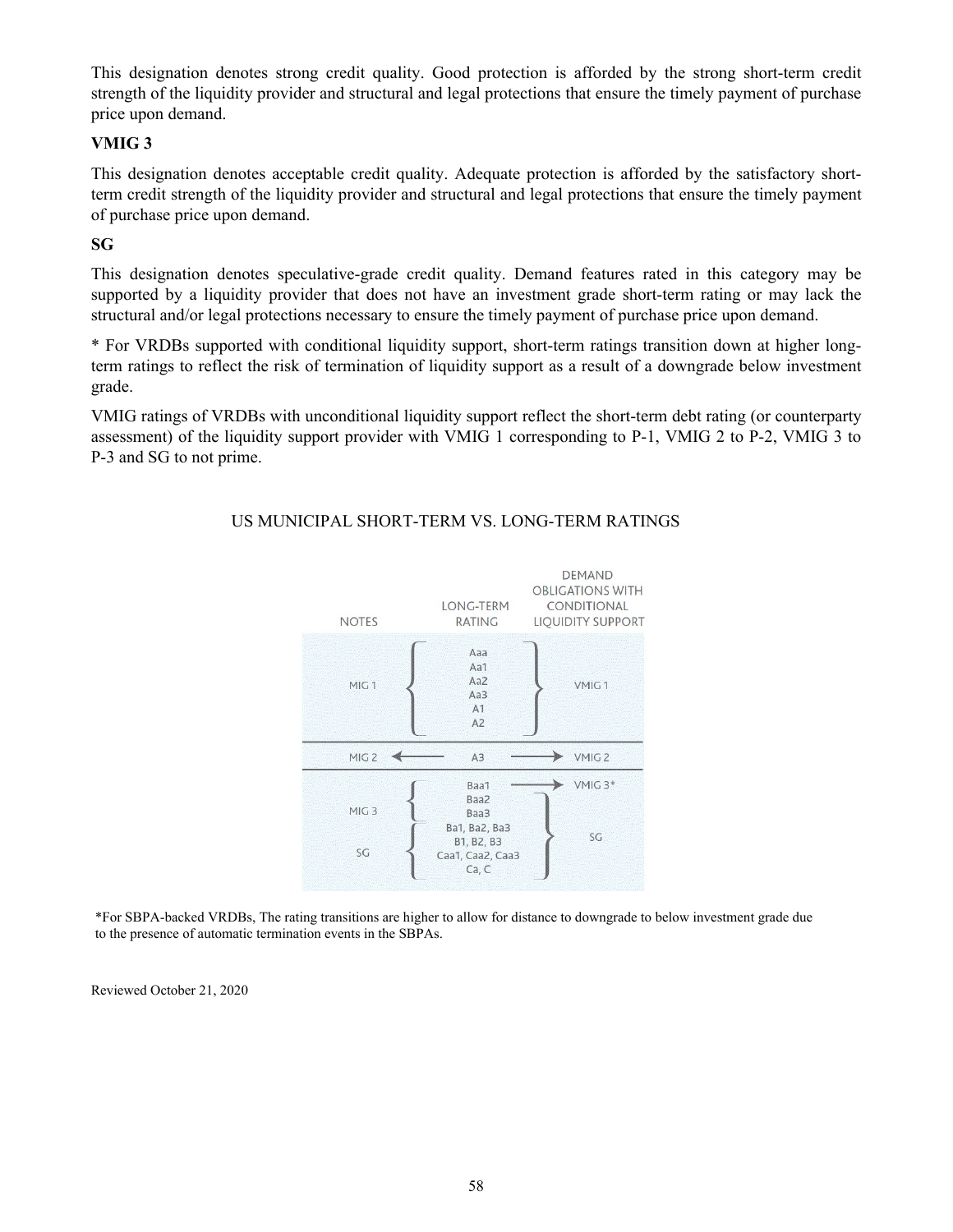This designation denotes strong credit quality. Good protection is afforded by the strong short-term credit strength of the liquidity provider and structural and legal protections that ensure the timely payment of purchase price upon demand.

**VMIG 3**

This designation denotes acceptable credit quality. Adequate protection is afforded by the satisfactory short-term credit strength of the liquidity provider and structural and legal protections that ensure the timely payment of purchase price upon demand.

**SG**

This designation denotes speculative-grade credit quality. Demand features rated in this category may be supported by a liquidity provider that does not have an investment grade short-term rating or may lack the structural and/or legal protections necessary to ensure the timely payment of purchase price upon demand.

* For VRDBs supported with conditional liquidity support, short-term ratings transition down at higher long-term ratings to reflect the risk of termination of liquidity support as a result of a downgrade below investment grade.

VMIG ratings of VRDBs with unconditional liquidity support reflect the short-term debt rating (or counterparty assessment) of the liquidity support provider with VMIG 1 corresponding to P-1, VMIG 2 to P-2, VMIG 3 to P-3 and SG to not prime.

US MUNICIPAL SHORT-TERM VS. LONG-TERM RATINGS

NOTES

LONG-TERM RATING

DEMAND OBLIGATIONS WITH CONDITIONAL LIQUIDITY SUPPORT

MIG 1

Aaa

Aa1

Aa2

Aa3

A1

A2

VMIG 1

MIG 2

A3

VMIG 2

Baa1

VMIG 3*

MIG 3

Baa2

Baa3

Ba1, Ba2, Ba3

B1, B2, B3

Caa1, Caa2, Caa3

Ca, C

SG

SG

*For SBPA-backed VRDBs, The rating transitions are higher to allow for distance to downgrade to below investment grade due to the presence of automatic termination events in the SBPAs.

Reviewed October 21, 2020